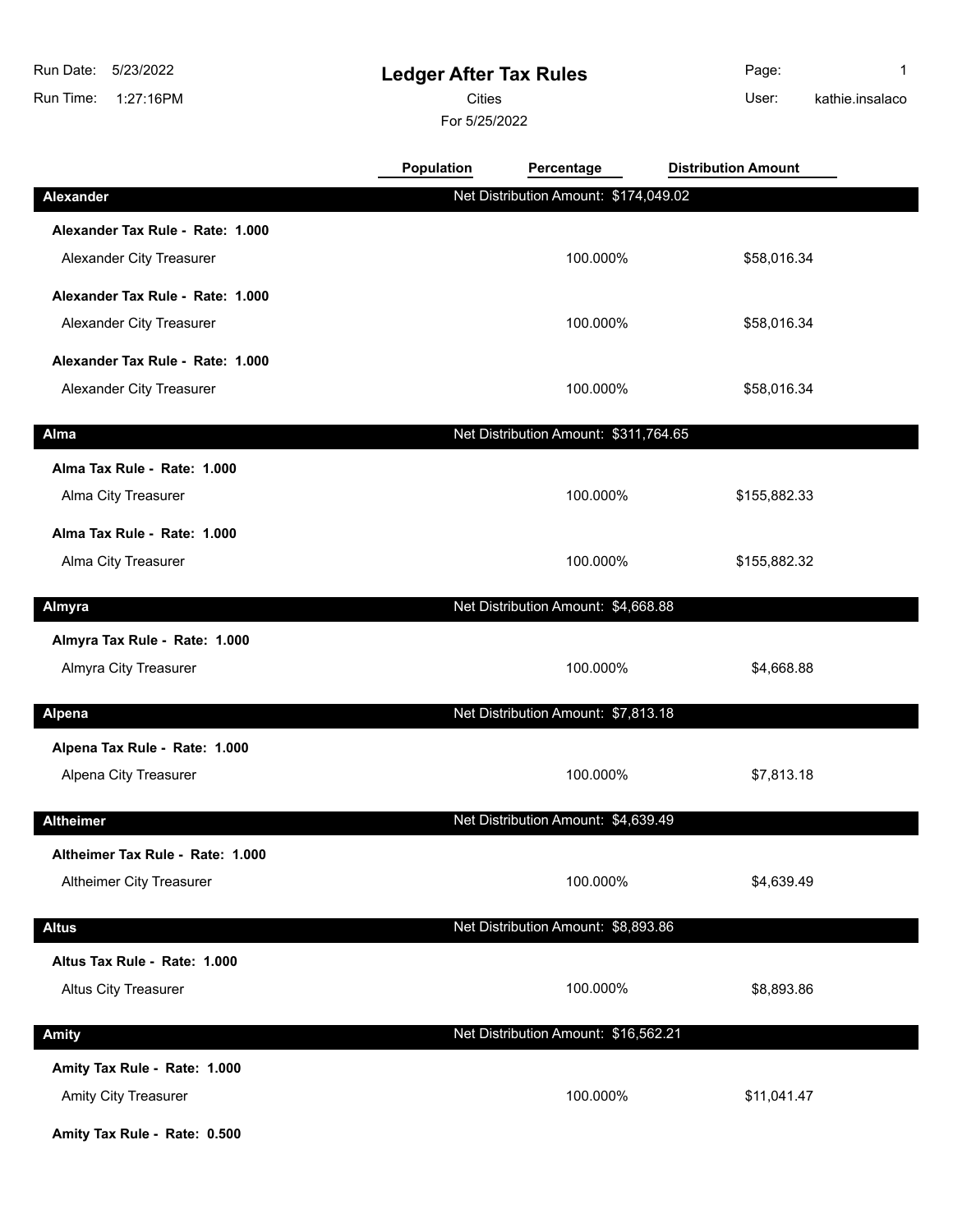# Ledger After Tax Rules

Cities

For 5/25/2022

Run Date: 5/23/2022
Run Time: 1:27:16PM
User: kathie.insalaco

| | Population | Percentage | Distribution Amount |
|---|---|---|---|
| **Alexander** | Net Distribution Amount: $174,049.02 | | |
| **Alexander Tax Rule - Rate: 1.000** | | | |
| Alexander City Treasurer | | 100.000% | $58,016.34 |
| **Alexander Tax Rule - Rate: 1.000** | | | |
| Alexander City Treasurer | | 100.000% | $58,016.34 |
| **Alexander Tax Rule - Rate: 1.000** | | | |
| Alexander City Treasurer | | 100.000% | $58,016.34 |
| **Alma** | Net Distribution Amount: $311,764.65 | | |
| **Alma Tax Rule - Rate: 1.000** | | | |
| Alma City Treasurer | | 100.000% | $155,882.33 |
| **Alma Tax Rule - Rate: 1.000** | | | |
| Alma City Treasurer | | 100.000% | $155,882.32 |
| **Almyra** | Net Distribution Amount: $4,668.88 | | |
| **Almyra Tax Rule - Rate: 1.000** | | | |
| Almyra City Treasurer | | 100.000% | $4,668.88 |
| **Alpena** | Net Distribution Amount: $7,813.18 | | |
| **Alpena Tax Rule - Rate: 1.000** | | | |
| Alpena City Treasurer | | 100.000% | $7,813.18 |
| **Altheimer** | Net Distribution Amount: $4,639.49 | | |
| **Altheimer Tax Rule - Rate: 1.000** | | | |
| Altheimer City Treasurer | | 100.000% | $4,639.49 |
| **Altus** | Net Distribution Amount: $8,893.86 | | |
| **Altus Tax Rule - Rate: 1.000** | | | |
| Altus City Treasurer | | 100.000% | $8,893.86 |
| **Amity** | Net Distribution Amount: $16,562.21 | | |
| **Amity Tax Rule - Rate: 1.000** | | | |
| Amity City Treasurer | | 100.000% | $11,041.47 |
| **Amity Tax Rule - Rate: 0.500** | | | |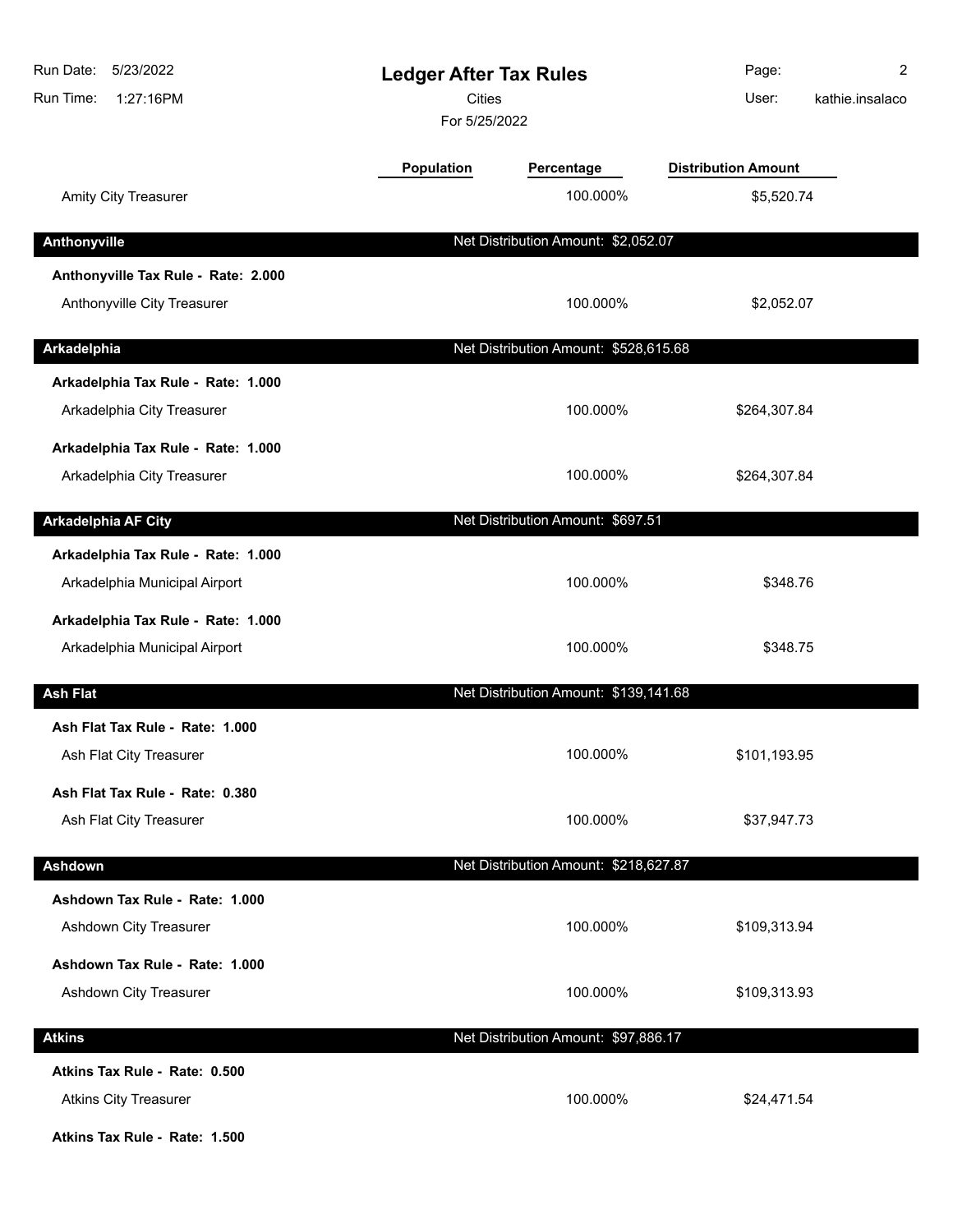# Ledger After Tax Rules

Cities

For 5/25/2022

Run Date: 5/23/2022
Run Time: 1:27:16PM
User: kathie.insalaco

| | Population | Percentage | Distribution Amount |
|---|---|---|---|
| Amity City Treasurer | | 100.000% | $5,520.74 |
| **Anthonyville** | | Net Distribution Amount: $2,052.07 | |
| **Anthonyville Tax Rule - Rate: 2.000** | | | |
| Anthonyville City Treasurer | | 100.000% | $2,052.07 |
| **Arkadelphia** | | Net Distribution Amount: $528,615.68 | |
| **Arkadelphia Tax Rule - Rate: 1.000** | | | |
| Arkadelphia City Treasurer | | 100.000% | $264,307.84 |
| **Arkadelphia Tax Rule - Rate: 1.000** | | | |
| Arkadelphia City Treasurer | | 100.000% | $264,307.84 |
| **Arkadelphia AF City** | | Net Distribution Amount: $697.51 | |
| **Arkadelphia Tax Rule - Rate: 1.000** | | | |
| Arkadelphia Municipal Airport | | 100.000% | $348.76 |
| **Arkadelphia Tax Rule - Rate: 1.000** | | | |
| Arkadelphia Municipal Airport | | 100.000% | $348.75 |
| **Ash Flat** | | Net Distribution Amount: $139,141.68 | |
| **Ash Flat Tax Rule - Rate: 1.000** | | | |
| Ash Flat City Treasurer | | 100.000% | $101,193.95 |
| **Ash Flat Tax Rule - Rate: 0.380** | | | |
| Ash Flat City Treasurer | | 100.000% | $37,947.73 |
| **Ashdown** | | Net Distribution Amount: $218,627.87 | |
| **Ashdown Tax Rule - Rate: 1.000** | | | |
| Ashdown City Treasurer | | 100.000% | $109,313.94 |
| **Ashdown Tax Rule - Rate: 1.000** | | | |
| Ashdown City Treasurer | | 100.000% | $109,313.93 |
| **Atkins** | | Net Distribution Amount: $97,886.17 | |
| **Atkins Tax Rule - Rate: 0.500** | | | |
| Atkins City Treasurer | | 100.000% | $24,471.54 |
| **Atkins Tax Rule - Rate: 1.500** | | | |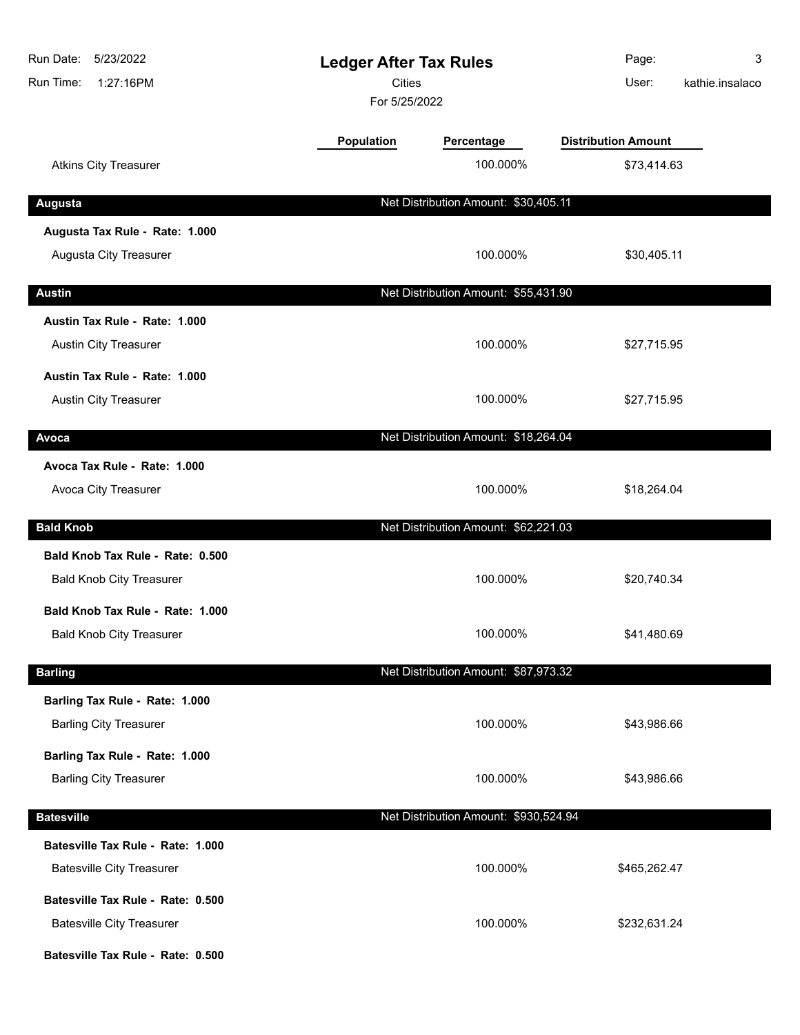# Ledger After Tax Rules

Cities

For 5/25/2022

| | Population | Percentage | Distribution Amount |
|---|---|---|---|
| Atkins City Treasurer | | 100.000% | $73,414.63 |
| **Augusta** | | Net Distribution Amount: $30,405.11 | |
| **Augusta Tax Rule - Rate: 1.000** | | | |
| Augusta City Treasurer | | 100.000% | $30,405.11 |
| **Austin** | | Net Distribution Amount: $55,431.90 | |
| **Austin Tax Rule - Rate: 1.000** | | | |
| Austin City Treasurer | | 100.000% | $27,715.95 |
| **Austin Tax Rule - Rate: 1.000** | | | |
| Austin City Treasurer | | 100.000% | $27,715.95 |
| **Avoca** | | Net Distribution Amount: $18,264.04 | |
| **Avoca Tax Rule - Rate: 1.000** | | | |
| Avoca City Treasurer | | 100.000% | $18,264.04 |
| **Bald Knob** | | Net Distribution Amount: $62,221.03 | |
| **Bald Knob Tax Rule - Rate: 0.500** | | | |
| Bald Knob City Treasurer | | 100.000% | $20,740.34 |
| **Bald Knob Tax Rule - Rate: 1.000** | | | |
| Bald Knob City Treasurer | | 100.000% | $41,480.69 |
| **Barling** | | Net Distribution Amount: $87,973.32 | |
| **Barling Tax Rule - Rate: 1.000** | | | |
| Barling City Treasurer | | 100.000% | $43,986.66 |
| **Barling Tax Rule - Rate: 1.000** | | | |
| Barling City Treasurer | | 100.000% | $43,986.66 |
| **Batesville** | | Net Distribution Amount: $930,524.94 | |
| **Batesville Tax Rule - Rate: 1.000** | | | |
| Batesville City Treasurer | | 100.000% | $465,262.47 |
| **Batesville Tax Rule - Rate: 0.500** | | | |
| Batesville City Treasurer | | 100.000% | $232,631.24 |
| **Batesville Tax Rule - Rate: 0.500** | | | |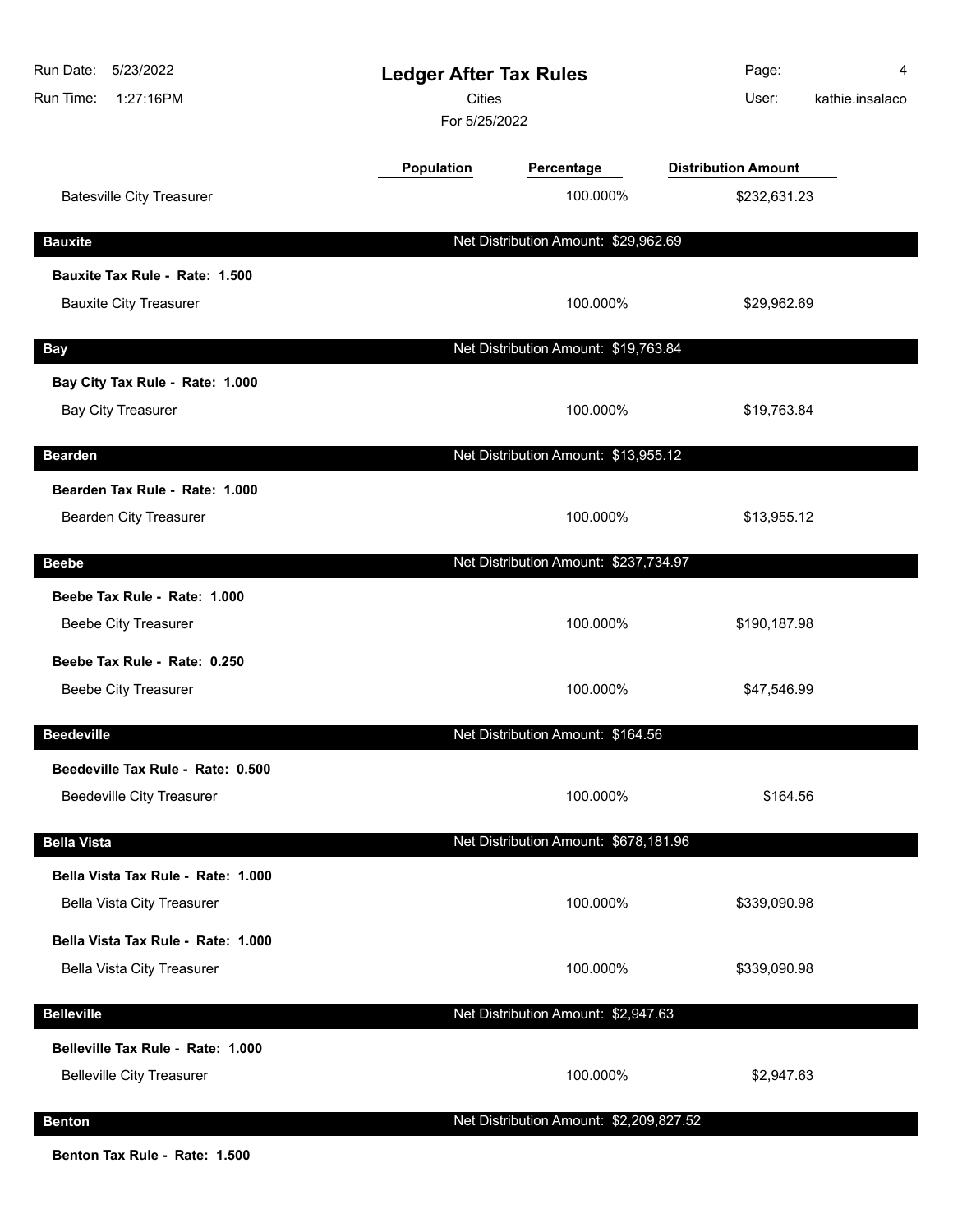# Ledger After Tax Rules

Cities

For 5/25/2022

| | Population | Percentage | Distribution Amount |
|---|---|---|---|
| Batesville City Treasurer | | 100.000% | $232,631.23 |
| **Bauxite** | | **Net Distribution Amount: $29,962.69** | |
| **Bauxite Tax Rule - Rate: 1.500** | | | |
| Bauxite City Treasurer | | 100.000% | $29,962.69 |
| **Bay** | | **Net Distribution Amount: $19,763.84** | |
| **Bay City Tax Rule - Rate: 1.000** | | | |
| Bay City Treasurer | | 100.000% | $19,763.84 |
| **Bearden** | | **Net Distribution Amount: $13,955.12** | |
| **Bearden Tax Rule - Rate: 1.000** | | | |
| Bearden City Treasurer | | 100.000% | $13,955.12 |
| **Beebe** | | **Net Distribution Amount: $237,734.97** | |
| **Beebe Tax Rule - Rate: 1.000** | | | |
| Beebe City Treasurer | | 100.000% | $190,187.98 |
| **Beebe Tax Rule - Rate: 0.250** | | | |
| Beebe City Treasurer | | 100.000% | $47,546.99 |
| **Beedeville** | | **Net Distribution Amount: $164.56** | |
| **Beedeville Tax Rule - Rate: 0.500** | | | |
| Beedeville City Treasurer | | 100.000% | $164.56 |
| **Bella Vista** | | **Net Distribution Amount: $678,181.96** | |
| **Bella Vista Tax Rule - Rate: 1.000** | | | |
| Bella Vista City Treasurer | | 100.000% | $339,090.98 |
| **Bella Vista Tax Rule - Rate: 1.000** | | | |
| Bella Vista City Treasurer | | 100.000% | $339,090.98 |
| **Belleville** | | **Net Distribution Amount: $2,947.63** | |
| **Belleville Tax Rule - Rate: 1.000** | | | |
| Belleville City Treasurer | | 100.000% | $2,947.63 |
| **Benton** | | **Net Distribution Amount: $2,209,827.52** | |
| **Benton Tax Rule - Rate: 1.500** | | | |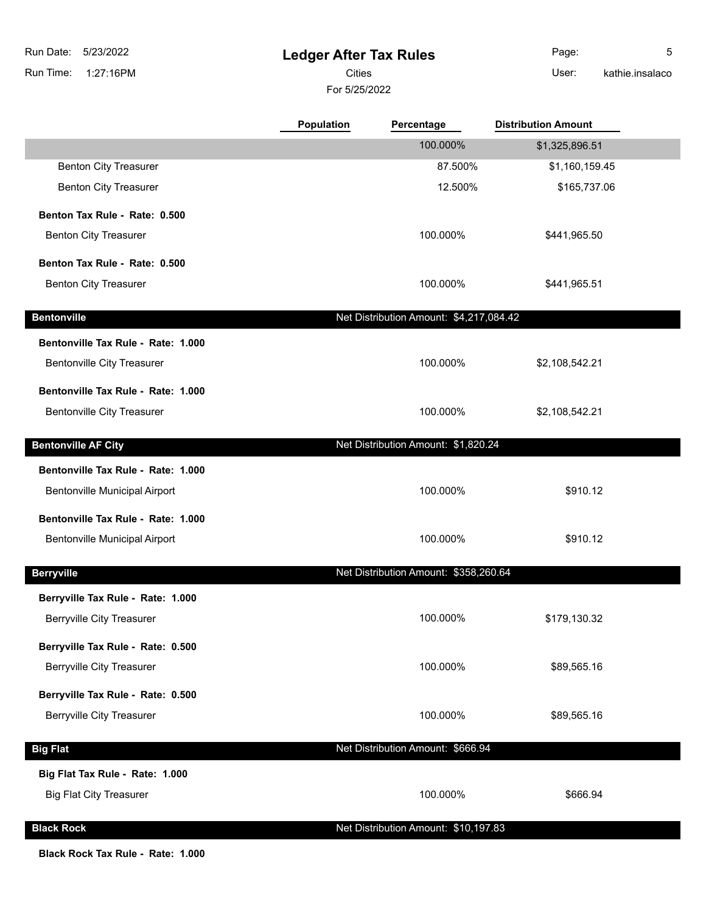# Ledger After Tax Rules

Cities

For 5/25/2022

| | Population | Percentage | Distribution Amount |
|---|---|---|---|
| | | 100.000% | $1,325,896.51 |
| Benton City Treasurer | | 87.500% | $1,160,159.45 |
| Benton City Treasurer | | 12.500% | $165,737.06 |
| **Benton Tax Rule - Rate: 0.500** | | | |
| Benton City Treasurer | | 100.000% | $441,965.50 |
| **Benton Tax Rule - Rate: 0.500** | | | |
| Benton City Treasurer | | 100.000% | $441,965.51 |
| **Bentonville** | | Net Distribution Amount: $4,217,084.42 | |
| **Bentonville Tax Rule - Rate: 1.000** | | | |
| Bentonville City Treasurer | | 100.000% | $2,108,542.21 |
| **Bentonville Tax Rule - Rate: 1.000** | | | |
| Bentonville City Treasurer | | 100.000% | $2,108,542.21 |
| **Bentonville AF City** | | Net Distribution Amount: $1,820.24 | |
| **Bentonville Tax Rule - Rate: 1.000** | | | |
| Bentonville Municipal Airport | | 100.000% | $910.12 |
| **Bentonville Tax Rule - Rate: 1.000** | | | |
| Bentonville Municipal Airport | | 100.000% | $910.12 |
| **Berryville** | | Net Distribution Amount: $358,260.64 | |
| **Berryville Tax Rule - Rate: 1.000** | | | |
| Berryville City Treasurer | | 100.000% | $179,130.32 |
| **Berryville Tax Rule - Rate: 0.500** | | | |
| Berryville City Treasurer | | 100.000% | $89,565.16 |
| **Berryville Tax Rule - Rate: 0.500** | | | |
| Berryville City Treasurer | | 100.000% | $89,565.16 |
| **Big Flat** | | Net Distribution Amount: $666.94 | |
| **Big Flat Tax Rule - Rate: 1.000** | | | |
| Big Flat City Treasurer | | 100.000% | $666.94 |
| **Black Rock** | | Net Distribution Amount: $10,197.83 | |
| **Black Rock Tax Rule - Rate: 1.000** | | | |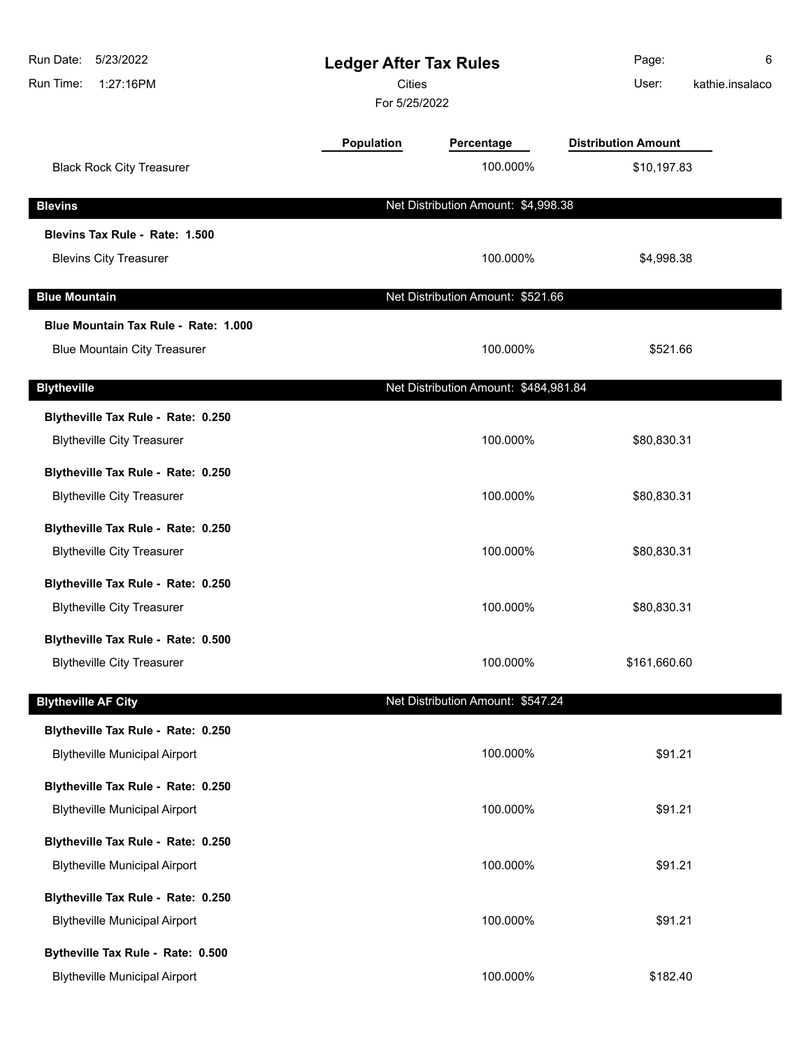| | Population | Percentage | Distribution Amount |
|---|---|---|---|
| Black Rock City Treasurer | | 100.000% | $10,197.83 |
| **Blevins** | | Net Distribution Amount: $4,998.38 | |
| **Blevins Tax Rule - Rate: 1.500** | | | |
| Blevins City Treasurer | | 100.000% | $4,998.38 |
| **Blue Mountain** | | Net Distribution Amount: $521.66 | |
| **Blue Mountain Tax Rule - Rate: 1.000** | | | |
| Blue Mountain City Treasurer | | 100.000% | $521.66 |
| **Blytheville** | | Net Distribution Amount: $484,981.84 | |
| **Blytheville Tax Rule - Rate: 0.250** | | | |
| Blytheville City Treasurer | | 100.000% | $80,830.31 |
| **Blytheville Tax Rule - Rate: 0.250** | | | |
| Blytheville City Treasurer | | 100.000% | $80,830.31 |
| **Blytheville Tax Rule - Rate: 0.250** | | | |
| Blytheville City Treasurer | | 100.000% | $80,830.31 |
| **Blytheville Tax Rule - Rate: 0.250** | | | |
| Blytheville City Treasurer | | 100.000% | $80,830.31 |
| **Blytheville Tax Rule - Rate: 0.500** | | | |
| Blytheville City Treasurer | | 100.000% | $161,660.60 |
| **Blytheville AF City** | | Net Distribution Amount: $547.24 | |
| **Blytheville Tax Rule - Rate: 0.250** | | | |
| Blytheville Municipal Airport | | 100.000% | $91.21 |
| **Blytheville Tax Rule - Rate: 0.250** | | | |
| Blytheville Municipal Airport | | 100.000% | $91.21 |
| **Blytheville Tax Rule - Rate: 0.250** | | | |
| Blytheville Municipal Airport | | 100.000% | $91.21 |
| **Blytheville Tax Rule - Rate: 0.250** | | | |
| Blytheville Municipal Airport | | 100.000% | $91.21 |
| **Bytheville Tax Rule - Rate: 0.500** | | | |
| Blytheville Municipal Airport | | 100.000% | $182.40 |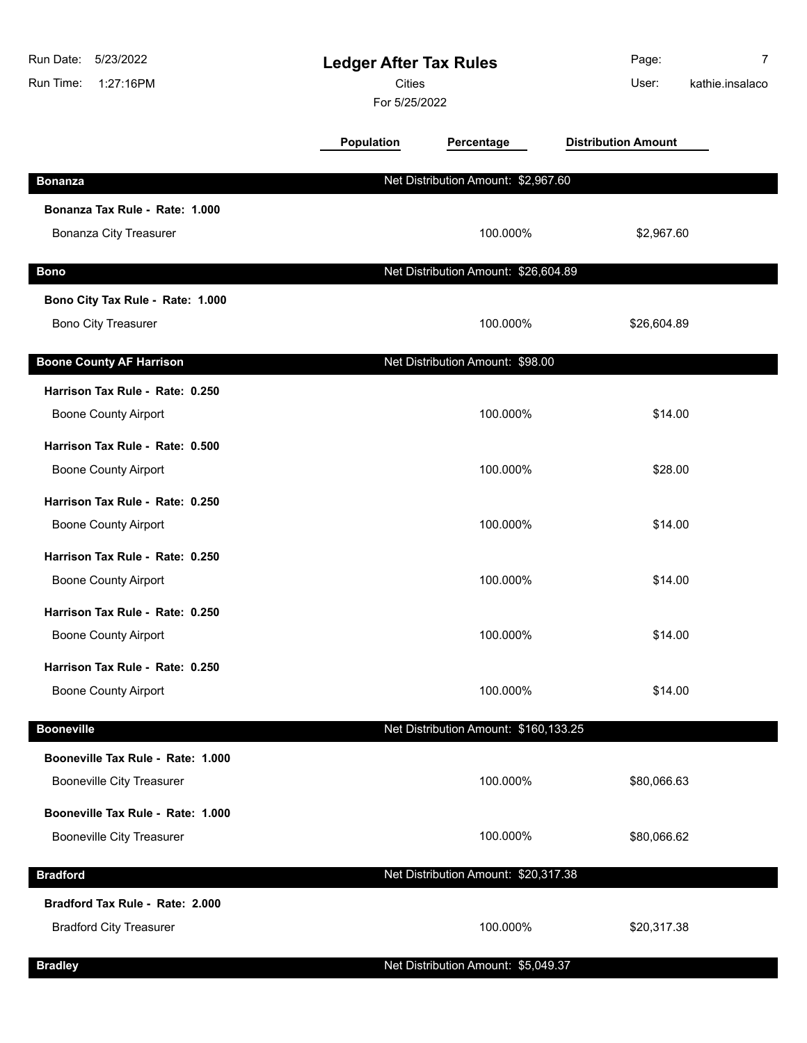# Ledger After Tax Rules

Cities

For 5/25/2022

Run Date: 5/23/2022
Run Time: 1:27:16PM
User: kathie.insalaco

| | Population | Percentage | Distribution Amount |
|---|---|---|---|
| **Bonanza** | Net Distribution Amount: $2,967.60 | | |
| **Bonanza Tax Rule - Rate: 1.000** | | | |
| Bonanza City Treasurer | | 100.000% | $2,967.60 |
| **Bono** | Net Distribution Amount: $26,604.89 | | |
| **Bono City Tax Rule - Rate: 1.000** | | | |
| Bono City Treasurer | | 100.000% | $26,604.89 |
| **Boone County AF Harrison** | Net Distribution Amount: $98.00 | | |
| **Harrison Tax Rule - Rate: 0.250** | | | |
| Boone County Airport | | 100.000% | $14.00 |
| **Harrison Tax Rule - Rate: 0.500** | | | |
| Boone County Airport | | 100.000% | $28.00 |
| **Harrison Tax Rule - Rate: 0.250** | | | |
| Boone County Airport | | 100.000% | $14.00 |
| **Harrison Tax Rule - Rate: 0.250** | | | |
| Boone County Airport | | 100.000% | $14.00 |
| **Harrison Tax Rule - Rate: 0.250** | | | |
| Boone County Airport | | 100.000% | $14.00 |
| **Harrison Tax Rule - Rate: 0.250** | | | |
| Boone County Airport | | 100.000% | $14.00 |
| **Booneville** | Net Distribution Amount: $160,133.25 | | |
| **Booneville Tax Rule - Rate: 1.000** | | | |
| Booneville City Treasurer | | 100.000% | $80,066.63 |
| **Booneville Tax Rule - Rate: 1.000** | | | |
| Booneville City Treasurer | | 100.000% | $80,066.62 |
| **Bradford** | Net Distribution Amount: $20,317.38 | | |
| **Bradford Tax Rule - Rate: 2.000** | | | |
| Bradford City Treasurer | | 100.000% | $20,317.38 |
| **Bradley** | Net Distribution Amount: $5,049.37 | | |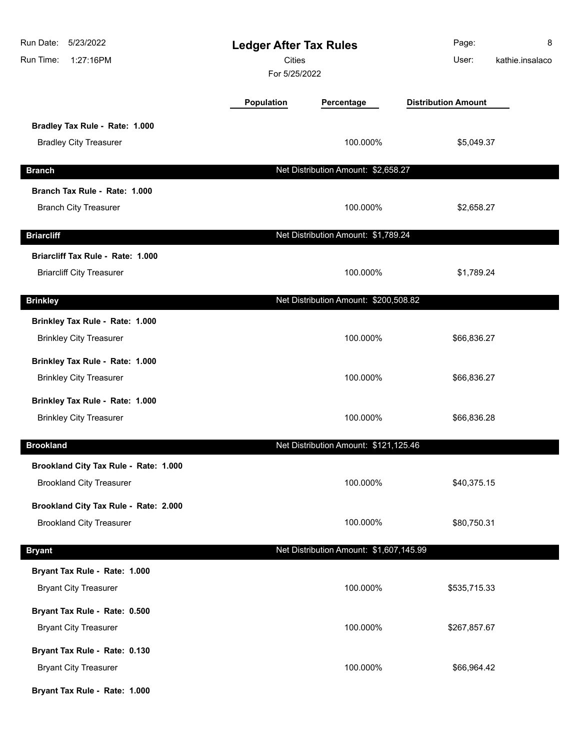# Ledger After Tax Rules

Cities

For 5/25/2022

| | Population | Percentage | Distribution Amount |
|---|---|---|---|
| **Bradley Tax Rule - Rate: 1.000** | | | |
| Bradley City Treasurer | | 100.000% | $5,049.37 |
| **Branch** | | Net Distribution Amount: $2,658.27 | |
| **Branch Tax Rule - Rate: 1.000** | | | |
| Branch City Treasurer | | 100.000% | $2,658.27 |
| **Briarcliff** | | Net Distribution Amount: $1,789.24 | |
| **Briarcliff Tax Rule - Rate: 1.000** | | | |
| Briarcliff City Treasurer | | 100.000% | $1,789.24 |
| **Brinkley** | | Net Distribution Amount: $200,508.82 | |
| **Brinkley Tax Rule - Rate: 1.000** | | | |
| Brinkley City Treasurer | | 100.000% | $66,836.27 |
| **Brinkley Tax Rule - Rate: 1.000** | | | |
| Brinkley City Treasurer | | 100.000% | $66,836.27 |
| **Brinkley Tax Rule - Rate: 1.000** | | | |
| Brinkley City Treasurer | | 100.000% | $66,836.28 |
| **Brookland** | | Net Distribution Amount: $121,125.46 | |
| **Brookland City Tax Rule - Rate: 1.000** | | | |
| Brookland City Treasurer | | 100.000% | $40,375.15 |
| **Brookland City Tax Rule - Rate: 2.000** | | | |
| Brookland City Treasurer | | 100.000% | $80,750.31 |
| **Bryant** | | Net Distribution Amount: $1,607,145.99 | |
| **Bryant Tax Rule - Rate: 1.000** | | | |
| Bryant City Treasurer | | 100.000% | $535,715.33 |
| **Bryant Tax Rule - Rate: 0.500** | | | |
| Bryant City Treasurer | | 100.000% | $267,857.67 |
| **Bryant Tax Rule - Rate: 0.130** | | | |
| Bryant City Treasurer | | 100.000% | $66,964.42 |
| **Bryant Tax Rule - Rate: 1.000** | | | |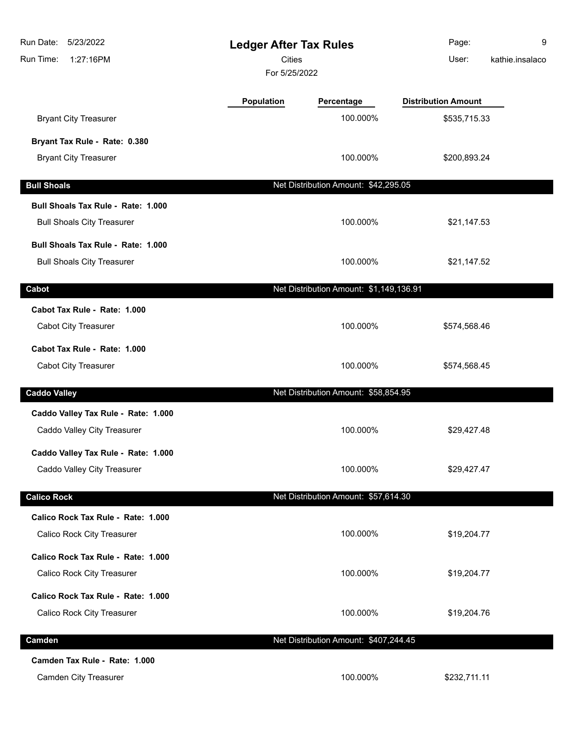# Ledger After Tax Rules

Cities

For 5/25/2022

| | Population | Percentage | Distribution Amount |
|---|---|---|---|
| Bryant City Treasurer | | 100.000% | $535,715.33 |
| **Bryant Tax Rule - Rate: 0.380** | | | |
| Bryant City Treasurer | | 100.000% | $200,893.24 |
| **Bull Shoals** | | Net Distribution Amount: $42,295.05 | |
| **Bull Shoals Tax Rule - Rate: 1.000** | | | |
| Bull Shoals City Treasurer | | 100.000% | $21,147.53 |
| **Bull Shoals Tax Rule - Rate: 1.000** | | | |
| Bull Shoals City Treasurer | | 100.000% | $21,147.52 |
| **Cabot** | | Net Distribution Amount: $1,149,136.91 | |
| **Cabot Tax Rule - Rate: 1.000** | | | |
| Cabot City Treasurer | | 100.000% | $574,568.46 |
| **Cabot Tax Rule - Rate: 1.000** | | | |
| Cabot City Treasurer | | 100.000% | $574,568.45 |
| **Caddo Valley** | | Net Distribution Amount: $58,854.95 | |
| **Caddo Valley Tax Rule - Rate: 1.000** | | | |
| Caddo Valley City Treasurer | | 100.000% | $29,427.48 |
| **Caddo Valley Tax Rule - Rate: 1.000** | | | |
| Caddo Valley City Treasurer | | 100.000% | $29,427.47 |
| **Calico Rock** | | Net Distribution Amount: $57,614.30 | |
| **Calico Rock Tax Rule - Rate: 1.000** | | | |
| Calico Rock City Treasurer | | 100.000% | $19,204.77 |
| **Calico Rock Tax Rule - Rate: 1.000** | | | |
| Calico Rock City Treasurer | | 100.000% | $19,204.77 |
| **Calico Rock Tax Rule - Rate: 1.000** | | | |
| Calico Rock City Treasurer | | 100.000% | $19,204.76 |
| **Camden** | | Net Distribution Amount: $407,244.45 | |
| **Camden Tax Rule - Rate: 1.000** | | | |
| Camden City Treasurer | | 100.000% | $232,711.11 |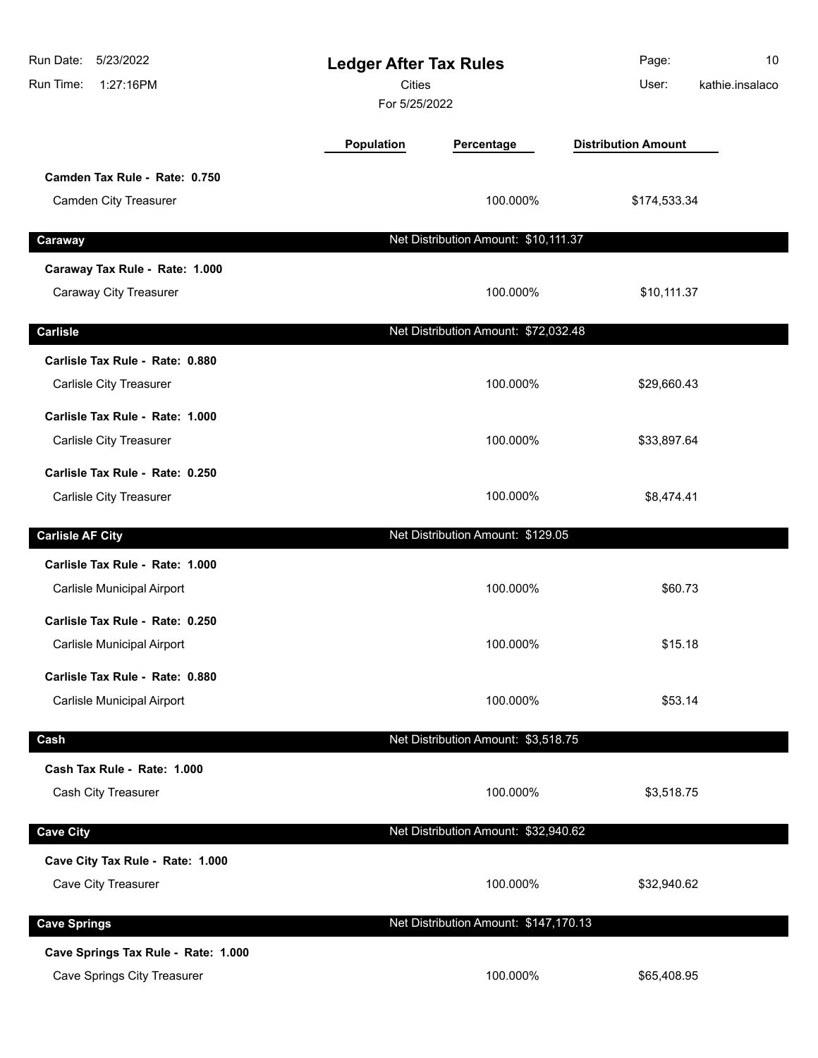| | Population | Percentage | Distribution Amount |
|---|---|---|---|
| **Camden Tax Rule - Rate: 0.750** | | | |
| Camden City Treasurer | | 100.000% | $174,533.34 |

## Caraway — Net Distribution Amount: $10,111.37

| | Population | Percentage | Distribution Amount |
|---|---|---|---|
| **Caraway Tax Rule - Rate: 1.000** | | | |
| Caraway City Treasurer | | 100.000% | $10,111.37 |

## Carlisle — Net Distribution Amount: $72,032.48

| | Population | Percentage | Distribution Amount |
|---|---|---|---|
| **Carlisle Tax Rule - Rate: 0.880** | | | |
| Carlisle City Treasurer | | 100.000% | $29,660.43 |
| **Carlisle Tax Rule - Rate: 1.000** | | | |
| Carlisle City Treasurer | | 100.000% | $33,897.64 |
| **Carlisle Tax Rule - Rate: 0.250** | | | |
| Carlisle City Treasurer | | 100.000% | $8,474.41 |

## Carlisle AF City — Net Distribution Amount: $129.05

| | Population | Percentage | Distribution Amount |
|---|---|---|---|
| **Carlisle Tax Rule - Rate: 1.000** | | | |
| Carlisle Municipal Airport | | 100.000% | $60.73 |
| **Carlisle Tax Rule - Rate: 0.250** | | | |
| Carlisle Municipal Airport | | 100.000% | $15.18 |
| **Carlisle Tax Rule - Rate: 0.880** | | | |
| Carlisle Municipal Airport | | 100.000% | $53.14 |

## Cash — Net Distribution Amount: $3,518.75

| | Population | Percentage | Distribution Amount |
|---|---|---|---|
| **Cash Tax Rule - Rate: 1.000** | | | |
| Cash City Treasurer | | 100.000% | $3,518.75 |

## Cave City — Net Distribution Amount: $32,940.62

| | Population | Percentage | Distribution Amount |
|---|---|---|---|
| **Cave City Tax Rule - Rate: 1.000** | | | |
| Cave City Treasurer | | 100.000% | $32,940.62 |

## Cave Springs — Net Distribution Amount: $147,170.13

| | Population | Percentage | Distribution Amount |
|---|---|---|---|
| **Cave Springs Tax Rule - Rate: 1.000** | | | |
| Cave Springs City Treasurer | | 100.000% | $65,408.95 |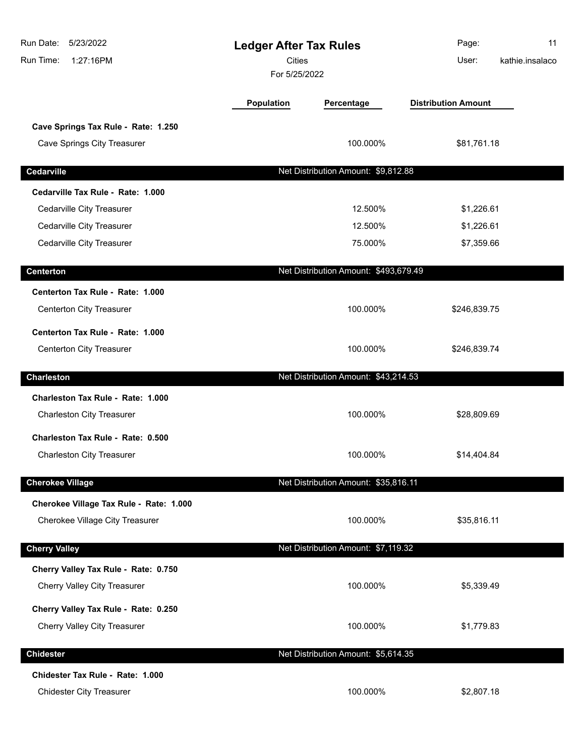# Ledger After Tax Rules

Cities

For 5/25/2022

| | Population | Percentage | Distribution Amount |
|---|---|---|---|
| **Cave Springs Tax Rule - Rate: 1.250** | | | |
| Cave Springs City Treasurer | | 100.000% | $81,761.18 |
| **Cedarville** | | Net Distribution Amount: $9,812.88 | |
| **Cedarville Tax Rule - Rate: 1.000** | | | |
| Cedarville City Treasurer | | 12.500% | $1,226.61 |
| Cedarville City Treasurer | | 12.500% | $1,226.61 |
| Cedarville City Treasurer | | 75.000% | $7,359.66 |
| **Centerton** | | Net Distribution Amount: $493,679.49 | |
| **Centerton Tax Rule - Rate: 1.000** | | | |
| Centerton City Treasurer | | 100.000% | $246,839.75 |
| **Centerton Tax Rule - Rate: 1.000** | | | |
| Centerton City Treasurer | | 100.000% | $246,839.74 |
| **Charleston** | | Net Distribution Amount: $43,214.53 | |
| **Charleston Tax Rule - Rate: 1.000** | | | |
| Charleston City Treasurer | | 100.000% | $28,809.69 |
| **Charleston Tax Rule - Rate: 0.500** | | | |
| Charleston City Treasurer | | 100.000% | $14,404.84 |
| **Cherokee Village** | | Net Distribution Amount: $35,816.11 | |
| **Cherokee Village Tax Rule - Rate: 1.000** | | | |
| Cherokee Village City Treasurer | | 100.000% | $35,816.11 |
| **Cherry Valley** | | Net Distribution Amount: $7,119.32 | |
| **Cherry Valley Tax Rule - Rate: 0.750** | | | |
| Cherry Valley City Treasurer | | 100.000% | $5,339.49 |
| **Cherry Valley Tax Rule - Rate: 0.250** | | | |
| Cherry Valley City Treasurer | | 100.000% | $1,779.83 |
| **Chidester** | | Net Distribution Amount: $5,614.35 | |
| **Chidester Tax Rule - Rate: 1.000** | | | |
| Chidester City Treasurer | | 100.000% | $2,807.18 |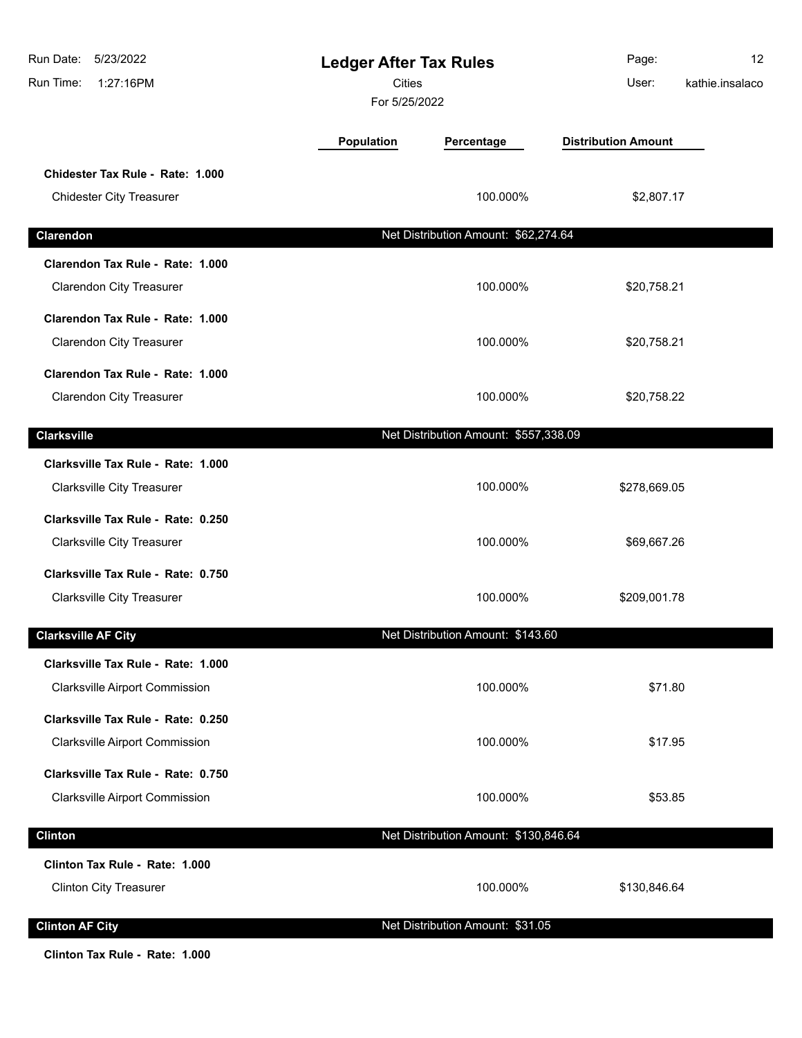**Ledger After Tax Rules**

Cities

For 5/25/2022

| | Population | Percentage | Distribution Amount |
|---|---|---|---|
| **Chidester Tax Rule - Rate: 1.000** | | | |
| Chidester City Treasurer | | 100.000% | $2,807.17 |

## Clarendon

Net Distribution Amount: $62,274.64

| | Population | Percentage | Distribution Amount |
|---|---|---|---|
| **Clarendon Tax Rule - Rate: 1.000** | | | |
| Clarendon City Treasurer | | 100.000% | $20,758.21 |
| **Clarendon Tax Rule - Rate: 1.000** | | | |
| Clarendon City Treasurer | | 100.000% | $20,758.21 |
| **Clarendon Tax Rule - Rate: 1.000** | | | |
| Clarendon City Treasurer | | 100.000% | $20,758.22 |

## Clarksville

Net Distribution Amount: $557,338.09

| | Population | Percentage | Distribution Amount |
|---|---|---|---|
| **Clarksville Tax Rule - Rate: 1.000** | | | |
| Clarksville City Treasurer | | 100.000% | $278,669.05 |
| **Clarksville Tax Rule - Rate: 0.250** | | | |
| Clarksville City Treasurer | | 100.000% | $69,667.26 |
| **Clarksville Tax Rule - Rate: 0.750** | | | |
| Clarksville City Treasurer | | 100.000% | $209,001.78 |

## Clarksville AF City

Net Distribution Amount: $143.60

| | Population | Percentage | Distribution Amount |
|---|---|---|---|
| **Clarksville Tax Rule - Rate: 1.000** | | | |
| Clarksville Airport Commission | | 100.000% | $71.80 |
| **Clarksville Tax Rule - Rate: 0.250** | | | |
| Clarksville Airport Commission | | 100.000% | $17.95 |
| **Clarksville Tax Rule - Rate: 0.750** | | | |
| Clarksville Airport Commission | | 100.000% | $53.85 |

## Clinton

Net Distribution Amount: $130,846.64

| | Population | Percentage | Distribution Amount |
|---|---|---|---|
| **Clinton Tax Rule - Rate: 1.000** | | | |
| Clinton City Treasurer | | 100.000% | $130,846.64 |

## Clinton AF City

Net Distribution Amount: $31.05

**Clinton Tax Rule - Rate: 1.000**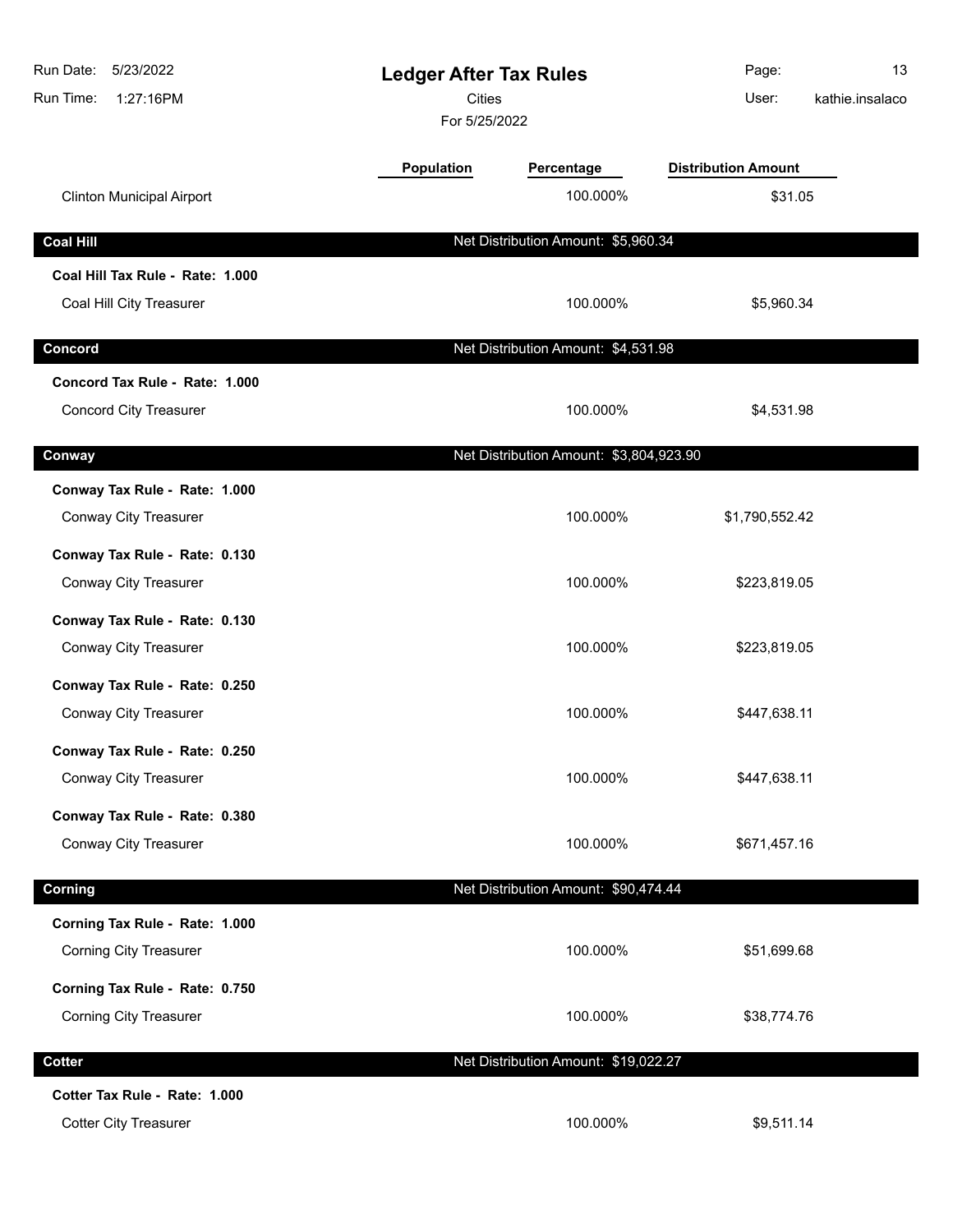| | Population | Percentage | Distribution Amount |
|---|---|---|---|
| Clinton Municipal Airport | | 100.000% | $31.05 |

## Coal Hill — Net Distribution Amount: $5,960.34

| | Population | Percentage | Distribution Amount |
|---|---|---|---|
| **Coal Hill Tax Rule - Rate: 1.000** | | | |
| Coal Hill City Treasurer | | 100.000% | $5,960.34 |

## Concord — Net Distribution Amount: $4,531.98

| | Population | Percentage | Distribution Amount |
|---|---|---|---|
| **Concord Tax Rule - Rate: 1.000** | | | |
| Concord City Treasurer | | 100.000% | $4,531.98 |

## Conway — Net Distribution Amount: $3,804,923.90

| | Population | Percentage | Distribution Amount |
|---|---|---|---|
| **Conway Tax Rule - Rate: 1.000** | | | |
| Conway City Treasurer | | 100.000% | $1,790,552.42 |
| **Conway Tax Rule - Rate: 0.130** | | | |
| Conway City Treasurer | | 100.000% | $223,819.05 |
| **Conway Tax Rule - Rate: 0.130** | | | |
| Conway City Treasurer | | 100.000% | $223,819.05 |
| **Conway Tax Rule - Rate: 0.250** | | | |
| Conway City Treasurer | | 100.000% | $447,638.11 |
| **Conway Tax Rule - Rate: 0.250** | | | |
| Conway City Treasurer | | 100.000% | $447,638.11 |
| **Conway Tax Rule - Rate: 0.380** | | | |
| Conway City Treasurer | | 100.000% | $671,457.16 |

## Corning — Net Distribution Amount: $90,474.44

| | Population | Percentage | Distribution Amount |
|---|---|---|---|
| **Corning Tax Rule - Rate: 1.000** | | | |
| Corning City Treasurer | | 100.000% | $51,699.68 |
| **Corning Tax Rule - Rate: 0.750** | | | |
| Corning City Treasurer | | 100.000% | $38,774.76 |

## Cotter — Net Distribution Amount: $19,022.27

| | Population | Percentage | Distribution Amount |
|---|---|---|---|
| **Cotter Tax Rule - Rate: 1.000** | | | |
| Cotter City Treasurer | | 100.000% | $9,511.14 |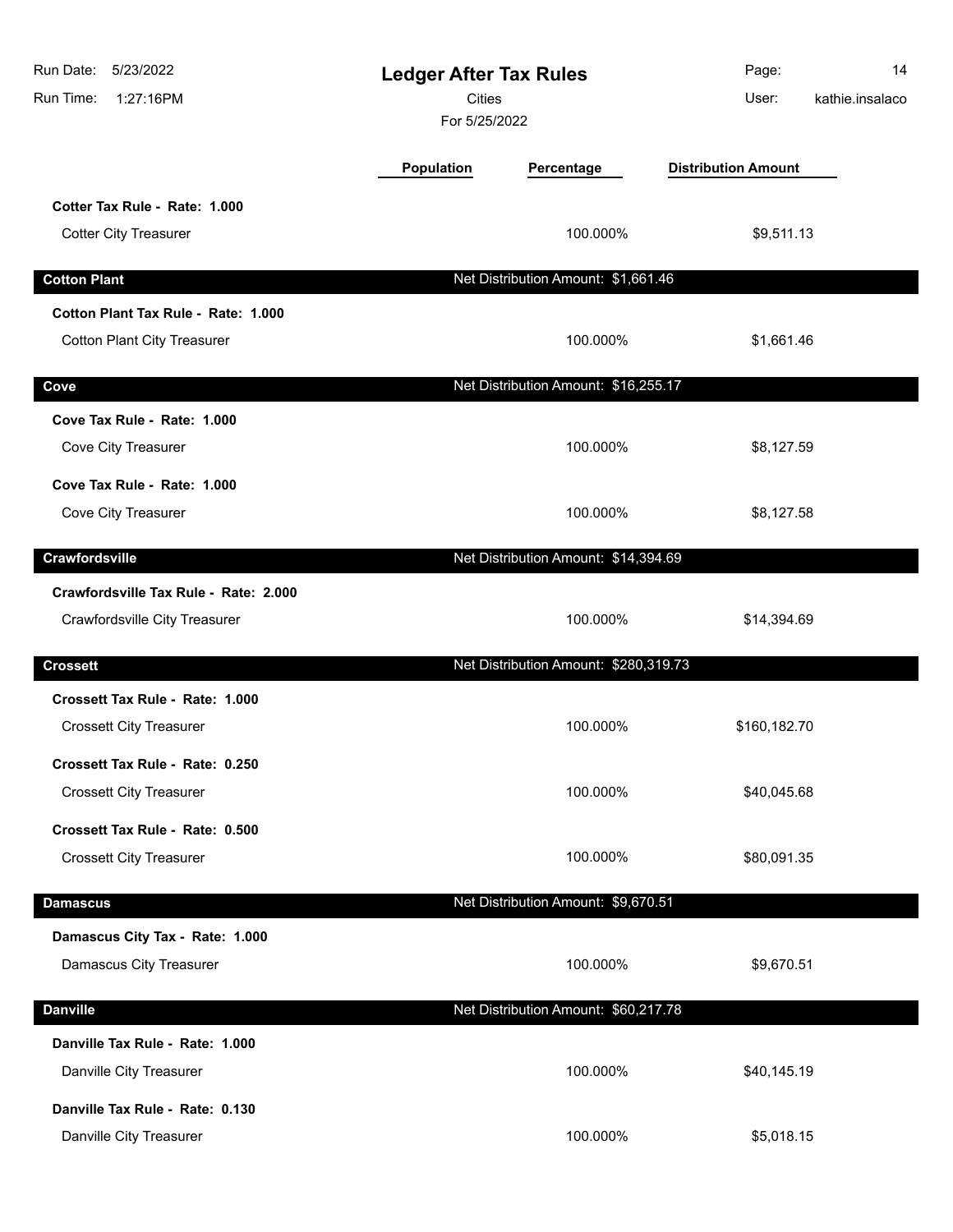# Ledger After Tax Rules

Cities

For 5/25/2022

| | Population | Percentage | Distribution Amount |
|---|---|---|---|
| **Cotter Tax Rule - Rate: 1.000** | | | |
| Cotter City Treasurer | | 100.000% | $9,511.13 |
| **Cotton Plant** | | Net Distribution Amount: $1,661.46 | |
| **Cotton Plant Tax Rule - Rate: 1.000** | | | |
| Cotton Plant City Treasurer | | 100.000% | $1,661.46 |
| **Cove** | | Net Distribution Amount: $16,255.17 | |
| **Cove Tax Rule - Rate: 1.000** | | | |
| Cove City Treasurer | | 100.000% | $8,127.59 |
| **Cove Tax Rule - Rate: 1.000** | | | |
| Cove City Treasurer | | 100.000% | $8,127.58 |
| **Crawfordsville** | | Net Distribution Amount: $14,394.69 | |
| **Crawfordsville Tax Rule - Rate: 2.000** | | | |
| Crawfordsville City Treasurer | | 100.000% | $14,394.69 |
| **Crossett** | | Net Distribution Amount: $280,319.73 | |
| **Crossett Tax Rule - Rate: 1.000** | | | |
| Crossett City Treasurer | | 100.000% | $160,182.70 |
| **Crossett Tax Rule - Rate: 0.250** | | | |
| Crossett City Treasurer | | 100.000% | $40,045.68 |
| **Crossett Tax Rule - Rate: 0.500** | | | |
| Crossett City Treasurer | | 100.000% | $80,091.35 |
| **Damascus** | | Net Distribution Amount: $9,670.51 | |
| **Damascus City Tax - Rate: 1.000** | | | |
| Damascus City Treasurer | | 100.000% | $9,670.51 |
| **Danville** | | Net Distribution Amount: $60,217.78 | |
| **Danville Tax Rule - Rate: 1.000** | | | |
| Danville City Treasurer | | 100.000% | $40,145.19 |
| **Danville Tax Rule - Rate: 0.130** | | | |
| Danville City Treasurer | | 100.000% | $5,018.15 |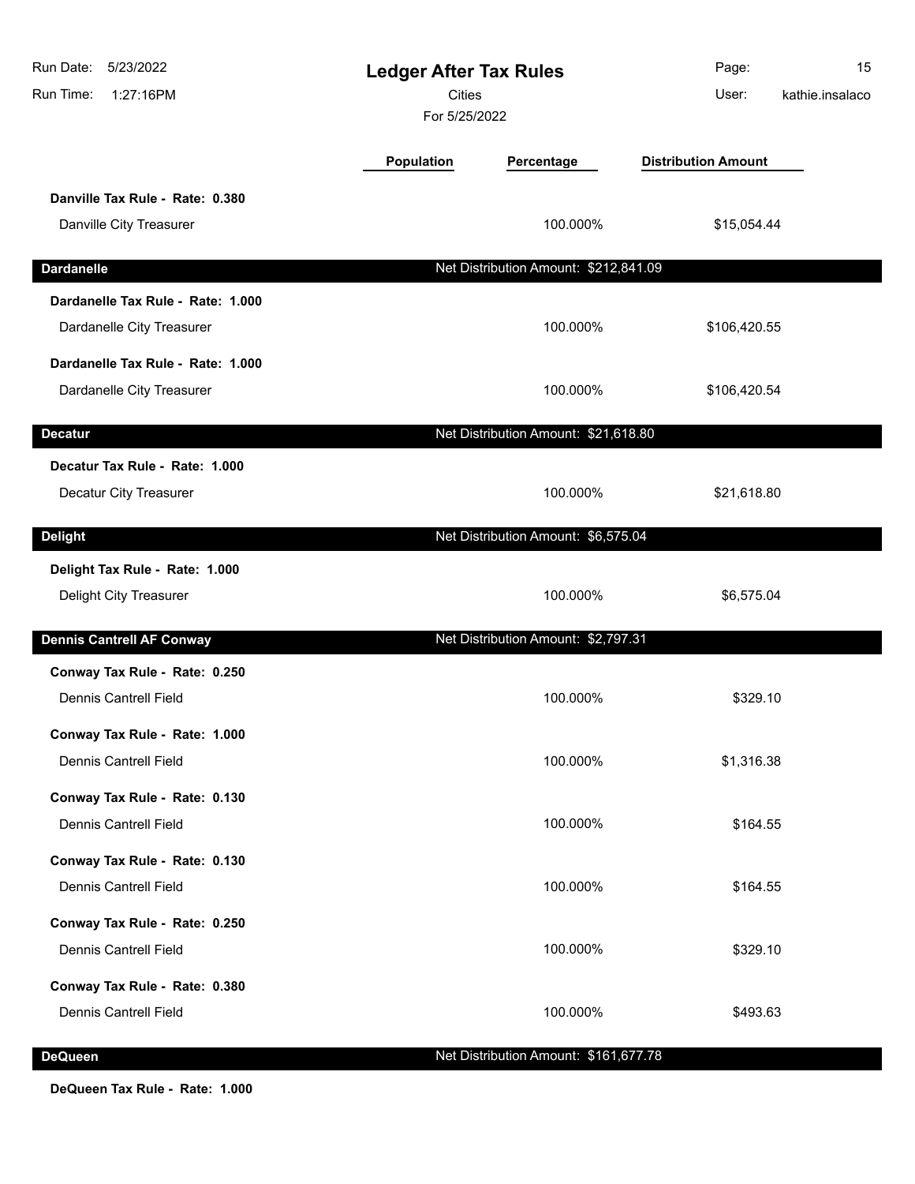| | Population | Percentage | Distribution Amount |
|---|---|---|---|
| **Danville Tax Rule - Rate: 0.380** | | | |
| Danville City Treasurer | | 100.000% | $15,054.44 |
| **Dardanelle** | | Net Distribution Amount: $212,841.09 | |
| **Dardanelle Tax Rule - Rate: 1.000** | | | |
| Dardanelle City Treasurer | | 100.000% | $106,420.55 |
| **Dardanelle Tax Rule - Rate: 1.000** | | | |
| Dardanelle City Treasurer | | 100.000% | $106,420.54 |
| **Decatur** | | Net Distribution Amount: $21,618.80 | |
| **Decatur Tax Rule - Rate: 1.000** | | | |
| Decatur City Treasurer | | 100.000% | $21,618.80 |
| **Delight** | | Net Distribution Amount: $6,575.04 | |
| **Delight Tax Rule - Rate: 1.000** | | | |
| Delight City Treasurer | | 100.000% | $6,575.04 |
| **Dennis Cantrell AF Conway** | | Net Distribution Amount: $2,797.31 | |
| **Conway Tax Rule - Rate: 0.250** | | | |
| Dennis Cantrell Field | | 100.000% | $329.10 |
| **Conway Tax Rule - Rate: 1.000** | | | |
| Dennis Cantrell Field | | 100.000% | $1,316.38 |
| **Conway Tax Rule - Rate: 0.130** | | | |
| Dennis Cantrell Field | | 100.000% | $164.55 |
| **Conway Tax Rule - Rate: 0.130** | | | |
| Dennis Cantrell Field | | 100.000% | $164.55 |
| **Conway Tax Rule - Rate: 0.250** | | | |
| Dennis Cantrell Field | | 100.000% | $329.10 |
| **Conway Tax Rule - Rate: 0.380** | | | |
| Dennis Cantrell Field | | 100.000% | $493.63 |
| **DeQueen** | | Net Distribution Amount: $161,677.78 | |
| **DeQueen Tax Rule - Rate: 1.000** | | | |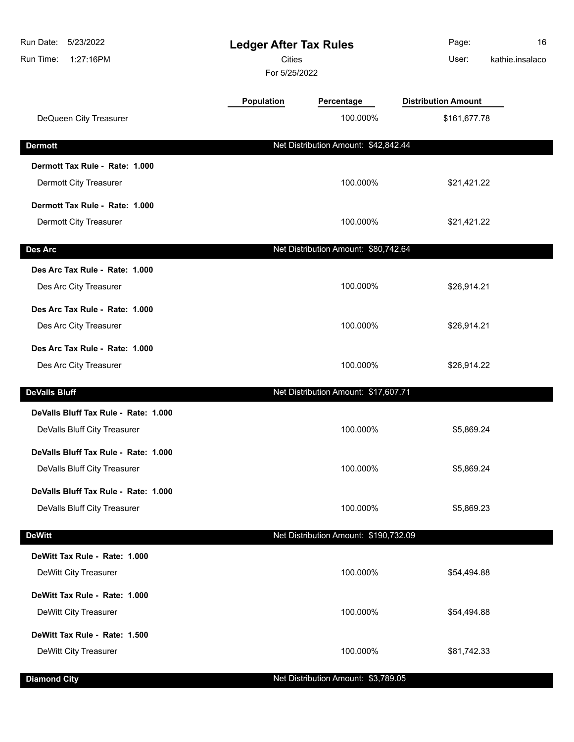# Ledger After Tax Rules

Cities

For 5/25/2022

| | Population | Percentage | Distribution Amount |
|---|---|---|---|
| DeQueen City Treasurer | | 100.000% | $161,677.78 |

## Dermott

Net Distribution Amount: $42,842.44

| | Population | Percentage | Distribution Amount |
|---|---|---|---|
| **Dermott Tax Rule - Rate: 1.000** | | | |
| Dermott City Treasurer | | 100.000% | $21,421.22 |
| **Dermott Tax Rule - Rate: 1.000** | | | |
| Dermott City Treasurer | | 100.000% | $21,421.22 |

## Des Arc

Net Distribution Amount: $80,742.64

| | Population | Percentage | Distribution Amount |
|---|---|---|---|
| **Des Arc Tax Rule - Rate: 1.000** | | | |
| Des Arc City Treasurer | | 100.000% | $26,914.21 |
| **Des Arc Tax Rule - Rate: 1.000** | | | |
| Des Arc City Treasurer | | 100.000% | $26,914.21 |
| **Des Arc Tax Rule - Rate: 1.000** | | | |
| Des Arc City Treasurer | | 100.000% | $26,914.22 |

## DeValls Bluff

Net Distribution Amount: $17,607.71

| | Population | Percentage | Distribution Amount |
|---|---|---|---|
| **DeValls Bluff Tax Rule - Rate: 1.000** | | | |
| DeValls Bluff City Treasurer | | 100.000% | $5,869.24 |
| **DeValls Bluff Tax Rule - Rate: 1.000** | | | |
| DeValls Bluff City Treasurer | | 100.000% | $5,869.24 |
| **DeValls Bluff Tax Rule - Rate: 1.000** | | | |
| DeValls Bluff City Treasurer | | 100.000% | $5,869.23 |

## DeWitt

Net Distribution Amount: $190,732.09

| | Population | Percentage | Distribution Amount |
|---|---|---|---|
| **DeWitt Tax Rule - Rate: 1.000** | | | |
| DeWitt City Treasurer | | 100.000% | $54,494.88 |
| **DeWitt Tax Rule - Rate: 1.000** | | | |
| DeWitt City Treasurer | | 100.000% | $54,494.88 |
| **DeWitt Tax Rule - Rate: 1.500** | | | |
| DeWitt City Treasurer | | 100.000% | $81,742.33 |

## Diamond City

Net Distribution Amount: $3,789.05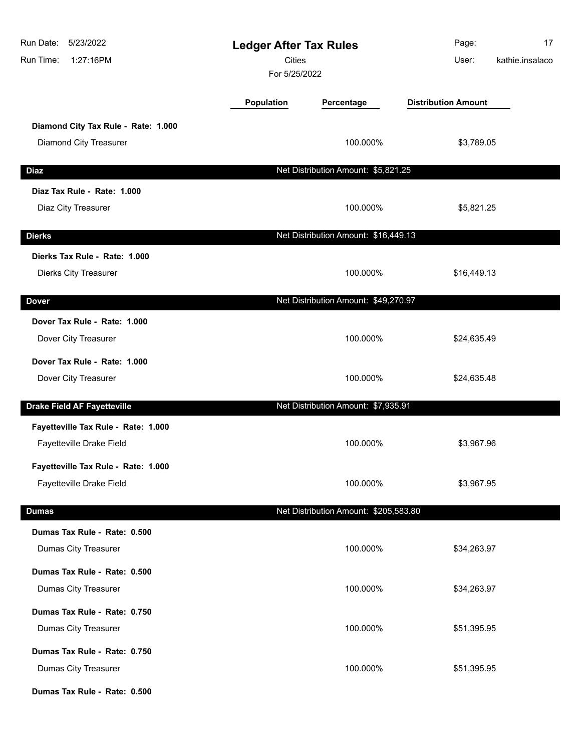# Ledger After Tax Rules

Cities

For 5/25/2022

| | Population | Percentage | Distribution Amount |
|---|---|---|---|
| **Diamond City Tax Rule - Rate: 1.000** | | | |
| Diamond City Treasurer | | 100.000% | $3,789.05 |
| **Diaz** | | Net Distribution Amount: $5,821.25 | |
| **Diaz Tax Rule - Rate: 1.000** | | | |
| Diaz City Treasurer | | 100.000% | $5,821.25 |
| **Dierks** | | Net Distribution Amount: $16,449.13 | |
| **Dierks Tax Rule - Rate: 1.000** | | | |
| Dierks City Treasurer | | 100.000% | $16,449.13 |
| **Dover** | | Net Distribution Amount: $49,270.97 | |
| **Dover Tax Rule - Rate: 1.000** | | | |
| Dover City Treasurer | | 100.000% | $24,635.49 |
| **Dover Tax Rule - Rate: 1.000** | | | |
| Dover City Treasurer | | 100.000% | $24,635.48 |
| **Drake Field AF Fayetteville** | | Net Distribution Amount: $7,935.91 | |
| **Fayetteville Tax Rule - Rate: 1.000** | | | |
| Fayetteville Drake Field | | 100.000% | $3,967.96 |
| **Fayetteville Tax Rule - Rate: 1.000** | | | |
| Fayetteville Drake Field | | 100.000% | $3,967.95 |
| **Dumas** | | Net Distribution Amount: $205,583.80 | |
| **Dumas Tax Rule - Rate: 0.500** | | | |
| Dumas City Treasurer | | 100.000% | $34,263.97 |
| **Dumas Tax Rule - Rate: 0.500** | | | |
| Dumas City Treasurer | | 100.000% | $34,263.97 |
| **Dumas Tax Rule - Rate: 0.750** | | | |
| Dumas City Treasurer | | 100.000% | $51,395.95 |
| **Dumas Tax Rule - Rate: 0.750** | | | |
| Dumas City Treasurer | | 100.000% | $51,395.95 |
| **Dumas Tax Rule - Rate: 0.500** | | | |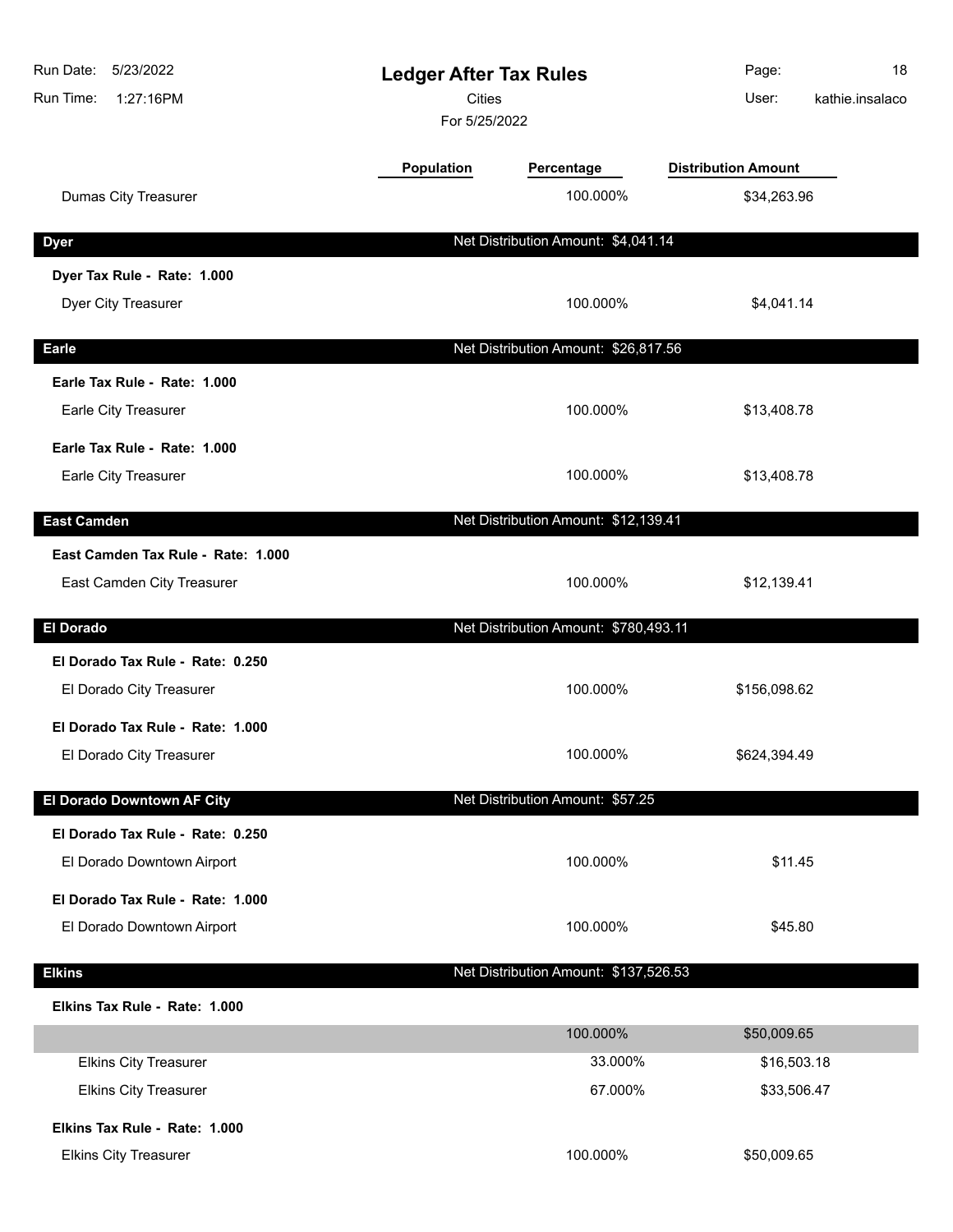# Ledger After Tax Rules

Cities

For 5/25/2022

Run Date: 5/23/2022
Run Time: 1:27:16PM
User: kathie.insalaco

| | Population | Percentage | Distribution Amount |
|---|---|---|---|
| Dumas City Treasurer | | 100.000% | $34,263.96 |
| **Dyer** | | **Net Distribution Amount: $4,041.14** | |
| **Dyer Tax Rule - Rate: 1.000** | | | |
| Dyer City Treasurer | | 100.000% | $4,041.14 |
| **Earle** | | **Net Distribution Amount: $26,817.56** | |
| **Earle Tax Rule - Rate: 1.000** | | | |
| Earle City Treasurer | | 100.000% | $13,408.78 |
| **Earle Tax Rule - Rate: 1.000** | | | |
| Earle City Treasurer | | 100.000% | $13,408.78 |
| **East Camden** | | **Net Distribution Amount: $12,139.41** | |
| **East Camden Tax Rule - Rate: 1.000** | | | |
| East Camden City Treasurer | | 100.000% | $12,139.41 |
| **El Dorado** | | **Net Distribution Amount: $780,493.11** | |
| **El Dorado Tax Rule - Rate: 0.250** | | | |
| El Dorado City Treasurer | | 100.000% | $156,098.62 |
| **El Dorado Tax Rule - Rate: 1.000** | | | |
| El Dorado City Treasurer | | 100.000% | $624,394.49 |
| **El Dorado Downtown AF City** | | **Net Distribution Amount: $57.25** | |
| **El Dorado Tax Rule - Rate: 0.250** | | | |
| El Dorado Downtown Airport | | 100.000% | $11.45 |
| **El Dorado Tax Rule - Rate: 1.000** | | | |
| El Dorado Downtown Airport | | 100.000% | $45.80 |
| **Elkins** | | **Net Distribution Amount: $137,526.53** | |
| **Elkins Tax Rule - Rate: 1.000** | | | |
| | | 100.000% | $50,009.65 |
| Elkins City Treasurer | | 33.000% | $16,503.18 |
| Elkins City Treasurer | | 67.000% | $33,506.47 |
| **Elkins Tax Rule - Rate: 1.000** | | | |
| Elkins City Treasurer | | 100.000% | $50,009.65 |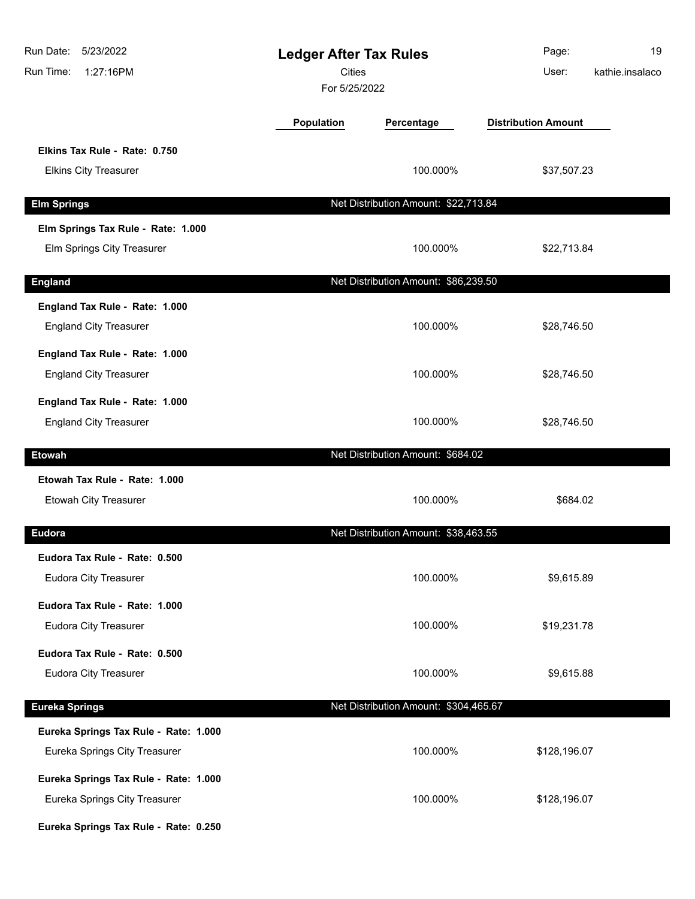| | Population | Percentage | Distribution Amount |
|---|---|---|---|
| **Elkins Tax Rule - Rate: 0.750** | | | |
| Elkins City Treasurer | | 100.000% | $37,507.23 |

## Elm Springs

Net Distribution Amount: $22,713.84

| | Population | Percentage | Distribution Amount |
|---|---|---|---|
| **Elm Springs Tax Rule - Rate: 1.000** | | | |
| Elm Springs City Treasurer | | 100.000% | $22,713.84 |

## England

Net Distribution Amount: $86,239.50

| | Population | Percentage | Distribution Amount |
|---|---|---|---|
| **England Tax Rule - Rate: 1.000** | | | |
| England City Treasurer | | 100.000% | $28,746.50 |
| **England Tax Rule - Rate: 1.000** | | | |
| England City Treasurer | | 100.000% | $28,746.50 |
| **England Tax Rule - Rate: 1.000** | | | |
| England City Treasurer | | 100.000% | $28,746.50 |

## Etowah

Net Distribution Amount: $684.02

| | Population | Percentage | Distribution Amount |
|---|---|---|---|
| **Etowah Tax Rule - Rate: 1.000** | | | |
| Etowah City Treasurer | | 100.000% | $684.02 |

## Eudora

Net Distribution Amount: $38,463.55

| | Population | Percentage | Distribution Amount |
|---|---|---|---|
| **Eudora Tax Rule - Rate: 0.500** | | | |
| Eudora City Treasurer | | 100.000% | $9,615.89 |
| **Eudora Tax Rule - Rate: 1.000** | | | |
| Eudora City Treasurer | | 100.000% | $19,231.78 |
| **Eudora Tax Rule - Rate: 0.500** | | | |
| Eudora City Treasurer | | 100.000% | $9,615.88 |

## Eureka Springs

Net Distribution Amount: $304,465.67

| | Population | Percentage | Distribution Amount |
|---|---|---|---|
| **Eureka Springs Tax Rule - Rate: 1.000** | | | |
| Eureka Springs City Treasurer | | 100.000% | $128,196.07 |
| **Eureka Springs Tax Rule - Rate: 1.000** | | | |
| Eureka Springs City Treasurer | | 100.000% | $128,196.07 |
| **Eureka Springs Tax Rule - Rate: 0.250** | | | |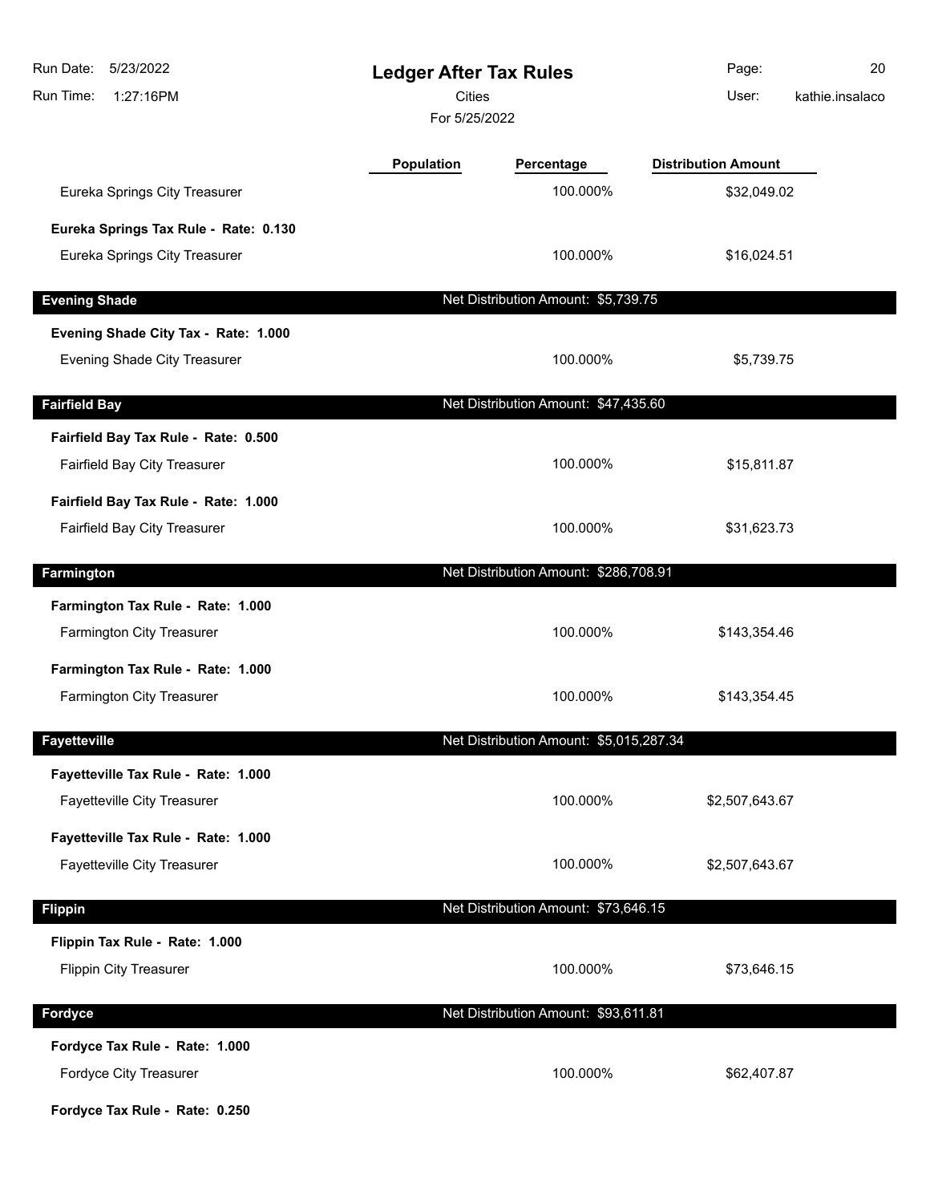# Ledger After Tax Rules

Cities

For 5/25/2022

| | Population | Percentage | Distribution Amount |
|---|---|---|---|
| Eureka Springs City Treasurer | | 100.000% | $32,049.02 |
| **Eureka Springs Tax Rule - Rate: 0.130** | | | |
| Eureka Springs City Treasurer | | 100.000% | $16,024.51 |
| **Evening Shade** | | Net Distribution Amount: $5,739.75 | |
| **Evening Shade City Tax - Rate: 1.000** | | | |
| Evening Shade City Treasurer | | 100.000% | $5,739.75 |
| **Fairfield Bay** | | Net Distribution Amount: $47,435.60 | |
| **Fairfield Bay Tax Rule - Rate: 0.500** | | | |
| Fairfield Bay City Treasurer | | 100.000% | $15,811.87 |
| **Fairfield Bay Tax Rule - Rate: 1.000** | | | |
| Fairfield Bay City Treasurer | | 100.000% | $31,623.73 |
| **Farmington** | | Net Distribution Amount: $286,708.91 | |
| **Farmington Tax Rule - Rate: 1.000** | | | |
| Farmington City Treasurer | | 100.000% | $143,354.46 |
| **Farmington Tax Rule - Rate: 1.000** | | | |
| Farmington City Treasurer | | 100.000% | $143,354.45 |
| **Fayetteville** | | Net Distribution Amount: $5,015,287.34 | |
| **Fayetteville Tax Rule - Rate: 1.000** | | | |
| Fayetteville City Treasurer | | 100.000% | $2,507,643.67 |
| **Fayetteville Tax Rule - Rate: 1.000** | | | |
| Fayetteville City Treasurer | | 100.000% | $2,507,643.67 |
| **Flippin** | | Net Distribution Amount: $73,646.15 | |
| **Flippin Tax Rule - Rate: 1.000** | | | |
| Flippin City Treasurer | | 100.000% | $73,646.15 |
| **Fordyce** | | Net Distribution Amount: $93,611.81 | |
| **Fordyce Tax Rule - Rate: 1.000** | | | |
| Fordyce City Treasurer | | 100.000% | $62,407.87 |
| **Fordyce Tax Rule - Rate: 0.250** | | | |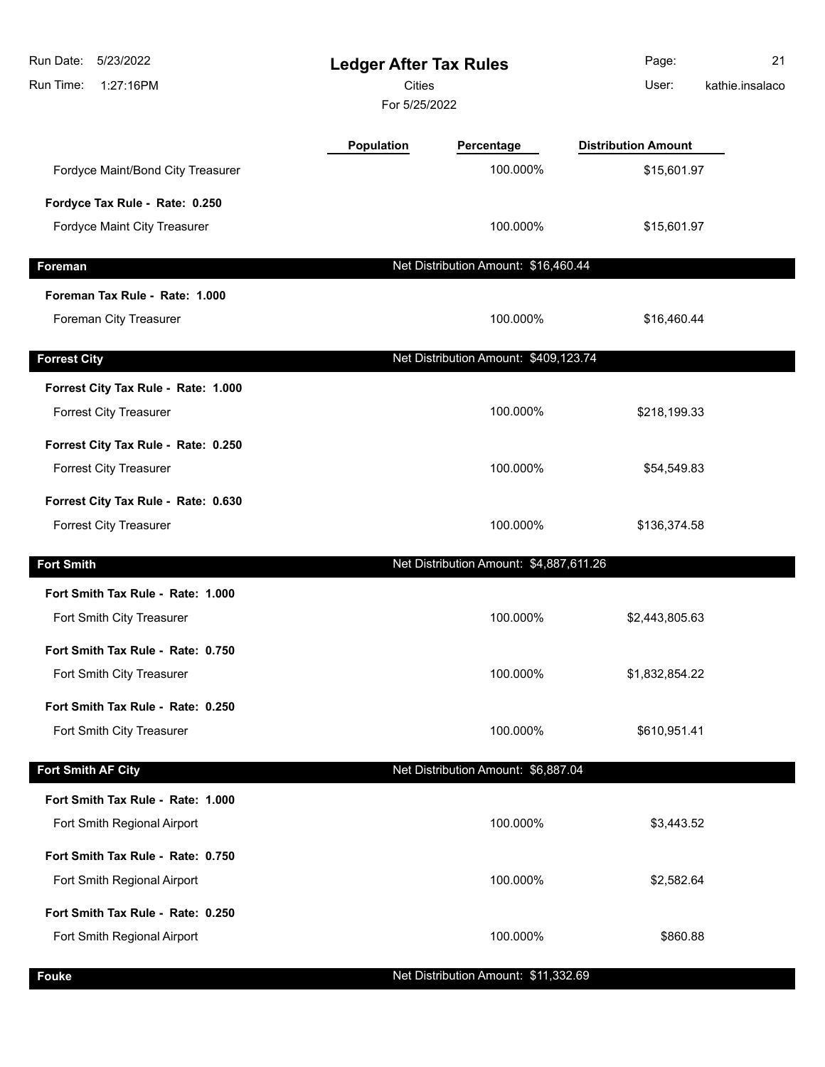# Ledger After Tax Rules

Cities

For 5/25/2022

| | Population | Percentage | Distribution Amount |
|---|---|---|---|
| Fordyce Maint/Bond City Treasurer | | 100.000% | $15,601.97 |
| **Fordyce Tax Rule - Rate: 0.250** | | | |
| Fordyce Maint City Treasurer | | 100.000% | $15,601.97 |
| **Foreman** | | Net Distribution Amount: $16,460.44 | |
| **Foreman Tax Rule - Rate: 1.000** | | | |
| Foreman City Treasurer | | 100.000% | $16,460.44 |
| **Forrest City** | | Net Distribution Amount: $409,123.74 | |
| **Forrest City Tax Rule - Rate: 1.000** | | | |
| Forrest City Treasurer | | 100.000% | $218,199.33 |
| **Forrest City Tax Rule - Rate: 0.250** | | | |
| Forrest City Treasurer | | 100.000% | $54,549.83 |
| **Forrest City Tax Rule - Rate: 0.630** | | | |
| Forrest City Treasurer | | 100.000% | $136,374.58 |
| **Fort Smith** | | Net Distribution Amount: $4,887,611.26 | |
| **Fort Smith Tax Rule - Rate: 1.000** | | | |
| Fort Smith City Treasurer | | 100.000% | $2,443,805.63 |
| **Fort Smith Tax Rule - Rate: 0.750** | | | |
| Fort Smith City Treasurer | | 100.000% | $1,832,854.22 |
| **Fort Smith Tax Rule - Rate: 0.250** | | | |
| Fort Smith City Treasurer | | 100.000% | $610,951.41 |
| **Fort Smith AF City** | | Net Distribution Amount: $6,887.04 | |
| **Fort Smith Tax Rule - Rate: 1.000** | | | |
| Fort Smith Regional Airport | | 100.000% | $3,443.52 |
| **Fort Smith Tax Rule - Rate: 0.750** | | | |
| Fort Smith Regional Airport | | 100.000% | $2,582.64 |
| **Fort Smith Tax Rule - Rate: 0.250** | | | |
| Fort Smith Regional Airport | | 100.000% | $860.88 |
| **Fouke** | | Net Distribution Amount: $11,332.69 | |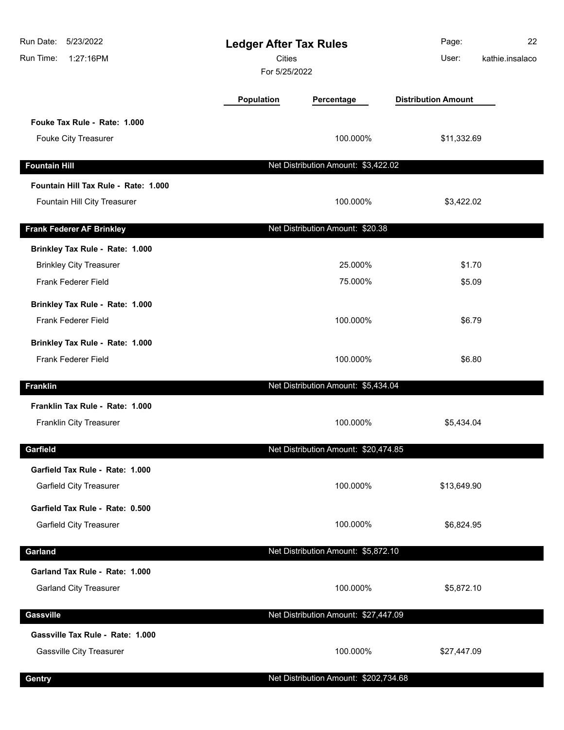| | Population | Percentage | Distribution Amount |
|---|---|---|---|
| **Fouke Tax Rule - Rate: 1.000** | | | |
| Fouke City Treasurer | | 100.000% | $11,332.69 |
| **Fountain Hill** | | Net Distribution Amount: $3,422.02 | |
| **Fountain Hill Tax Rule - Rate: 1.000** | | | |
| Fountain Hill City Treasurer | | 100.000% | $3,422.02 |
| **Frank Federer AF Brinkley** | | Net Distribution Amount: $20.38 | |
| **Brinkley Tax Rule - Rate: 1.000** | | | |
| Brinkley City Treasurer | | 25.000% | $1.70 |
| Frank Federer Field | | 75.000% | $5.09 |
| **Brinkley Tax Rule - Rate: 1.000** | | | |
| Frank Federer Field | | 100.000% | $6.79 |
| **Brinkley Tax Rule - Rate: 1.000** | | | |
| Frank Federer Field | | 100.000% | $6.80 |
| **Franklin** | | Net Distribution Amount: $5,434.04 | |
| **Franklin Tax Rule - Rate: 1.000** | | | |
| Franklin City Treasurer | | 100.000% | $5,434.04 |
| **Garfield** | | Net Distribution Amount: $20,474.85 | |
| **Garfield Tax Rule - Rate: 1.000** | | | |
| Garfield City Treasurer | | 100.000% | $13,649.90 |
| **Garfield Tax Rule - Rate: 0.500** | | | |
| Garfield City Treasurer | | 100.000% | $6,824.95 |
| **Garland** | | Net Distribution Amount: $5,872.10 | |
| **Garland Tax Rule - Rate: 1.000** | | | |
| Garland City Treasurer | | 100.000% | $5,872.10 |
| **Gassville** | | Net Distribution Amount: $27,447.09 | |
| **Gassville Tax Rule - Rate: 1.000** | | | |
| Gassville City Treasurer | | 100.000% | $27,447.09 |
| **Gentry** | | Net Distribution Amount: $202,734.68 | |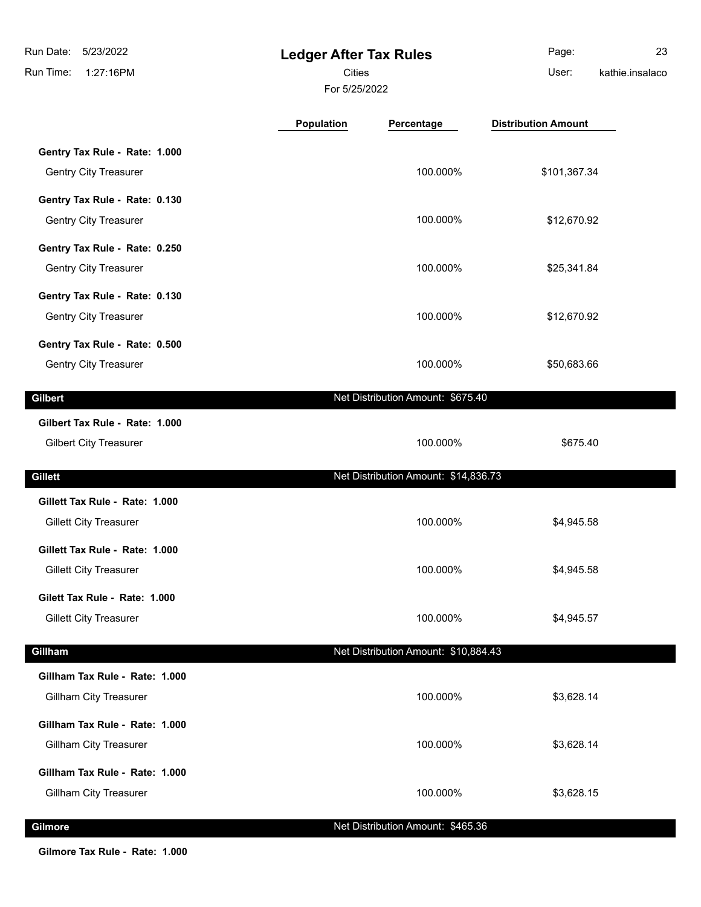# Ledger After Tax Rules

Cities

For 5/25/2022

| | Population | Percentage | Distribution Amount |
|---|---|---|---|
| **Gentry Tax Rule - Rate: 1.000** | | | |
| Gentry City Treasurer | | 100.000% | $101,367.34 |
| **Gentry Tax Rule - Rate: 0.130** | | | |
| Gentry City Treasurer | | 100.000% | $12,670.92 |
| **Gentry Tax Rule - Rate: 0.250** | | | |
| Gentry City Treasurer | | 100.000% | $25,341.84 |
| **Gentry Tax Rule - Rate: 0.130** | | | |
| Gentry City Treasurer | | 100.000% | $12,670.92 |
| **Gentry Tax Rule - Rate: 0.500** | | | |
| Gentry City Treasurer | | 100.000% | $50,683.66 |
| **Gilbert** | | Net Distribution Amount: $675.40 | |
| **Gilbert Tax Rule - Rate: 1.000** | | | |
| Gilbert City Treasurer | | 100.000% | $675.40 |
| **Gillett** | | Net Distribution Amount: $14,836.73 | |
| **Gillett Tax Rule - Rate: 1.000** | | | |
| Gillett City Treasurer | | 100.000% | $4,945.58 |
| **Gillett Tax Rule - Rate: 1.000** | | | |
| Gillett City Treasurer | | 100.000% | $4,945.58 |
| **Gilett Tax Rule - Rate: 1.000** | | | |
| Gillett City Treasurer | | 100.000% | $4,945.57 |
| **Gillham** | | Net Distribution Amount: $10,884.43 | |
| **Gillham Tax Rule - Rate: 1.000** | | | |
| Gillham City Treasurer | | 100.000% | $3,628.14 |
| **Gillham Tax Rule - Rate: 1.000** | | | |
| Gillham City Treasurer | | 100.000% | $3,628.14 |
| **Gillham Tax Rule - Rate: 1.000** | | | |
| Gillham City Treasurer | | 100.000% | $3,628.15 |
| **Gilmore** | | Net Distribution Amount: $465.36 | |
| **Gilmore Tax Rule - Rate: 1.000** | | | |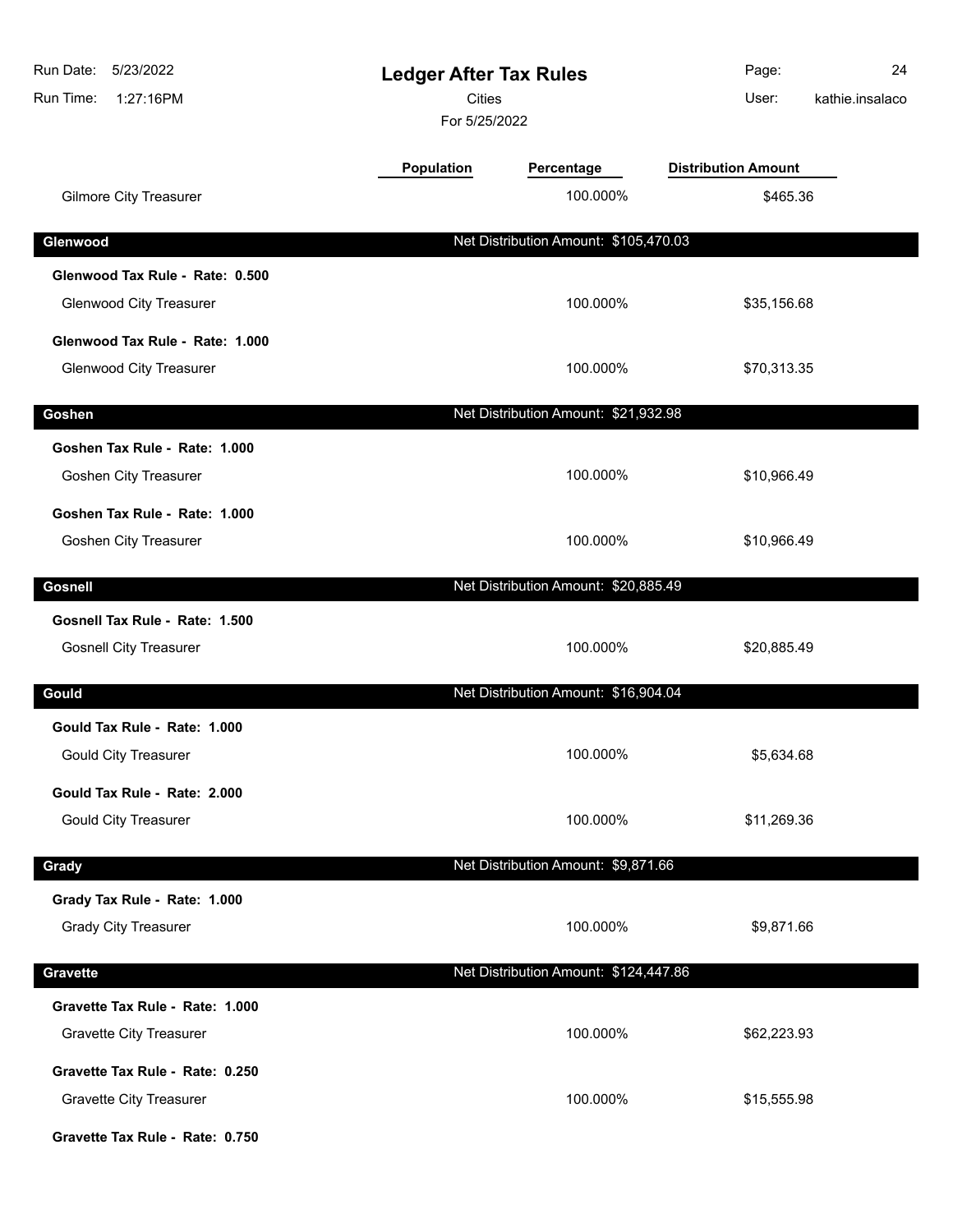# Ledger After Tax Rules

Cities

For 5/25/2022

| | Population | Percentage | Distribution Amount |
|---|---|---|---|
| Gilmore City Treasurer | | 100.000% | $465.36 |

## Glenwood

Net Distribution Amount: $105,470.03

| | Population | Percentage | Distribution Amount |
|---|---|---|---|
| **Glenwood Tax Rule - Rate: 0.500** | | | |
| Glenwood City Treasurer | | 100.000% | $35,156.68 |
| **Glenwood Tax Rule - Rate: 1.000** | | | |
| Glenwood City Treasurer | | 100.000% | $70,313.35 |

## Goshen

Net Distribution Amount: $21,932.98

| | Population | Percentage | Distribution Amount |
|---|---|---|---|
| **Goshen Tax Rule - Rate: 1.000** | | | |
| Goshen City Treasurer | | 100.000% | $10,966.49 |
| **Goshen Tax Rule - Rate: 1.000** | | | |
| Goshen City Treasurer | | 100.000% | $10,966.49 |

## Gosnell

Net Distribution Amount: $20,885.49

| | Population | Percentage | Distribution Amount |
|---|---|---|---|
| **Gosnell Tax Rule - Rate: 1.500** | | | |
| Gosnell City Treasurer | | 100.000% | $20,885.49 |

## Gould

Net Distribution Amount: $16,904.04

| | Population | Percentage | Distribution Amount |
|---|---|---|---|
| **Gould Tax Rule - Rate: 1.000** | | | |
| Gould City Treasurer | | 100.000% | $5,634.68 |
| **Gould Tax Rule - Rate: 2.000** | | | |
| Gould City Treasurer | | 100.000% | $11,269.36 |

## Grady

Net Distribution Amount: $9,871.66

| | Population | Percentage | Distribution Amount |
|---|---|---|---|
| **Grady Tax Rule - Rate: 1.000** | | | |
| Grady City Treasurer | | 100.000% | $9,871.66 |

## Gravette

Net Distribution Amount: $124,447.86

| | Population | Percentage | Distribution Amount |
|---|---|---|---|
| **Gravette Tax Rule - Rate: 1.000** | | | |
| Gravette City Treasurer | | 100.000% | $62,223.93 |
| **Gravette Tax Rule - Rate: 0.250** | | | |
| Gravette City Treasurer | | 100.000% | $15,555.98 |
| **Gravette Tax Rule - Rate: 0.750** | | | |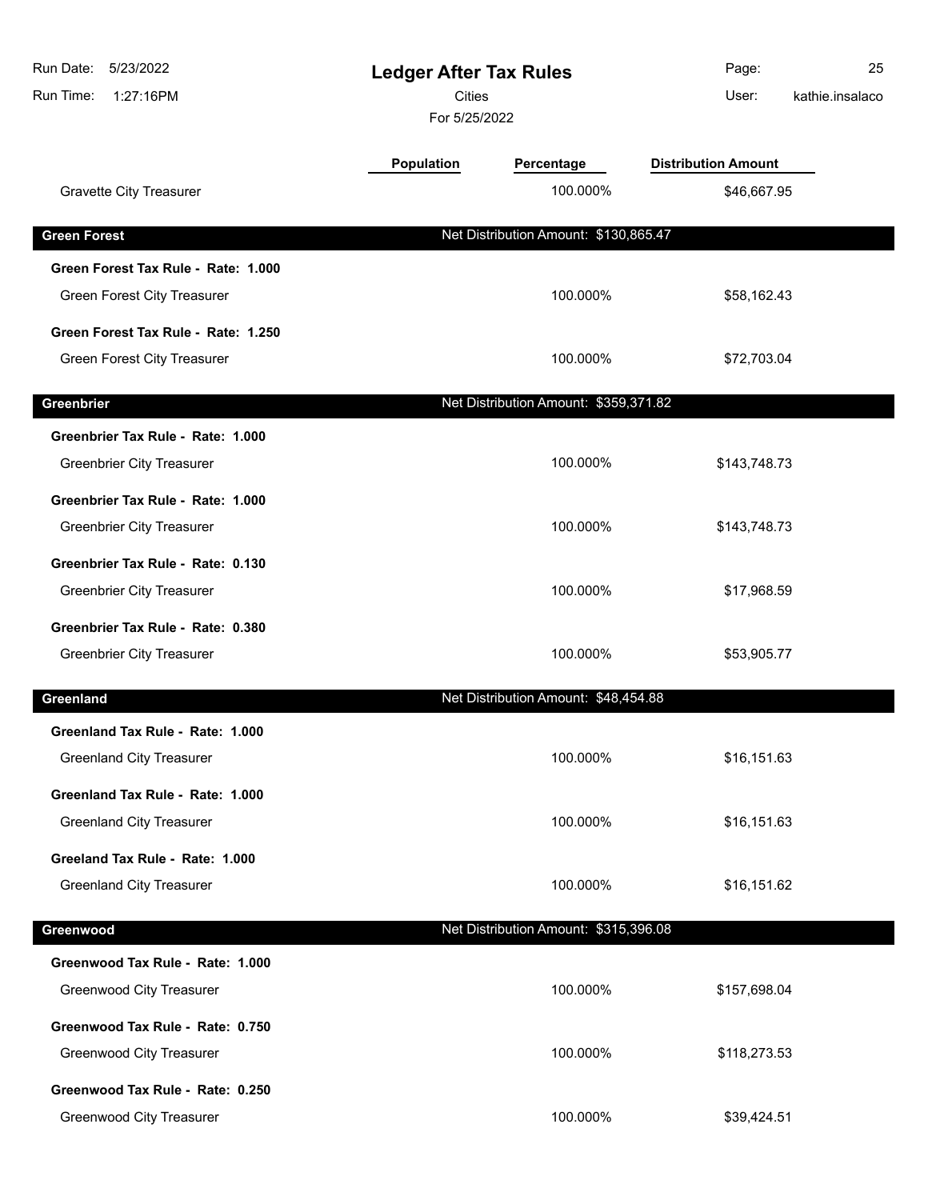| | Population | Percentage | Distribution Amount |
|---|---|---|---|
| Gravette City Treasurer | | 100.000% | $46,667.95 |

## Green Forest

Net Distribution Amount: $130,865.47

| | Population | Percentage | Distribution Amount |
|---|---|---|---|
| **Green Forest Tax Rule - Rate: 1.000** | | | |
| Green Forest City Treasurer | | 100.000% | $58,162.43 |
| **Green Forest Tax Rule - Rate: 1.250** | | | |
| Green Forest City Treasurer | | 100.000% | $72,703.04 |

## Greenbrier

Net Distribution Amount: $359,371.82

| | Population | Percentage | Distribution Amount |
|---|---|---|---|
| **Greenbrier Tax Rule - Rate: 1.000** | | | |
| Greenbrier City Treasurer | | 100.000% | $143,748.73 |
| **Greenbrier Tax Rule - Rate: 1.000** | | | |
| Greenbrier City Treasurer | | 100.000% | $143,748.73 |
| **Greenbrier Tax Rule - Rate: 0.130** | | | |
| Greenbrier City Treasurer | | 100.000% | $17,968.59 |
| **Greenbrier Tax Rule - Rate: 0.380** | | | |
| Greenbrier City Treasurer | | 100.000% | $53,905.77 |

## Greenland

Net Distribution Amount: $48,454.88

| | Population | Percentage | Distribution Amount |
|---|---|---|---|
| **Greenland Tax Rule - Rate: 1.000** | | | |
| Greenland City Treasurer | | 100.000% | $16,151.63 |
| **Greenland Tax Rule - Rate: 1.000** | | | |
| Greenland City Treasurer | | 100.000% | $16,151.63 |
| **Greeland Tax Rule - Rate: 1.000** | | | |
| Greenland City Treasurer | | 100.000% | $16,151.62 |

## Greenwood

Net Distribution Amount: $315,396.08

| | Population | Percentage | Distribution Amount |
|---|---|---|---|
| **Greenwood Tax Rule - Rate: 1.000** | | | |
| Greenwood City Treasurer | | 100.000% | $157,698.04 |
| **Greenwood Tax Rule - Rate: 0.750** | | | |
| Greenwood City Treasurer | | 100.000% | $118,273.53 |
| **Greenwood Tax Rule - Rate: 0.250** | | | |
| Greenwood City Treasurer | | 100.000% | $39,424.51 |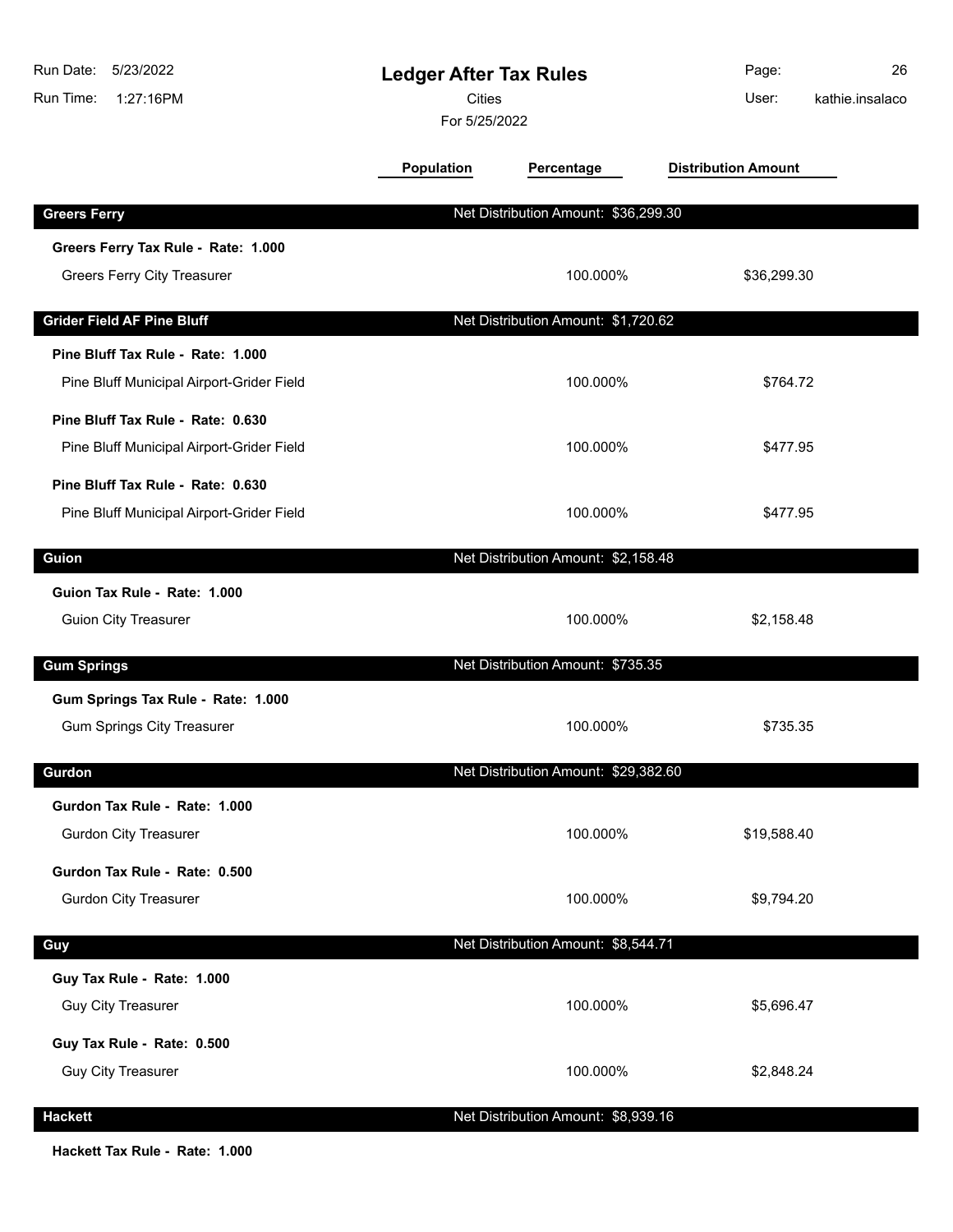# Ledger After Tax Rules

Cities

For 5/25/2022

Run Date: 5/23/2022
Run Time: 1:27:16PM
User: kathie.insalaco

| | Population | Percentage | Distribution Amount |
|---|---|---|---|
| **Greers Ferry** | | Net Distribution Amount: $36,299.30 | |
| **Greers Ferry Tax Rule - Rate: 1.000** | | | |
| Greers Ferry City Treasurer | | 100.000% | $36,299.30 |
| **Grider Field AF Pine Bluff** | | Net Distribution Amount: $1,720.62 | |
| **Pine Bluff Tax Rule - Rate: 1.000** | | | |
| Pine Bluff Municipal Airport-Grider Field | | 100.000% | $764.72 |
| **Pine Bluff Tax Rule - Rate: 0.630** | | | |
| Pine Bluff Municipal Airport-Grider Field | | 100.000% | $477.95 |
| **Pine Bluff Tax Rule - Rate: 0.630** | | | |
| Pine Bluff Municipal Airport-Grider Field | | 100.000% | $477.95 |
| **Guion** | | Net Distribution Amount: $2,158.48 | |
| **Guion Tax Rule - Rate: 1.000** | | | |
| Guion City Treasurer | | 100.000% | $2,158.48 |
| **Gum Springs** | | Net Distribution Amount: $735.35 | |
| **Gum Springs Tax Rule - Rate: 1.000** | | | |
| Gum Springs City Treasurer | | 100.000% | $735.35 |
| **Gurdon** | | Net Distribution Amount: $29,382.60 | |
| **Gurdon Tax Rule - Rate: 1.000** | | | |
| Gurdon City Treasurer | | 100.000% | $19,588.40 |
| **Gurdon Tax Rule - Rate: 0.500** | | | |
| Gurdon City Treasurer | | 100.000% | $9,794.20 |
| **Guy** | | Net Distribution Amount: $8,544.71 | |
| **Guy Tax Rule - Rate: 1.000** | | | |
| Guy City Treasurer | | 100.000% | $5,696.47 |
| **Guy Tax Rule - Rate: 0.500** | | | |
| Guy City Treasurer | | 100.000% | $2,848.24 |
| **Hackett** | | Net Distribution Amount: $8,939.16 | |
| **Hackett Tax Rule - Rate: 1.000** | | | |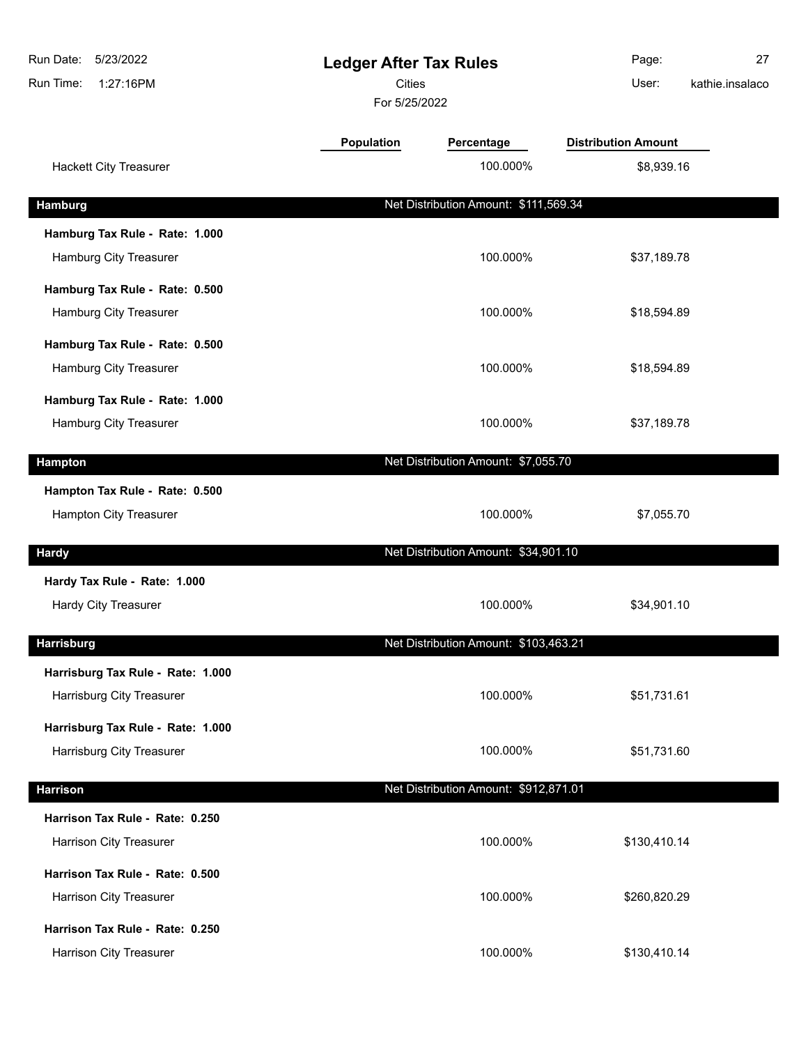# Ledger After Tax Rules

Cities

For 5/25/2022

| | Population | Percentage | Distribution Amount |
|---|---|---|---|
| Hackett City Treasurer | | 100.000% | $8,939.16 |
| **Hamburg** | | Net Distribution Amount: $111,569.34 | |
| **Hamburg Tax Rule - Rate: 1.000** | | | |
| Hamburg City Treasurer | | 100.000% | $37,189.78 |
| **Hamburg Tax Rule - Rate: 0.500** | | | |
| Hamburg City Treasurer | | 100.000% | $18,594.89 |
| **Hamburg Tax Rule - Rate: 0.500** | | | |
| Hamburg City Treasurer | | 100.000% | $18,594.89 |
| **Hamburg Tax Rule - Rate: 1.000** | | | |
| Hamburg City Treasurer | | 100.000% | $37,189.78 |
| **Hampton** | | Net Distribution Amount: $7,055.70 | |
| **Hampton Tax Rule - Rate: 0.500** | | | |
| Hampton City Treasurer | | 100.000% | $7,055.70 |
| **Hardy** | | Net Distribution Amount: $34,901.10 | |
| **Hardy Tax Rule - Rate: 1.000** | | | |
| Hardy City Treasurer | | 100.000% | $34,901.10 |
| **Harrisburg** | | Net Distribution Amount: $103,463.21 | |
| **Harrisburg Tax Rule - Rate: 1.000** | | | |
| Harrisburg City Treasurer | | 100.000% | $51,731.61 |
| **Harrisburg Tax Rule - Rate: 1.000** | | | |
| Harrisburg City Treasurer | | 100.000% | $51,731.60 |
| **Harrison** | | Net Distribution Amount: $912,871.01 | |
| **Harrison Tax Rule - Rate: 0.250** | | | |
| Harrison City Treasurer | | 100.000% | $130,410.14 |
| **Harrison Tax Rule - Rate: 0.500** | | | |
| Harrison City Treasurer | | 100.000% | $260,820.29 |
| **Harrison Tax Rule - Rate: 0.250** | | | |
| Harrison City Treasurer | | 100.000% | $130,410.14 |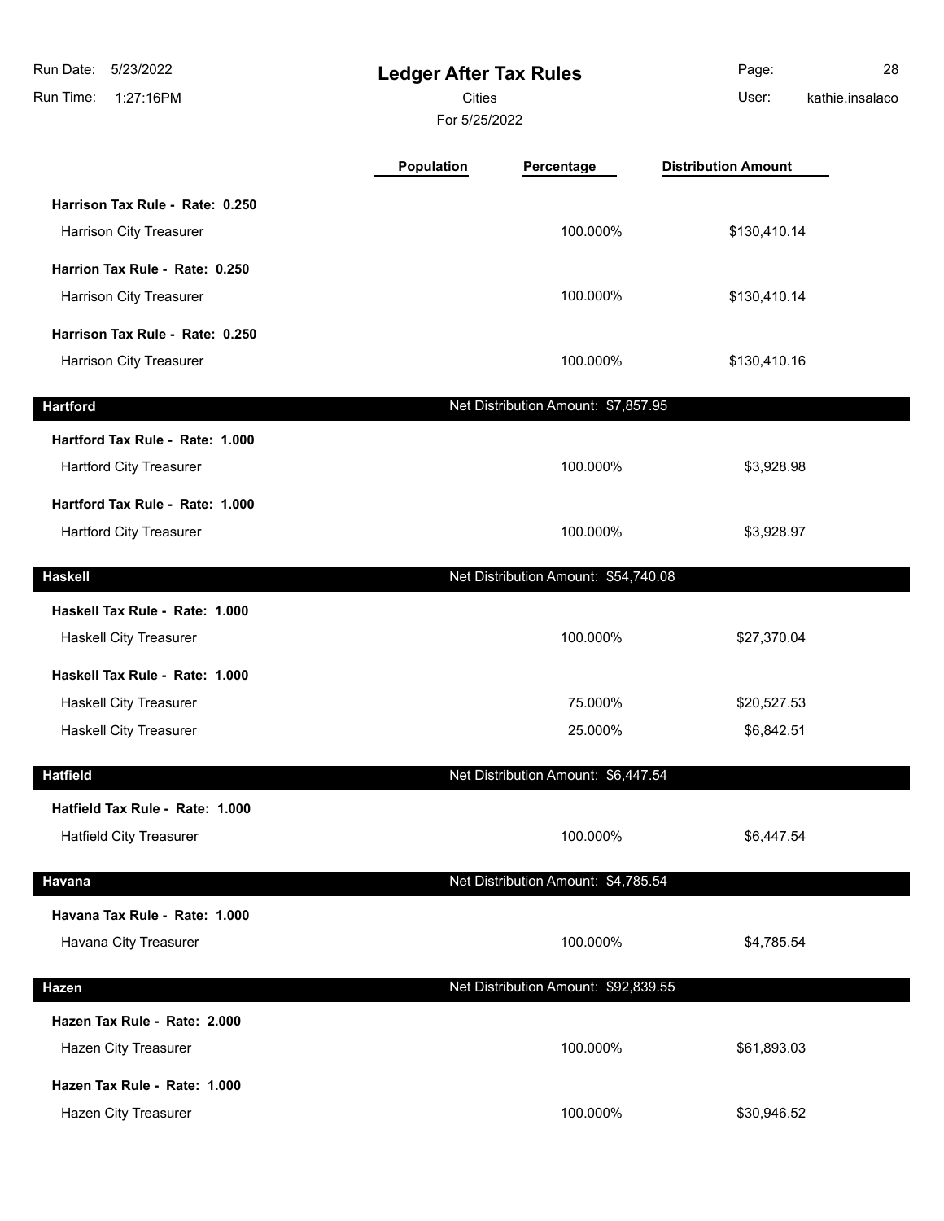# Ledger After Tax Rules

Cities

For 5/25/2022

| | Population | Percentage | Distribution Amount |
|---|---|---|---|
| **Harrison Tax Rule - Rate: 0.250** | | | |
| Harrison City Treasurer | | 100.000% | $130,410.14 |
| **Harrion Tax Rule - Rate: 0.250** | | | |
| Harrison City Treasurer | | 100.000% | $130,410.14 |
| **Harrison Tax Rule - Rate: 0.250** | | | |
| Harrison City Treasurer | | 100.000% | $130,410.16 |
| **Hartford** | | Net Distribution Amount: $7,857.95 | |
| **Hartford Tax Rule - Rate: 1.000** | | | |
| Hartford City Treasurer | | 100.000% | $3,928.98 |
| **Hartford Tax Rule - Rate: 1.000** | | | |
| Hartford City Treasurer | | 100.000% | $3,928.97 |
| **Haskell** | | Net Distribution Amount: $54,740.08 | |
| **Haskell Tax Rule - Rate: 1.000** | | | |
| Haskell City Treasurer | | 100.000% | $27,370.04 |
| **Haskell Tax Rule - Rate: 1.000** | | | |
| Haskell City Treasurer | | 75.000% | $20,527.53 |
| Haskell City Treasurer | | 25.000% | $6,842.51 |
| **Hatfield** | | Net Distribution Amount: $6,447.54 | |
| **Hatfield Tax Rule - Rate: 1.000** | | | |
| Hatfield City Treasurer | | 100.000% | $6,447.54 |
| **Havana** | | Net Distribution Amount: $4,785.54 | |
| **Havana Tax Rule - Rate: 1.000** | | | |
| Havana City Treasurer | | 100.000% | $4,785.54 |
| **Hazen** | | Net Distribution Amount: $92,839.55 | |
| **Hazen Tax Rule - Rate: 2.000** | | | |
| Hazen City Treasurer | | 100.000% | $61,893.03 |
| **Hazen Tax Rule - Rate: 1.000** | | | |
| Hazen City Treasurer | | 100.000% | $30,946.52 |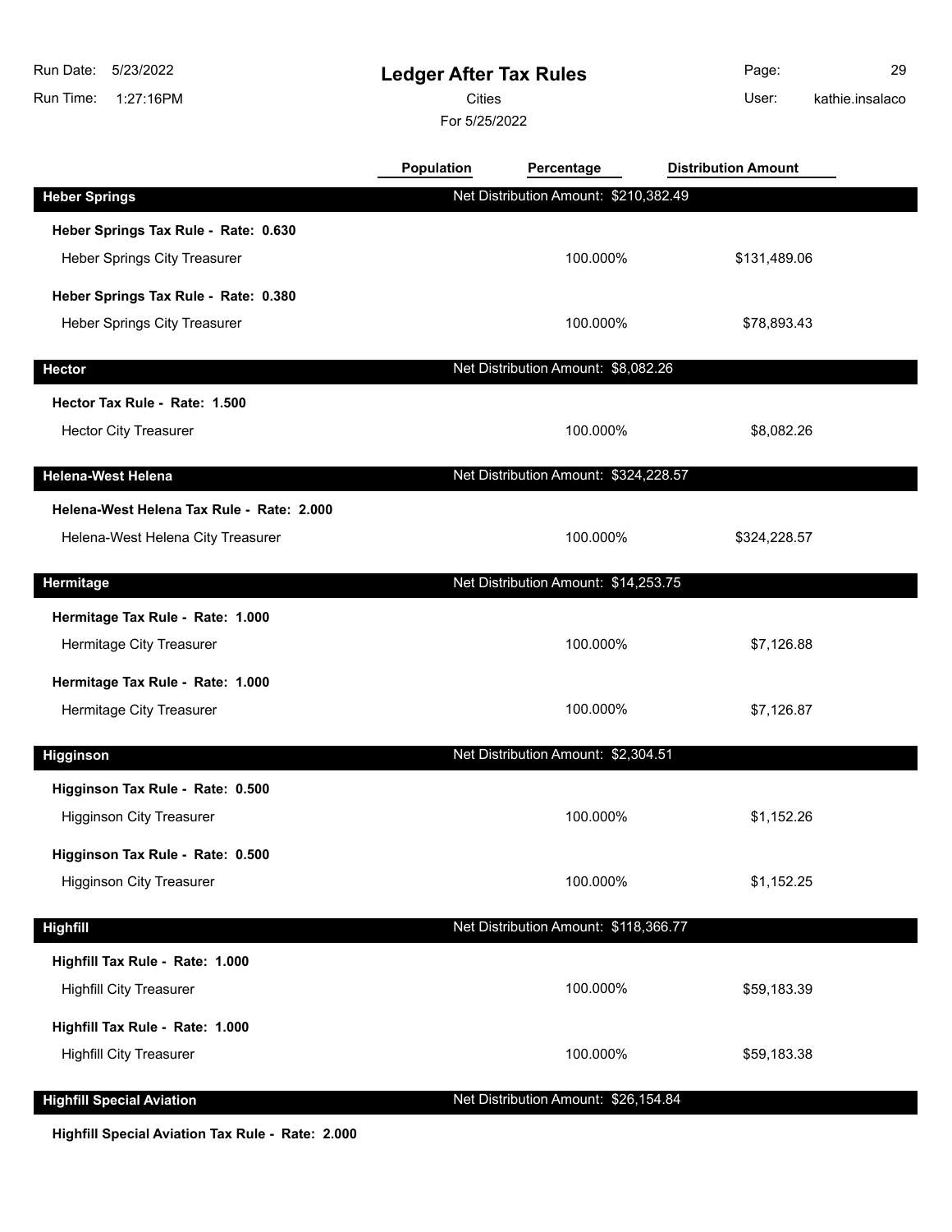# Ledger After Tax Rules

Cities

For 5/25/2022

| | Population | Percentage | Distribution Amount |
|---|---|---|---|
| **Heber Springs** | Net Distribution Amount: $210,382.49 | | |
| **Heber Springs Tax Rule - Rate: 0.630** | | | |
| Heber Springs City Treasurer | | 100.000% | $131,489.06 |
| **Heber Springs Tax Rule - Rate: 0.380** | | | |
| Heber Springs City Treasurer | | 100.000% | $78,893.43 |
| **Hector** | Net Distribution Amount: $8,082.26 | | |
| **Hector Tax Rule - Rate: 1.500** | | | |
| Hector City Treasurer | | 100.000% | $8,082.26 |
| **Helena-West Helena** | Net Distribution Amount: $324,228.57 | | |
| **Helena-West Helena Tax Rule - Rate: 2.000** | | | |
| Helena-West Helena City Treasurer | | 100.000% | $324,228.57 |
| **Hermitage** | Net Distribution Amount: $14,253.75 | | |
| **Hermitage Tax Rule - Rate: 1.000** | | | |
| Hermitage City Treasurer | | 100.000% | $7,126.88 |
| **Hermitage Tax Rule - Rate: 1.000** | | | |
| Hermitage City Treasurer | | 100.000% | $7,126.87 |
| **Higginson** | Net Distribution Amount: $2,304.51 | | |
| **Higginson Tax Rule - Rate: 0.500** | | | |
| Higginson City Treasurer | | 100.000% | $1,152.26 |
| **Higginson Tax Rule - Rate: 0.500** | | | |
| Higginson City Treasurer | | 100.000% | $1,152.25 |
| **Highfill** | Net Distribution Amount: $118,366.77 | | |
| **Highfill Tax Rule - Rate: 1.000** | | | |
| Highfill City Treasurer | | 100.000% | $59,183.39 |
| **Highfill Tax Rule - Rate: 1.000** | | | |
| Highfill City Treasurer | | 100.000% | $59,183.38 |
| **Highfill Special Aviation** | Net Distribution Amount: $26,154.84 | | |
| **Highfill Special Aviation Tax Rule - Rate: 2.000** | | | |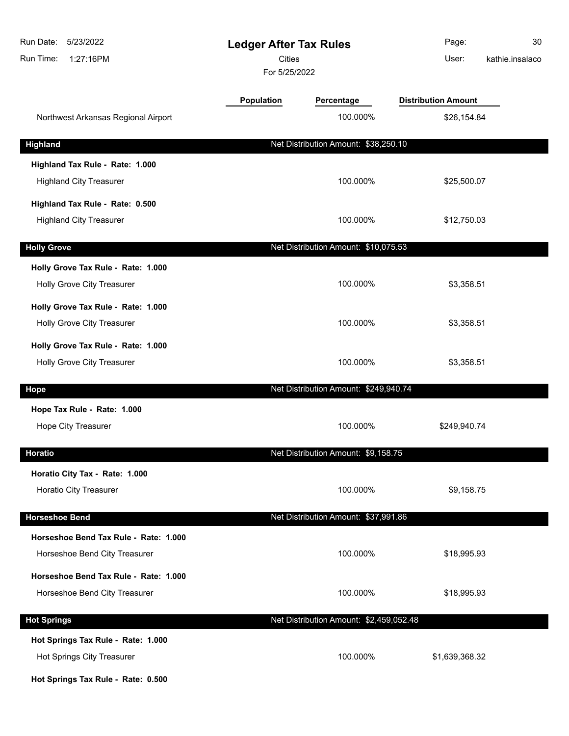# Ledger After Tax Rules

Cities

For 5/25/2022

| | Population | Percentage | Distribution Amount |
|---|---|---|---|
| Northwest Arkansas Regional Airport | | 100.000% | $26,154.84 |

## Highland

Net Distribution Amount: $38,250.10

| | Population | Percentage | Distribution Amount |
|---|---|---|---|
| **Highland Tax Rule - Rate: 1.000** | | | |
| Highland City Treasurer | | 100.000% | $25,500.07 |
| **Highland Tax Rule - Rate: 0.500** | | | |
| Highland City Treasurer | | 100.000% | $12,750.03 |

## Holly Grove

Net Distribution Amount: $10,075.53

| | Population | Percentage | Distribution Amount |
|---|---|---|---|
| **Holly Grove Tax Rule - Rate: 1.000** | | | |
| Holly Grove City Treasurer | | 100.000% | $3,358.51 |
| **Holly Grove Tax Rule - Rate: 1.000** | | | |
| Holly Grove City Treasurer | | 100.000% | $3,358.51 |
| **Holly Grove Tax Rule - Rate: 1.000** | | | |
| Holly Grove City Treasurer | | 100.000% | $3,358.51 |

## Hope

Net Distribution Amount: $249,940.74

| | Population | Percentage | Distribution Amount |
|---|---|---|---|
| **Hope Tax Rule - Rate: 1.000** | | | |
| Hope City Treasurer | | 100.000% | $249,940.74 |

## Horatio

Net Distribution Amount: $9,158.75

| | Population | Percentage | Distribution Amount |
|---|---|---|---|
| **Horatio City Tax - Rate: 1.000** | | | |
| Horatio City Treasurer | | 100.000% | $9,158.75 |

## Horseshoe Bend

Net Distribution Amount: $37,991.86

| | Population | Percentage | Distribution Amount |
|---|---|---|---|
| **Horseshoe Bend Tax Rule - Rate: 1.000** | | | |
| Horseshoe Bend City Treasurer | | 100.000% | $18,995.93 |
| **Horseshoe Bend Tax Rule - Rate: 1.000** | | | |
| Horseshoe Bend City Treasurer | | 100.000% | $18,995.93 |

## Hot Springs

Net Distribution Amount: $2,459,052.48

| | Population | Percentage | Distribution Amount |
|---|---|---|---|
| **Hot Springs Tax Rule - Rate: 1.000** | | | |
| Hot Springs City Treasurer | | 100.000% | $1,639,368.32 |
| **Hot Springs Tax Rule - Rate: 0.500** | | | |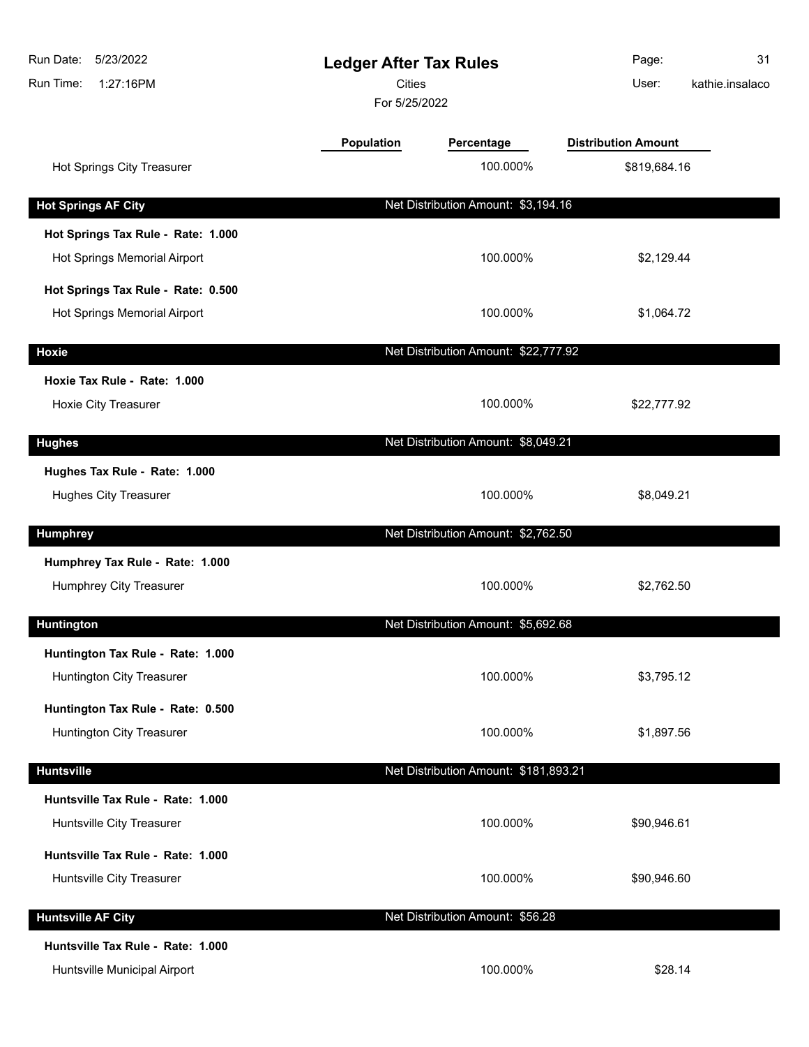# Ledger After Tax Rules

Cities

For 5/25/2022

| | Population | Percentage | Distribution Amount |
|---|---|---|---|
| Hot Springs City Treasurer | | 100.000% | $819,684.16 |
| **Hot Springs AF City** | | Net Distribution Amount: $3,194.16 | |
| **Hot Springs Tax Rule - Rate: 1.000** | | | |
| Hot Springs Memorial Airport | | 100.000% | $2,129.44 |
| **Hot Springs Tax Rule - Rate: 0.500** | | | |
| Hot Springs Memorial Airport | | 100.000% | $1,064.72 |
| **Hoxie** | | Net Distribution Amount: $22,777.92 | |
| **Hoxie Tax Rule - Rate: 1.000** | | | |
| Hoxie City Treasurer | | 100.000% | $22,777.92 |
| **Hughes** | | Net Distribution Amount: $8,049.21 | |
| **Hughes Tax Rule - Rate: 1.000** | | | |
| Hughes City Treasurer | | 100.000% | $8,049.21 |
| **Humphrey** | | Net Distribution Amount: $2,762.50 | |
| **Humphrey Tax Rule - Rate: 1.000** | | | |
| Humphrey City Treasurer | | 100.000% | $2,762.50 |
| **Huntington** | | Net Distribution Amount: $5,692.68 | |
| **Huntington Tax Rule - Rate: 1.000** | | | |
| Huntington City Treasurer | | 100.000% | $3,795.12 |
| **Huntington Tax Rule - Rate: 0.500** | | | |
| Huntington City Treasurer | | 100.000% | $1,897.56 |
| **Huntsville** | | Net Distribution Amount: $181,893.21 | |
| **Huntsville Tax Rule - Rate: 1.000** | | | |
| Huntsville City Treasurer | | 100.000% | $90,946.61 |
| **Huntsville Tax Rule - Rate: 1.000** | | | |
| Huntsville City Treasurer | | 100.000% | $90,946.60 |
| **Huntsville AF City** | | Net Distribution Amount: $56.28 | |
| **Huntsville Tax Rule - Rate: 1.000** | | | |
| Huntsville Municipal Airport | | 100.000% | $28.14 |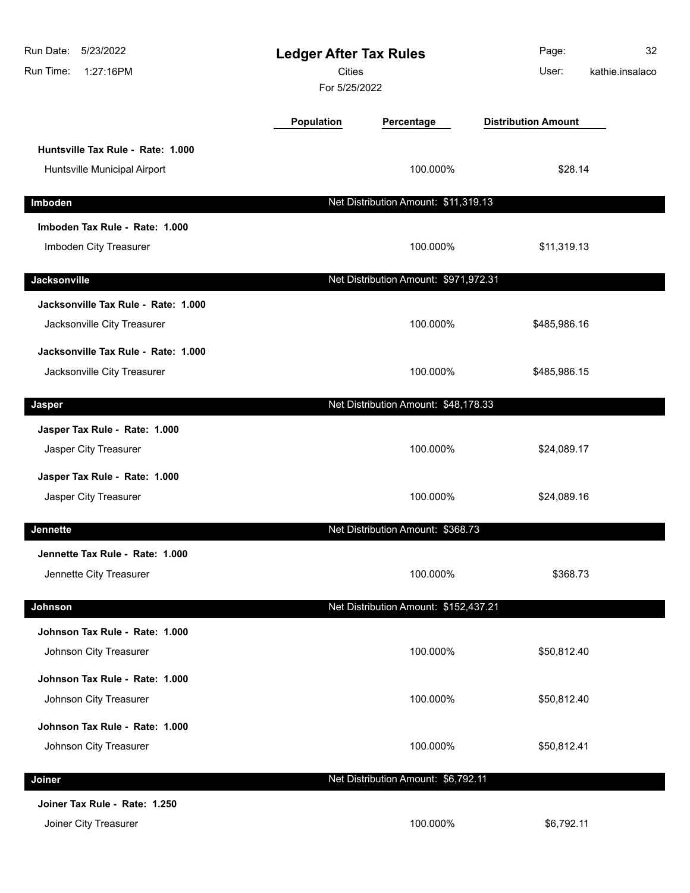# Ledger After Tax Rules

Cities

For 5/25/2022

| | Population | Percentage | Distribution Amount |
|---|---|---|---|
| **Huntsville Tax Rule - Rate: 1.000** | | | |
| Huntsville Municipal Airport | | 100.000% | $28.14 |
| **Imboden** | | Net Distribution Amount: $11,319.13 | |
| **Imboden Tax Rule - Rate: 1.000** | | | |
| Imboden City Treasurer | | 100.000% | $11,319.13 |
| **Jacksonville** | | Net Distribution Amount: $971,972.31 | |
| **Jacksonville Tax Rule - Rate: 1.000** | | | |
| Jacksonville City Treasurer | | 100.000% | $485,986.16 |
| **Jacksonville Tax Rule - Rate: 1.000** | | | |
| Jacksonville City Treasurer | | 100.000% | $485,986.15 |
| **Jasper** | | Net Distribution Amount: $48,178.33 | |
| **Jasper Tax Rule - Rate: 1.000** | | | |
| Jasper City Treasurer | | 100.000% | $24,089.17 |
| **Jasper Tax Rule - Rate: 1.000** | | | |
| Jasper City Treasurer | | 100.000% | $24,089.16 |
| **Jennette** | | Net Distribution Amount: $368.73 | |
| **Jennette Tax Rule - Rate: 1.000** | | | |
| Jennette City Treasurer | | 100.000% | $368.73 |
| **Johnson** | | Net Distribution Amount: $152,437.21 | |
| **Johnson Tax Rule - Rate: 1.000** | | | |
| Johnson City Treasurer | | 100.000% | $50,812.40 |
| **Johnson Tax Rule - Rate: 1.000** | | | |
| Johnson City Treasurer | | 100.000% | $50,812.40 |
| **Johnson Tax Rule - Rate: 1.000** | | | |
| Johnson City Treasurer | | 100.000% | $50,812.41 |
| **Joiner** | | Net Distribution Amount: $6,792.11 | |
| **Joiner Tax Rule - Rate: 1.250** | | | |
| Joiner City Treasurer | | 100.000% | $6,792.11 |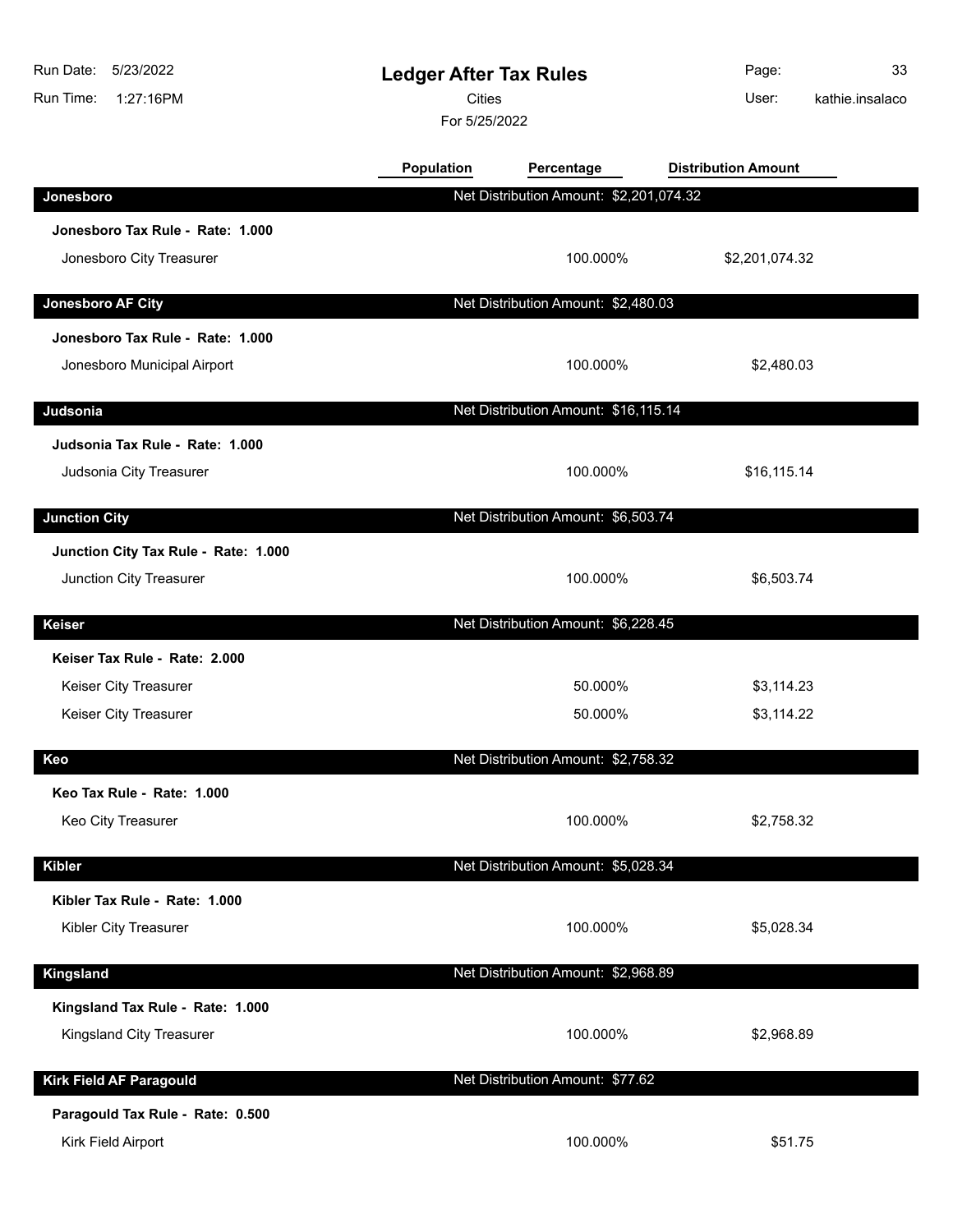# Ledger After Tax Rules

Cities

For 5/25/2022

Run Date: 5/23/2022
Run Time: 1:27:16PM
User: kathie.insalaco

| | Population | Percentage | Distribution Amount |
|---|---|---|---|
| **Jonesboro** | | Net Distribution Amount: $2,201,074.32 | |
| **Jonesboro Tax Rule - Rate: 1.000** | | | |
| Jonesboro City Treasurer | | 100.000% | $2,201,074.32 |
| **Jonesboro AF City** | | Net Distribution Amount: $2,480.03 | |
| **Jonesboro Tax Rule - Rate: 1.000** | | | |
| Jonesboro Municipal Airport | | 100.000% | $2,480.03 |
| **Judsonia** | | Net Distribution Amount: $16,115.14 | |
| **Judsonia Tax Rule - Rate: 1.000** | | | |
| Judsonia City Treasurer | | 100.000% | $16,115.14 |
| **Junction City** | | Net Distribution Amount: $6,503.74 | |
| **Junction City Tax Rule - Rate: 1.000** | | | |
| Junction City Treasurer | | 100.000% | $6,503.74 |
| **Keiser** | | Net Distribution Amount: $6,228.45 | |
| **Keiser Tax Rule - Rate: 2.000** | | | |
| Keiser City Treasurer | | 50.000% | $3,114.23 |
| Keiser City Treasurer | | 50.000% | $3,114.22 |
| **Keo** | | Net Distribution Amount: $2,758.32 | |
| **Keo Tax Rule - Rate: 1.000** | | | |
| Keo City Treasurer | | 100.000% | $2,758.32 |
| **Kibler** | | Net Distribution Amount: $5,028.34 | |
| **Kibler Tax Rule - Rate: 1.000** | | | |
| Kibler City Treasurer | | 100.000% | $5,028.34 |
| **Kingsland** | | Net Distribution Amount: $2,968.89 | |
| **Kingsland Tax Rule - Rate: 1.000** | | | |
| Kingsland City Treasurer | | 100.000% | $2,968.89 |
| **Kirk Field AF Paragould** | | Net Distribution Amount: $77.62 | |
| **Paragould Tax Rule - Rate: 0.500** | | | |
| Kirk Field Airport | | 100.000% | $51.75 |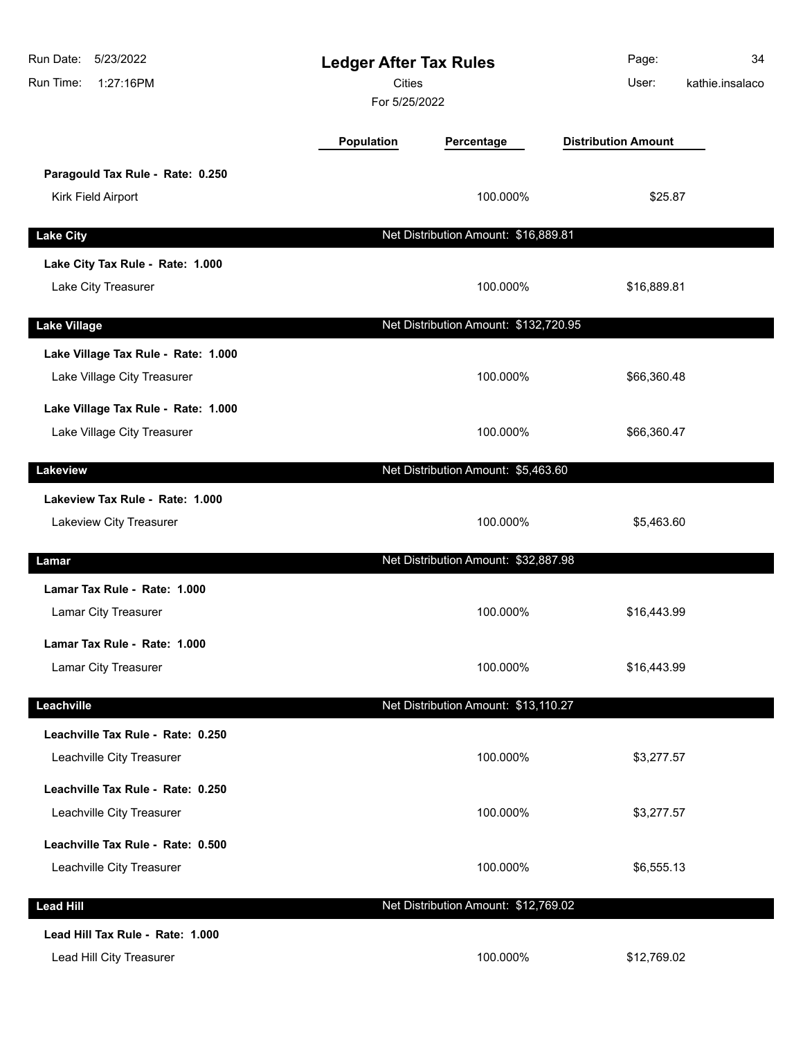# Ledger After Tax Rules

Cities

For 5/25/2022

| | Population | Percentage | Distribution Amount |
|---|---|---|---|
| **Paragould Tax Rule - Rate: 0.250** | | | |
| Kirk Field Airport | | 100.000% | $25.87 |
| **Lake City** | | Net Distribution Amount: $16,889.81 | |
| **Lake City Tax Rule - Rate: 1.000** | | | |
| Lake City Treasurer | | 100.000% | $16,889.81 |
| **Lake Village** | | Net Distribution Amount: $132,720.95 | |
| **Lake Village Tax Rule - Rate: 1.000** | | | |
| Lake Village City Treasurer | | 100.000% | $66,360.48 |
| **Lake Village Tax Rule - Rate: 1.000** | | | |
| Lake Village City Treasurer | | 100.000% | $66,360.47 |
| **Lakeview** | | Net Distribution Amount: $5,463.60 | |
| **Lakeview Tax Rule - Rate: 1.000** | | | |
| Lakeview City Treasurer | | 100.000% | $5,463.60 |
| **Lamar** | | Net Distribution Amount: $32,887.98 | |
| **Lamar Tax Rule - Rate: 1.000** | | | |
| Lamar City Treasurer | | 100.000% | $16,443.99 |
| **Lamar Tax Rule - Rate: 1.000** | | | |
| Lamar City Treasurer | | 100.000% | $16,443.99 |
| **Leachville** | | Net Distribution Amount: $13,110.27 | |
| **Leachville Tax Rule - Rate: 0.250** | | | |
| Leachville City Treasurer | | 100.000% | $3,277.57 |
| **Leachville Tax Rule - Rate: 0.250** | | | |
| Leachville City Treasurer | | 100.000% | $3,277.57 |
| **Leachville Tax Rule - Rate: 0.500** | | | |
| Leachville City Treasurer | | 100.000% | $6,555.13 |
| **Lead Hill** | | Net Distribution Amount: $12,769.02 | |
| **Lead Hill Tax Rule - Rate: 1.000** | | | |
| Lead Hill City Treasurer | | 100.000% | $12,769.02 |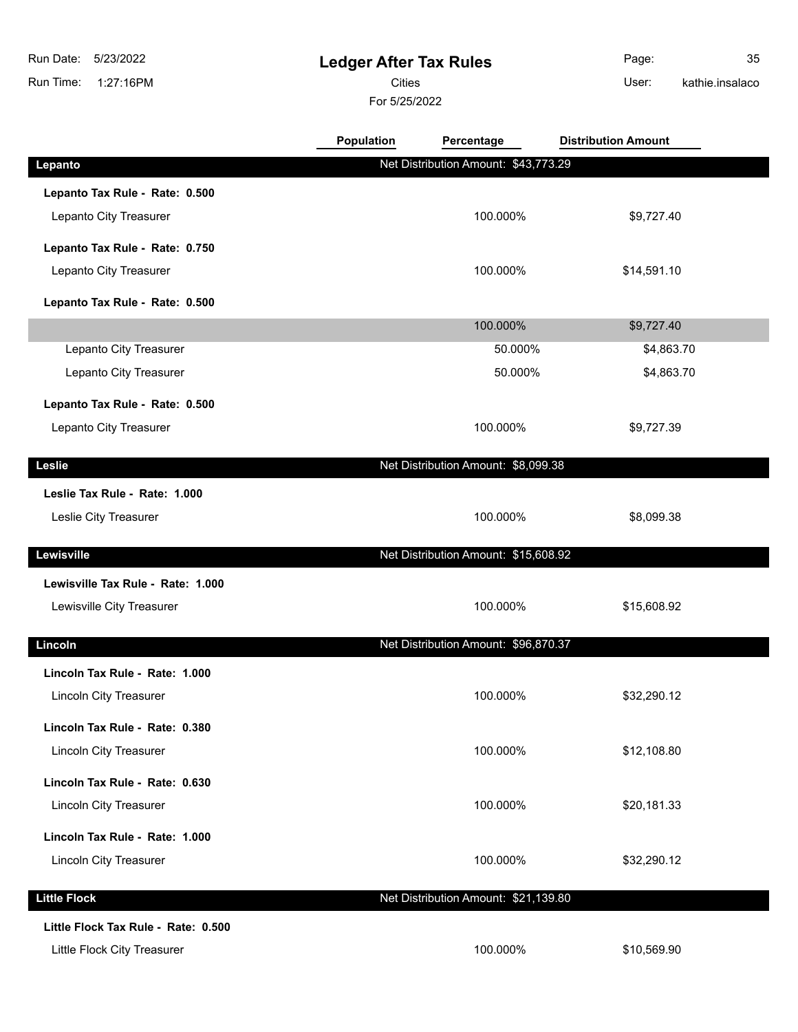# Ledger After Tax Rules

Cities

For 5/25/2022

| | Population | Percentage | Distribution Amount |
|---|---|---|---|
| **Lepanto** | | Net Distribution Amount: $43,773.29 | |
| **Lepanto Tax Rule - Rate: 0.500** | | | |
| Lepanto City Treasurer | | 100.000% | $9,727.40 |
| **Lepanto Tax Rule - Rate: 0.750** | | | |
| Lepanto City Treasurer | | 100.000% | $14,591.10 |
| **Lepanto Tax Rule - Rate: 0.500** | | | |
| | | 100.000% | $9,727.40 |
| Lepanto City Treasurer | | 50.000% | $4,863.70 |
| Lepanto City Treasurer | | 50.000% | $4,863.70 |
| **Lepanto Tax Rule - Rate: 0.500** | | | |
| Lepanto City Treasurer | | 100.000% | $9,727.39 |
| **Leslie** | | Net Distribution Amount: $8,099.38 | |
| **Leslie Tax Rule - Rate: 1.000** | | | |
| Leslie City Treasurer | | 100.000% | $8,099.38 |
| **Lewisville** | | Net Distribution Amount: $15,608.92 | |
| **Lewisville Tax Rule - Rate: 1.000** | | | |
| Lewisville City Treasurer | | 100.000% | $15,608.92 |
| **Lincoln** | | Net Distribution Amount: $96,870.37 | |
| **Lincoln Tax Rule - Rate: 1.000** | | | |
| Lincoln City Treasurer | | 100.000% | $32,290.12 |
| **Lincoln Tax Rule - Rate: 0.380** | | | |
| Lincoln City Treasurer | | 100.000% | $12,108.80 |
| **Lincoln Tax Rule - Rate: 0.630** | | | |
| Lincoln City Treasurer | | 100.000% | $20,181.33 |
| **Lincoln Tax Rule - Rate: 1.000** | | | |
| Lincoln City Treasurer | | 100.000% | $32,290.12 |
| **Little Flock** | | Net Distribution Amount: $21,139.80 | |
| **Little Flock Tax Rule - Rate: 0.500** | | | |
| Little Flock City Treasurer | | 100.000% | $10,569.90 |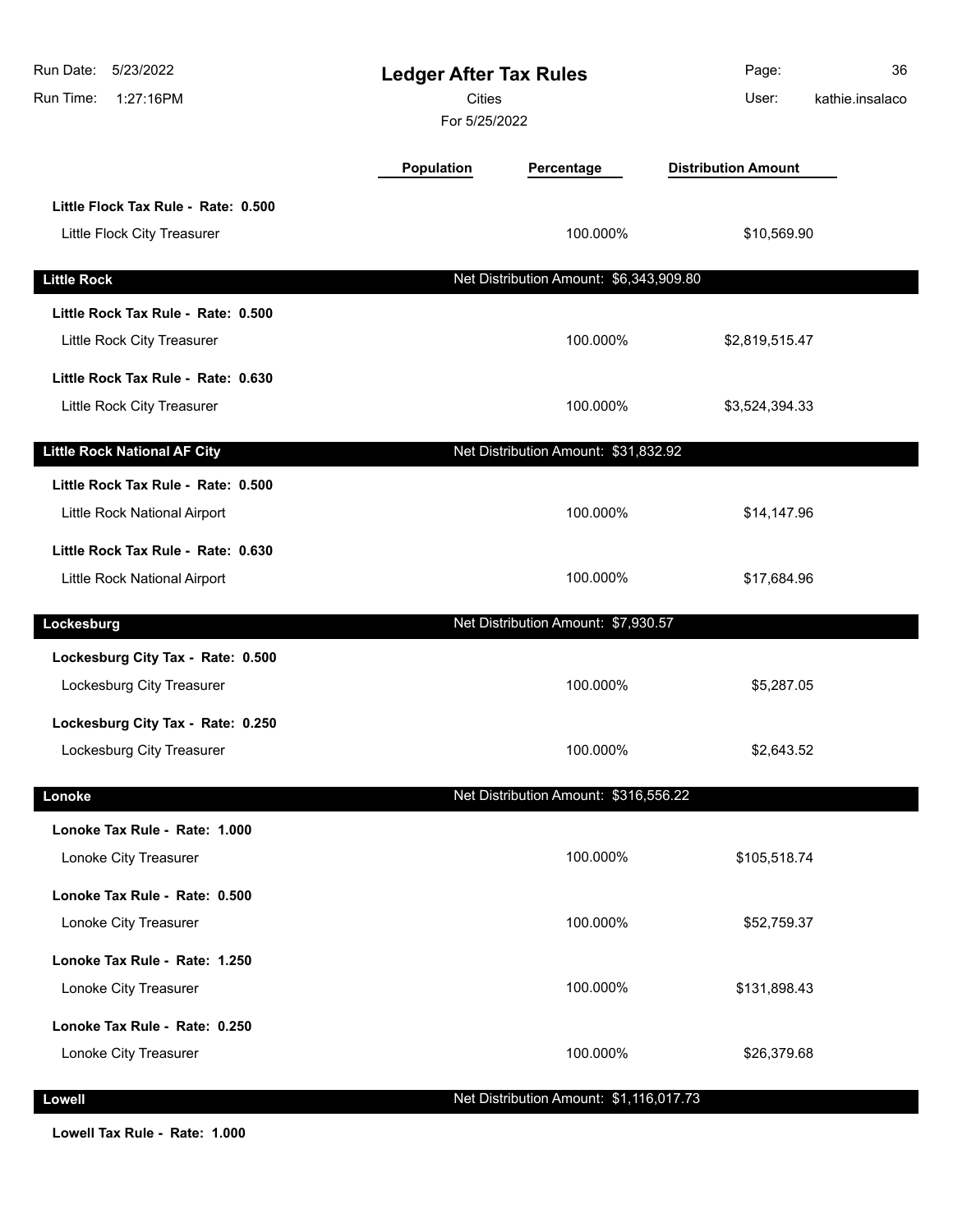# Ledger After Tax Rules

Cities

For 5/25/2022

| | Population | Percentage | Distribution Amount |
|---|---|---|---|
| **Little Flock Tax Rule - Rate: 0.500** | | | |
| Little Flock City Treasurer | | 100.000% | $10,569.90 |
| **Little Rock** | | **Net Distribution Amount: $6,343,909.80** | |
| **Little Rock Tax Rule - Rate: 0.500** | | | |
| Little Rock City Treasurer | | 100.000% | $2,819,515.47 |
| **Little Rock Tax Rule - Rate: 0.630** | | | |
| Little Rock City Treasurer | | 100.000% | $3,524,394.33 |
| **Little Rock National AF City** | | **Net Distribution Amount: $31,832.92** | |
| **Little Rock Tax Rule - Rate: 0.500** | | | |
| Little Rock National Airport | | 100.000% | $14,147.96 |
| **Little Rock Tax Rule - Rate: 0.630** | | | |
| Little Rock National Airport | | 100.000% | $17,684.96 |
| **Lockesburg** | | **Net Distribution Amount: $7,930.57** | |
| **Lockesburg City Tax - Rate: 0.500** | | | |
| Lockesburg City Treasurer | | 100.000% | $5,287.05 |
| **Lockesburg City Tax - Rate: 0.250** | | | |
| Lockesburg City Treasurer | | 100.000% | $2,643.52 |
| **Lonoke** | | **Net Distribution Amount: $316,556.22** | |
| **Lonoke Tax Rule - Rate: 1.000** | | | |
| Lonoke City Treasurer | | 100.000% | $105,518.74 |
| **Lonoke Tax Rule - Rate: 0.500** | | | |
| Lonoke City Treasurer | | 100.000% | $52,759.37 |
| **Lonoke Tax Rule - Rate: 1.250** | | | |
| Lonoke City Treasurer | | 100.000% | $131,898.43 |
| **Lonoke Tax Rule - Rate: 0.250** | | | |
| Lonoke City Treasurer | | 100.000% | $26,379.68 |
| **Lowell** | | **Net Distribution Amount: $1,116,017.73** | |
| **Lowell Tax Rule - Rate: 1.000** | | | |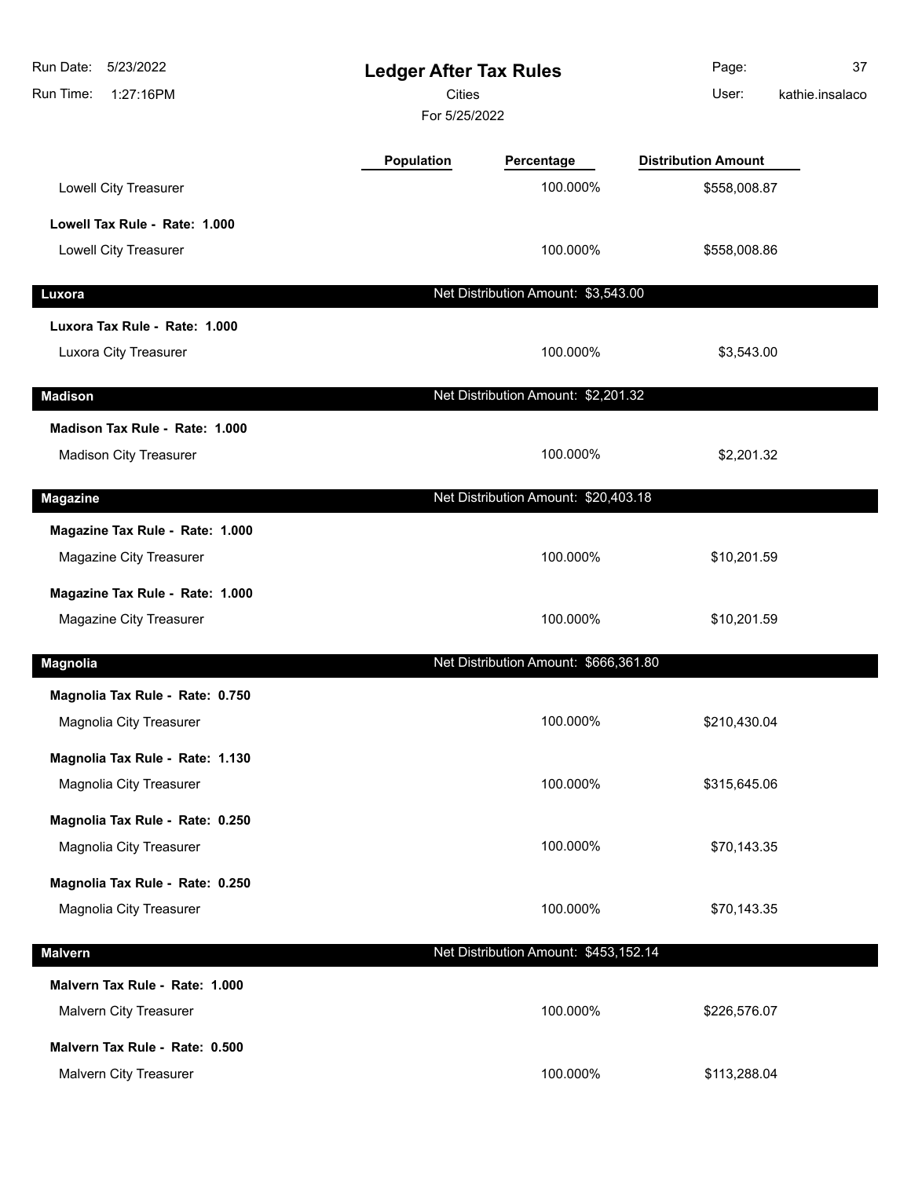# Ledger After Tax Rules

Cities

For 5/25/2022

| | Population | Percentage | Distribution Amount |
|---|---|---|---|
| Lowell City Treasurer | | 100.000% | $558,008.87 |
| **Lowell Tax Rule - Rate: 1.000** | | | |
| Lowell City Treasurer | | 100.000% | $558,008.86 |
| **Luxora** | | Net Distribution Amount: $3,543.00 | |
| **Luxora Tax Rule - Rate: 1.000** | | | |
| Luxora City Treasurer | | 100.000% | $3,543.00 |
| **Madison** | | Net Distribution Amount: $2,201.32 | |
| **Madison Tax Rule - Rate: 1.000** | | | |
| Madison City Treasurer | | 100.000% | $2,201.32 |
| **Magazine** | | Net Distribution Amount: $20,403.18 | |
| **Magazine Tax Rule - Rate: 1.000** | | | |
| Magazine City Treasurer | | 100.000% | $10,201.59 |
| **Magazine Tax Rule - Rate: 1.000** | | | |
| Magazine City Treasurer | | 100.000% | $10,201.59 |
| **Magnolia** | | Net Distribution Amount: $666,361.80 | |
| **Magnolia Tax Rule - Rate: 0.750** | | | |
| Magnolia City Treasurer | | 100.000% | $210,430.04 |
| **Magnolia Tax Rule - Rate: 1.130** | | | |
| Magnolia City Treasurer | | 100.000% | $315,645.06 |
| **Magnolia Tax Rule - Rate: 0.250** | | | |
| Magnolia City Treasurer | | 100.000% | $70,143.35 |
| **Magnolia Tax Rule - Rate: 0.250** | | | |
| Magnolia City Treasurer | | 100.000% | $70,143.35 |
| **Malvern** | | Net Distribution Amount: $453,152.14 | |
| **Malvern Tax Rule - Rate: 1.000** | | | |
| Malvern City Treasurer | | 100.000% | $226,576.07 |
| **Malvern Tax Rule - Rate: 0.500** | | | |
| Malvern City Treasurer | | 100.000% | $113,288.04 |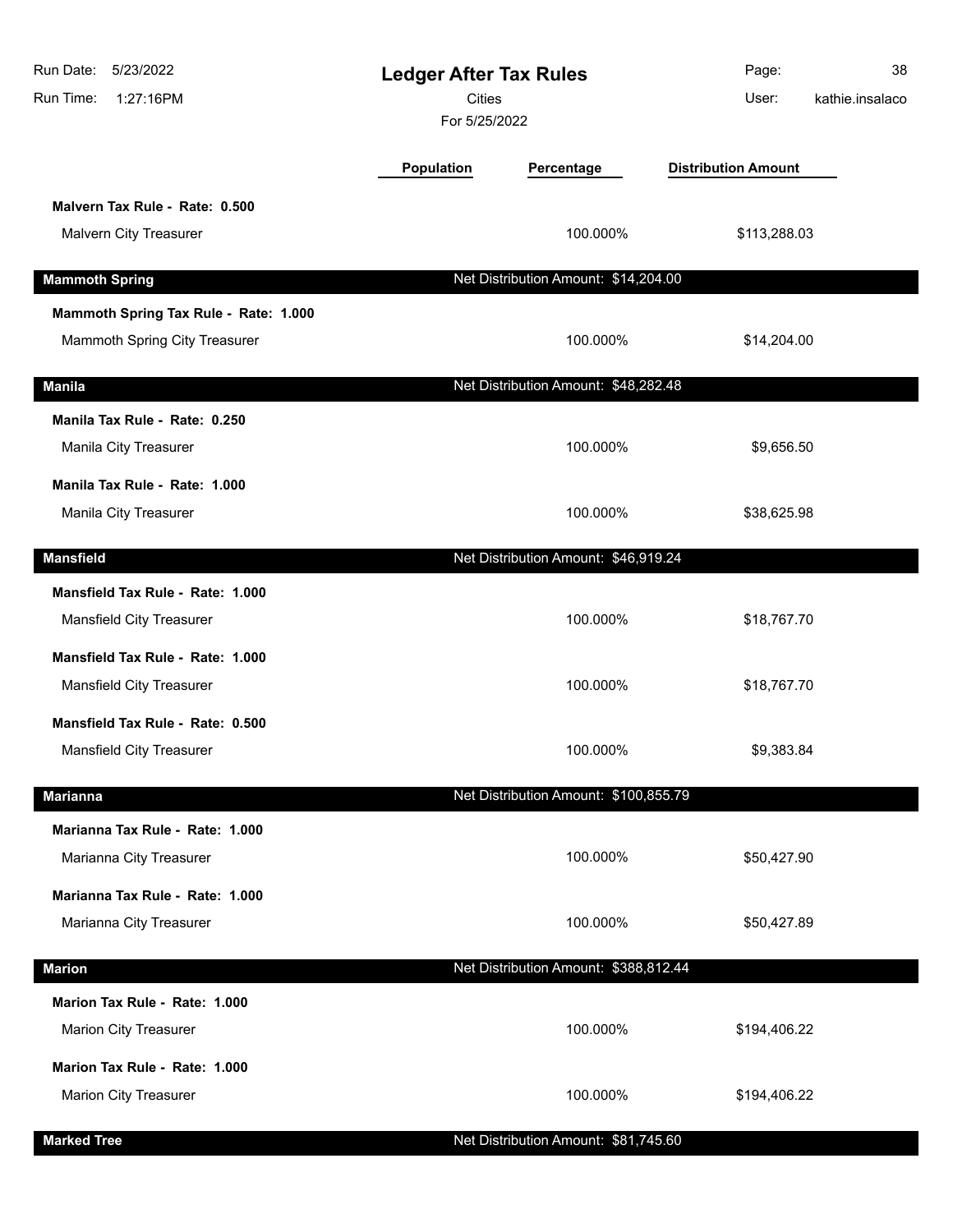# Ledger After Tax Rules

Cities

For 5/25/2022

| | Population | Percentage | Distribution Amount |
|---|---|---|---|
| **Malvern Tax Rule - Rate: 0.500** | | | |
| Malvern City Treasurer | | 100.000% | $113,288.03 |
| **Mammoth Spring** | | Net Distribution Amount: $14,204.00 | |
| **Mammoth Spring Tax Rule - Rate: 1.000** | | | |
| Mammoth Spring City Treasurer | | 100.000% | $14,204.00 |
| **Manila** | | Net Distribution Amount: $48,282.48 | |
| **Manila Tax Rule - Rate: 0.250** | | | |
| Manila City Treasurer | | 100.000% | $9,656.50 |
| **Manila Tax Rule - Rate: 1.000** | | | |
| Manila City Treasurer | | 100.000% | $38,625.98 |
| **Mansfield** | | Net Distribution Amount: $46,919.24 | |
| **Mansfield Tax Rule - Rate: 1.000** | | | |
| Mansfield City Treasurer | | 100.000% | $18,767.70 |
| **Mansfield Tax Rule - Rate: 1.000** | | | |
| Mansfield City Treasurer | | 100.000% | $18,767.70 |
| **Mansfield Tax Rule - Rate: 0.500** | | | |
| Mansfield City Treasurer | | 100.000% | $9,383.84 |
| **Marianna** | | Net Distribution Amount: $100,855.79 | |
| **Marianna Tax Rule - Rate: 1.000** | | | |
| Marianna City Treasurer | | 100.000% | $50,427.90 |
| **Marianna Tax Rule - Rate: 1.000** | | | |
| Marianna City Treasurer | | 100.000% | $50,427.89 |
| **Marion** | | Net Distribution Amount: $388,812.44 | |
| **Marion Tax Rule - Rate: 1.000** | | | |
| Marion City Treasurer | | 100.000% | $194,406.22 |
| **Marion Tax Rule - Rate: 1.000** | | | |
| Marion City Treasurer | | 100.000% | $194,406.22 |
| **Marked Tree** | | Net Distribution Amount: $81,745.60 | |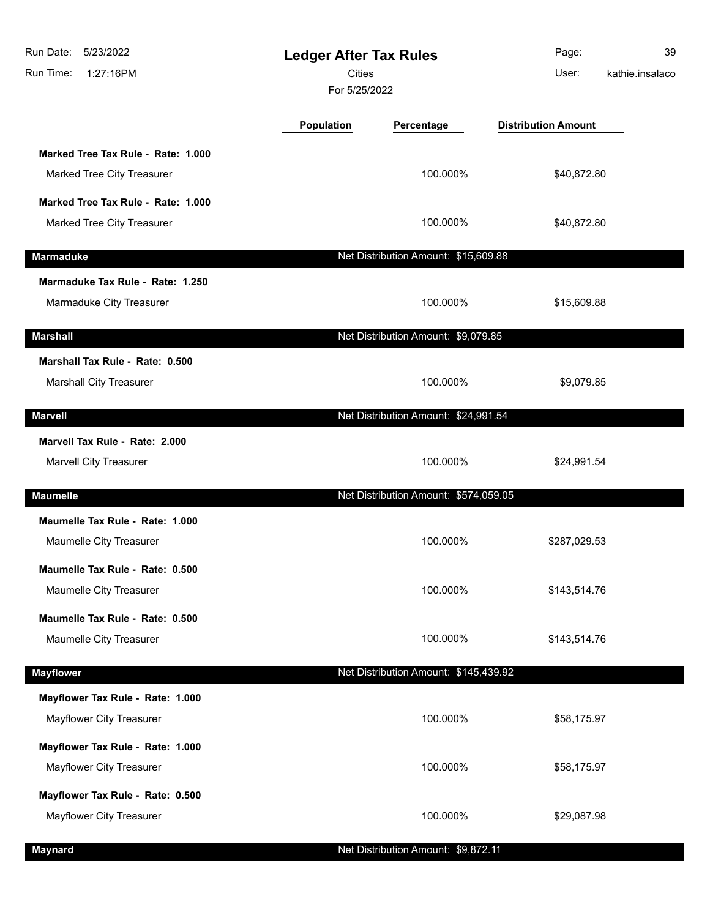# Ledger After Tax Rules

Cities

For 5/25/2022

| | Population | Percentage | Distribution Amount |
|---|---|---|---|
| **Marked Tree Tax Rule - Rate: 1.000** | | | |
| Marked Tree City Treasurer | | 100.000% | $40,872.80 |
| **Marked Tree Tax Rule - Rate: 1.000** | | | |
| Marked Tree City Treasurer | | 100.000% | $40,872.80 |
| **Marmaduke** | | Net Distribution Amount: $15,609.88 | |
| **Marmaduke Tax Rule - Rate: 1.250** | | | |
| Marmaduke City Treasurer | | 100.000% | $15,609.88 |
| **Marshall** | | Net Distribution Amount: $9,079.85 | |
| **Marshall Tax Rule - Rate: 0.500** | | | |
| Marshall City Treasurer | | 100.000% | $9,079.85 |
| **Marvell** | | Net Distribution Amount: $24,991.54 | |
| **Marvell Tax Rule - Rate: 2.000** | | | |
| Marvell City Treasurer | | 100.000% | $24,991.54 |
| **Maumelle** | | Net Distribution Amount: $574,059.05 | |
| **Maumelle Tax Rule - Rate: 1.000** | | | |
| Maumelle City Treasurer | | 100.000% | $287,029.53 |
| **Maumelle Tax Rule - Rate: 0.500** | | | |
| Maumelle City Treasurer | | 100.000% | $143,514.76 |
| **Maumelle Tax Rule - Rate: 0.500** | | | |
| Maumelle City Treasurer | | 100.000% | $143,514.76 |
| **Mayflower** | | Net Distribution Amount: $145,439.92 | |
| **Mayflower Tax Rule - Rate: 1.000** | | | |
| Mayflower City Treasurer | | 100.000% | $58,175.97 |
| **Mayflower Tax Rule - Rate: 1.000** | | | |
| Mayflower City Treasurer | | 100.000% | $58,175.97 |
| **Mayflower Tax Rule - Rate: 0.500** | | | |
| Mayflower City Treasurer | | 100.000% | $29,087.98 |
| **Maynard** | | Net Distribution Amount: $9,872.11 | |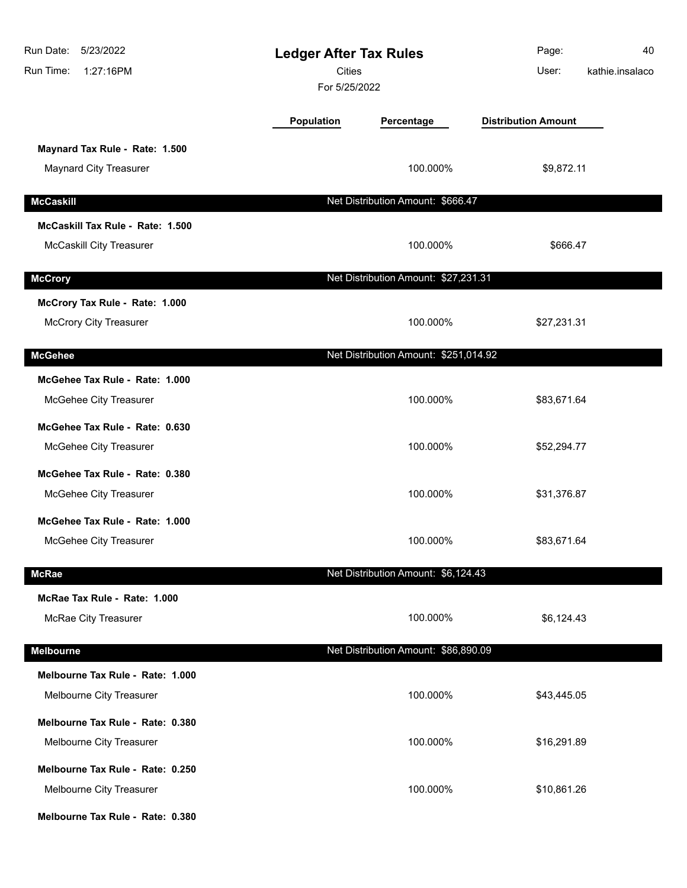# Ledger After Tax Rules

Cities

For 5/25/2022

| | Population | Percentage | Distribution Amount |
|---|---|---|---|
| **Maynard Tax Rule - Rate: 1.500** | | | |
| Maynard City Treasurer | | 100.000% | $9,872.11 |
| **McCaskill** | | Net Distribution Amount: $666.47 | |
| **McCaskill Tax Rule - Rate: 1.500** | | | |
| McCaskill City Treasurer | | 100.000% | $666.47 |
| **McCrory** | | Net Distribution Amount: $27,231.31 | |
| **McCrory Tax Rule - Rate: 1.000** | | | |
| McCrory City Treasurer | | 100.000% | $27,231.31 |
| **McGehee** | | Net Distribution Amount: $251,014.92 | |
| **McGehee Tax Rule - Rate: 1.000** | | | |
| McGehee City Treasurer | | 100.000% | $83,671.64 |
| **McGehee Tax Rule - Rate: 0.630** | | | |
| McGehee City Treasurer | | 100.000% | $52,294.77 |
| **McGehee Tax Rule - Rate: 0.380** | | | |
| McGehee City Treasurer | | 100.000% | $31,376.87 |
| **McGehee Tax Rule - Rate: 1.000** | | | |
| McGehee City Treasurer | | 100.000% | $83,671.64 |
| **McRae** | | Net Distribution Amount: $6,124.43 | |
| **McRae Tax Rule - Rate: 1.000** | | | |
| McRae City Treasurer | | 100.000% | $6,124.43 |
| **Melbourne** | | Net Distribution Amount: $86,890.09 | |
| **Melbourne Tax Rule - Rate: 1.000** | | | |
| Melbourne City Treasurer | | 100.000% | $43,445.05 |
| **Melbourne Tax Rule - Rate: 0.380** | | | |
| Melbourne City Treasurer | | 100.000% | $16,291.89 |
| **Melbourne Tax Rule - Rate: 0.250** | | | |
| Melbourne City Treasurer | | 100.000% | $10,861.26 |
| **Melbourne Tax Rule - Rate: 0.380** | | | |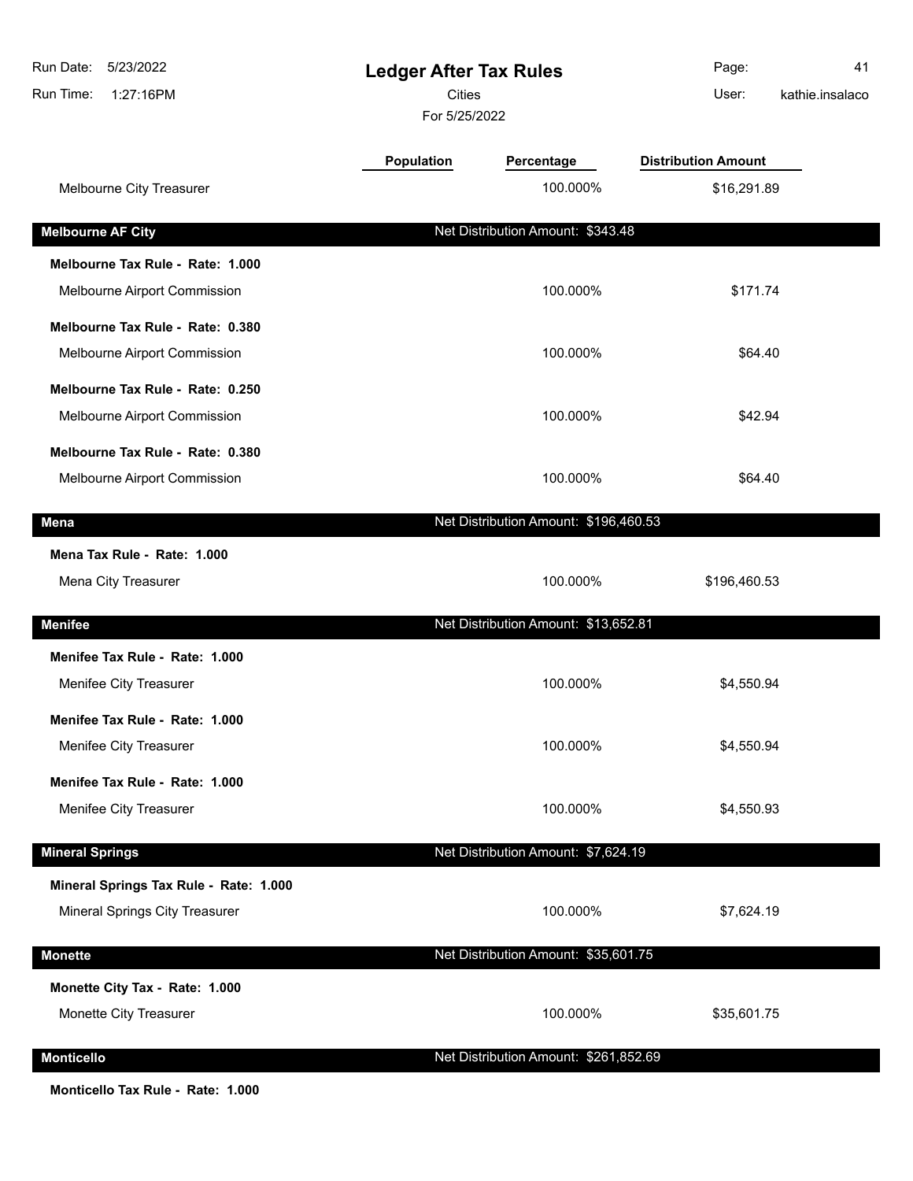## Ledger After Tax Rules

Cities

For 5/25/2022

| | Population | Percentage | Distribution Amount |
|---|---|---|---|
| Melbourne City Treasurer | | 100.000% | $16,291.89 |
| **Melbourne AF City** | | Net Distribution Amount: $343.48 | |
| **Melbourne Tax Rule - Rate: 1.000** | | | |
| Melbourne Airport Commission | | 100.000% | $171.74 |
| **Melbourne Tax Rule - Rate: 0.380** | | | |
| Melbourne Airport Commission | | 100.000% | $64.40 |
| **Melbourne Tax Rule - Rate: 0.250** | | | |
| Melbourne Airport Commission | | 100.000% | $42.94 |
| **Melbourne Tax Rule - Rate: 0.380** | | | |
| Melbourne Airport Commission | | 100.000% | $64.40 |
| **Mena** | | Net Distribution Amount: $196,460.53 | |
| **Mena Tax Rule - Rate: 1.000** | | | |
| Mena City Treasurer | | 100.000% | $196,460.53 |
| **Menifee** | | Net Distribution Amount: $13,652.81 | |
| **Menifee Tax Rule - Rate: 1.000** | | | |
| Menifee City Treasurer | | 100.000% | $4,550.94 |
| **Menifee Tax Rule - Rate: 1.000** | | | |
| Menifee City Treasurer | | 100.000% | $4,550.94 |
| **Menifee Tax Rule - Rate: 1.000** | | | |
| Menifee City Treasurer | | 100.000% | $4,550.93 |
| **Mineral Springs** | | Net Distribution Amount: $7,624.19 | |
| **Mineral Springs Tax Rule - Rate: 1.000** | | | |
| Mineral Springs City Treasurer | | 100.000% | $7,624.19 |
| **Monette** | | Net Distribution Amount: $35,601.75 | |
| **Monette City Tax - Rate: 1.000** | | | |
| Monette City Treasurer | | 100.000% | $35,601.75 |
| **Monticello** | | Net Distribution Amount: $261,852.69 | |
| **Monticello Tax Rule - Rate: 1.000** | | | |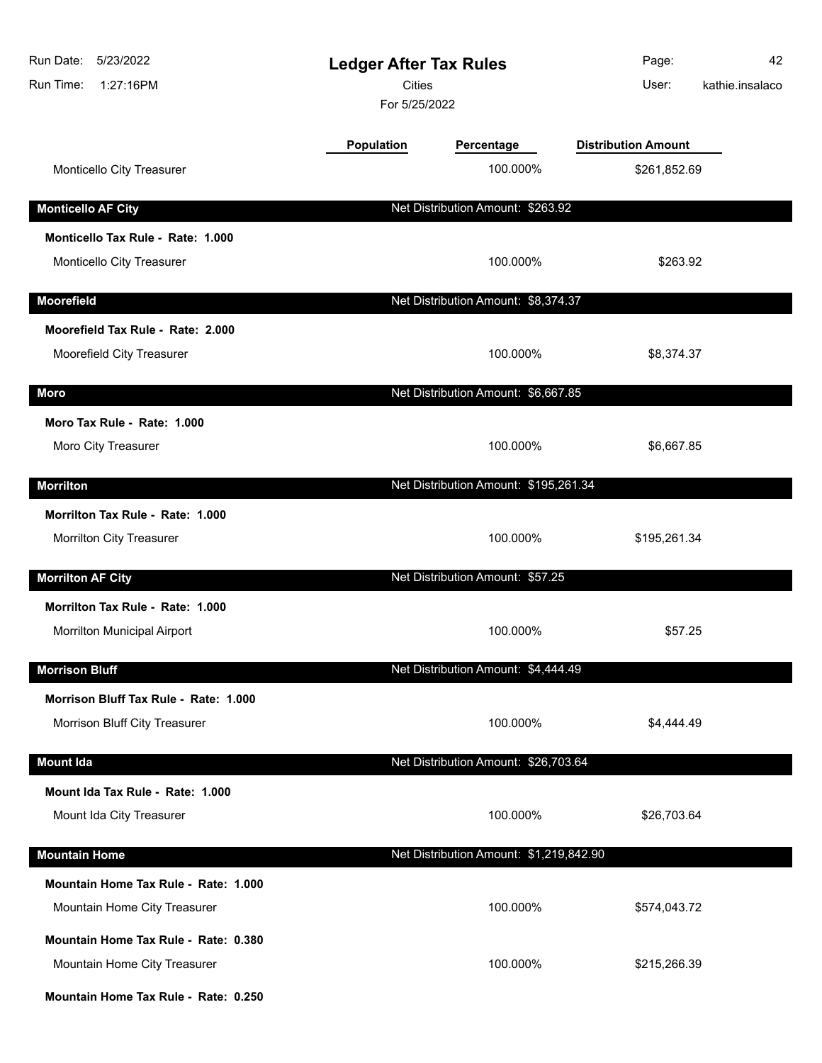# Ledger After Tax Rules

Cities

For 5/25/2022

Run Date: 5/23/2022
Run Time: 1:27:16PM
User: kathie.insalaco

| | Population | Percentage | Distribution Amount |
|---|---|---|---|
| Monticello City Treasurer | | 100.000% | $261,852.69 |
| **Monticello AF City** | | Net Distribution Amount: $263.92 | |
| **Monticello Tax Rule - Rate: 1.000** | | | |
| Monticello City Treasurer | | 100.000% | $263.92 |
| **Moorefield** | | Net Distribution Amount: $8,374.37 | |
| **Moorefield Tax Rule - Rate: 2.000** | | | |
| Moorefield City Treasurer | | 100.000% | $8,374.37 |
| **Moro** | | Net Distribution Amount: $6,667.85 | |
| **Moro Tax Rule - Rate: 1.000** | | | |
| Moro City Treasurer | | 100.000% | $6,667.85 |
| **Morrilton** | | Net Distribution Amount: $195,261.34 | |
| **Morrilton Tax Rule - Rate: 1.000** | | | |
| Morrilton City Treasurer | | 100.000% | $195,261.34 |
| **Morrilton AF City** | | Net Distribution Amount: $57.25 | |
| **Morrilton Tax Rule - Rate: 1.000** | | | |
| Morrilton Municipal Airport | | 100.000% | $57.25 |
| **Morrison Bluff** | | Net Distribution Amount: $4,444.49 | |
| **Morrison Bluff Tax Rule - Rate: 1.000** | | | |
| Morrison Bluff City Treasurer | | 100.000% | $4,444.49 |
| **Mount Ida** | | Net Distribution Amount: $26,703.64 | |
| **Mount Ida Tax Rule - Rate: 1.000** | | | |
| Mount Ida City Treasurer | | 100.000% | $26,703.64 |
| **Mountain Home** | | Net Distribution Amount: $1,219,842.90 | |
| **Mountain Home Tax Rule - Rate: 1.000** | | | |
| Mountain Home City Treasurer | | 100.000% | $574,043.72 |
| **Mountain Home Tax Rule - Rate: 0.380** | | | |
| Mountain Home City Treasurer | | 100.000% | $215,266.39 |
| **Mountain Home Tax Rule - Rate: 0.250** | | | |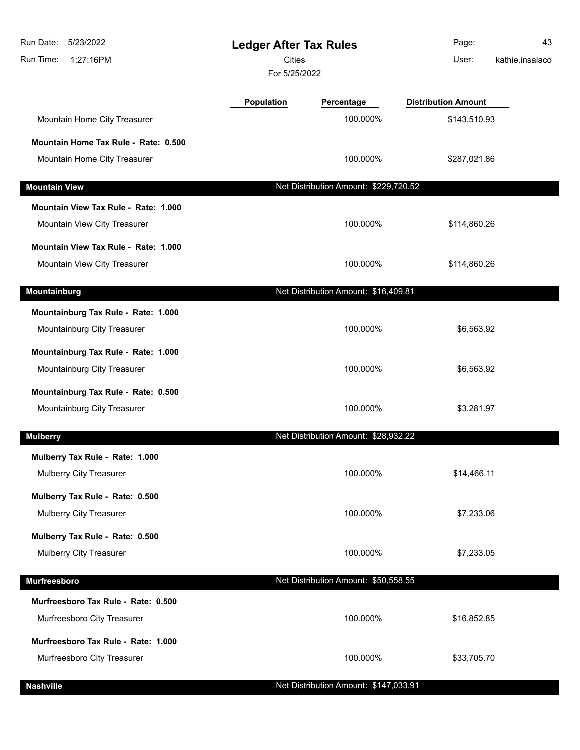# Ledger After Tax Rules

Cities

For 5/25/2022

| | Population | Percentage | Distribution Amount |
|---|---|---|---|
| Mountain Home City Treasurer | | 100.000% | $143,510.93 |
| **Mountain Home Tax Rule - Rate: 0.500** | | | |
| Mountain Home City Treasurer | | 100.000% | $287,021.86 |
| **Mountain View** | | Net Distribution Amount: $229,720.52 | |
| **Mountain View Tax Rule - Rate: 1.000** | | | |
| Mountain View City Treasurer | | 100.000% | $114,860.26 |
| **Mountain View Tax Rule - Rate: 1.000** | | | |
| Mountain View City Treasurer | | 100.000% | $114,860.26 |
| **Mountainburg** | | Net Distribution Amount: $16,409.81 | |
| **Mountainburg Tax Rule - Rate: 1.000** | | | |
| Mountainburg City Treasurer | | 100.000% | $6,563.92 |
| **Mountainburg Tax Rule - Rate: 1.000** | | | |
| Mountainburg City Treasurer | | 100.000% | $6,563.92 |
| **Mountainburg Tax Rule - Rate: 0.500** | | | |
| Mountainburg City Treasurer | | 100.000% | $3,281.97 |
| **Mulberry** | | Net Distribution Amount: $28,932.22 | |
| **Mulberry Tax Rule - Rate: 1.000** | | | |
| Mulberry City Treasurer | | 100.000% | $14,466.11 |
| **Mulberry Tax Rule - Rate: 0.500** | | | |
| Mulberry City Treasurer | | 100.000% | $7,233.06 |
| **Mulberry Tax Rule - Rate: 0.500** | | | |
| Mulberry City Treasurer | | 100.000% | $7,233.05 |
| **Murfreesboro** | | Net Distribution Amount: $50,558.55 | |
| **Murfreesboro Tax Rule - Rate: 0.500** | | | |
| Murfreesboro City Treasurer | | 100.000% | $16,852.85 |
| **Murfreesboro Tax Rule - Rate: 1.000** | | | |
| Murfreesboro City Treasurer | | 100.000% | $33,705.70 |
| **Nashville** | | Net Distribution Amount: $147,033.91 | |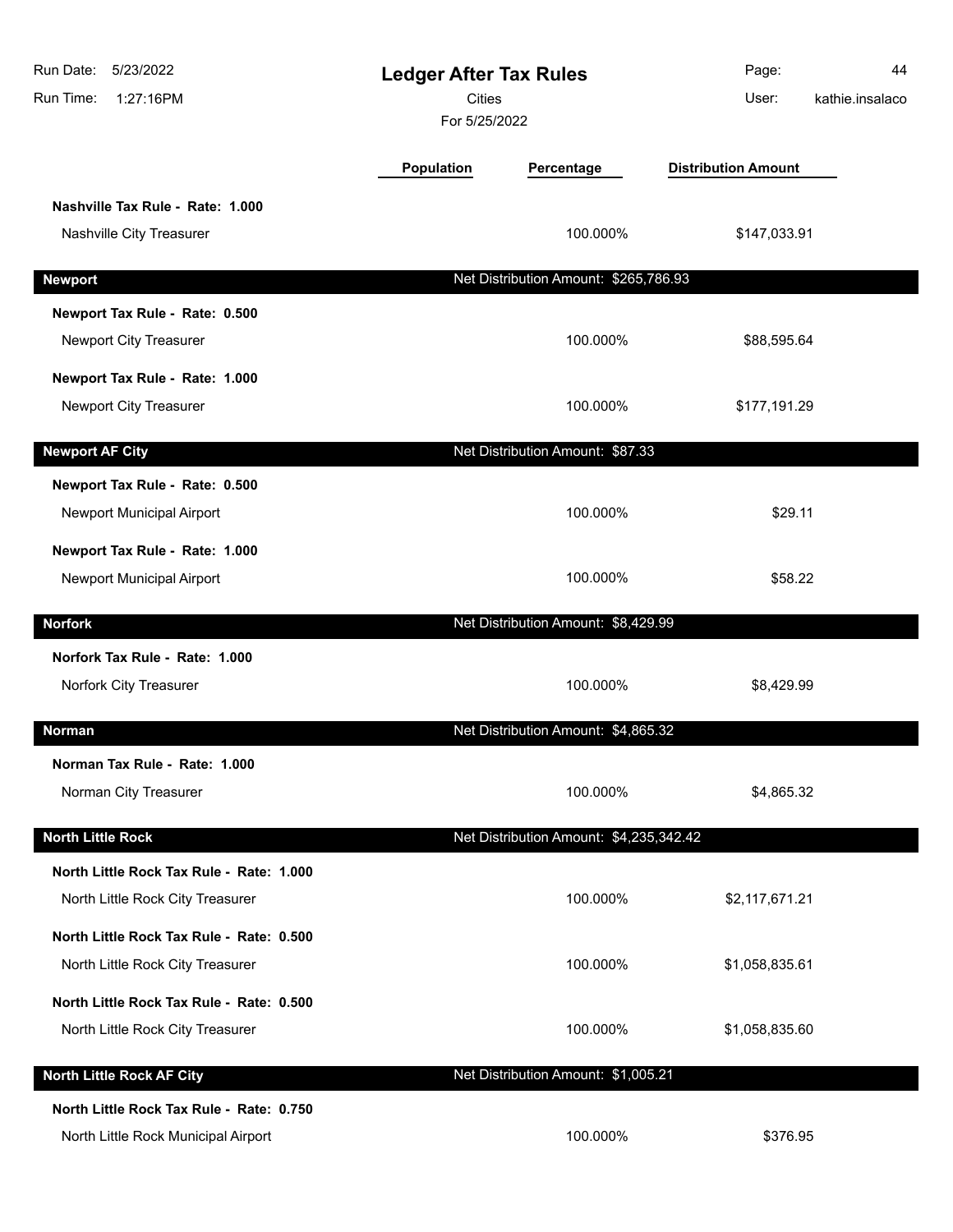# Ledger After Tax Rules

Cities

For 5/25/2022

Run Date: 5/23/2022
Run Time: 1:27:16PM
User: kathie.insalaco

| | Population | Percentage | Distribution Amount |
|---|---|---|---|
| **Nashville Tax Rule - Rate: 1.000** | | | |
| Nashville City Treasurer | | 100.000% | $147,033.91 |
| **Newport** | | Net Distribution Amount: $265,786.93 | |
| **Newport Tax Rule - Rate: 0.500** | | | |
| Newport City Treasurer | | 100.000% | $88,595.64 |
| **Newport Tax Rule - Rate: 1.000** | | | |
| Newport City Treasurer | | 100.000% | $177,191.29 |
| **Newport AF City** | | Net Distribution Amount: $87.33 | |
| **Newport Tax Rule - Rate: 0.500** | | | |
| Newport Municipal Airport | | 100.000% | $29.11 |
| **Newport Tax Rule - Rate: 1.000** | | | |
| Newport Municipal Airport | | 100.000% | $58.22 |
| **Norfork** | | Net Distribution Amount: $8,429.99 | |
| **Norfork Tax Rule - Rate: 1.000** | | | |
| Norfork City Treasurer | | 100.000% | $8,429.99 |
| **Norman** | | Net Distribution Amount: $4,865.32 | |
| **Norman Tax Rule - Rate: 1.000** | | | |
| Norman City Treasurer | | 100.000% | $4,865.32 |
| **North Little Rock** | | Net Distribution Amount: $4,235,342.42 | |
| **North Little Rock Tax Rule - Rate: 1.000** | | | |
| North Little Rock City Treasurer | | 100.000% | $2,117,671.21 |
| **North Little Rock Tax Rule - Rate: 0.500** | | | |
| North Little Rock City Treasurer | | 100.000% | $1,058,835.61 |
| **North Little Rock Tax Rule - Rate: 0.500** | | | |
| North Little Rock City Treasurer | | 100.000% | $1,058,835.60 |
| **North Little Rock AF City** | | Net Distribution Amount: $1,005.21 | |
| **North Little Rock Tax Rule - Rate: 0.750** | | | |
| North Little Rock Municipal Airport | | 100.000% | $376.95 |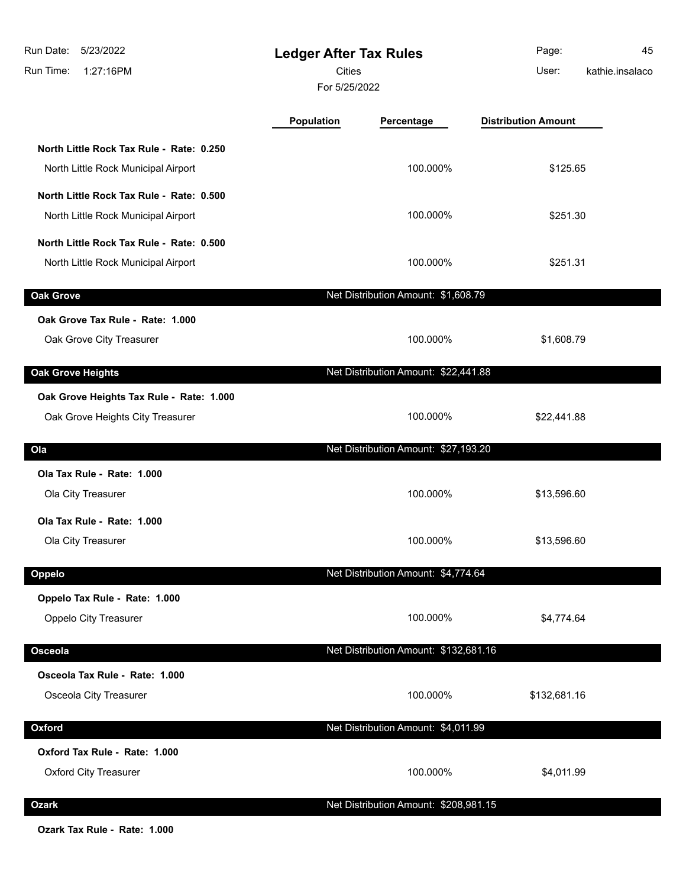# Ledger After Tax Rules

Cities

For 5/25/2022

Run Date: 5/23/2022
Run Time: 1:27:16PM
User: kathie.insalaco

| | Population | Percentage | Distribution Amount |
|---|---|---|---|
| **North Little Rock Tax Rule - Rate: 0.250** | | | |
| North Little Rock Municipal Airport | | 100.000% | $125.65 |
| **North Little Rock Tax Rule - Rate: 0.500** | | | |
| North Little Rock Municipal Airport | | 100.000% | $251.30 |
| **North Little Rock Tax Rule - Rate: 0.500** | | | |
| North Little Rock Municipal Airport | | 100.000% | $251.31 |
| **Oak Grove** | | Net Distribution Amount: $1,608.79 | |
| **Oak Grove Tax Rule - Rate: 1.000** | | | |
| Oak Grove City Treasurer | | 100.000% | $1,608.79 |
| **Oak Grove Heights** | | Net Distribution Amount: $22,441.88 | |
| **Oak Grove Heights Tax Rule - Rate: 1.000** | | | |
| Oak Grove Heights City Treasurer | | 100.000% | $22,441.88 |
| **Ola** | | Net Distribution Amount: $27,193.20 | |
| **Ola Tax Rule - Rate: 1.000** | | | |
| Ola City Treasurer | | 100.000% | $13,596.60 |
| **Ola Tax Rule - Rate: 1.000** | | | |
| Ola City Treasurer | | 100.000% | $13,596.60 |
| **Oppelo** | | Net Distribution Amount: $4,774.64 | |
| **Oppelo Tax Rule - Rate: 1.000** | | | |
| Oppelo City Treasurer | | 100.000% | $4,774.64 |
| **Osceola** | | Net Distribution Amount: $132,681.16 | |
| **Osceola Tax Rule - Rate: 1.000** | | | |
| Osceola City Treasurer | | 100.000% | $132,681.16 |
| **Oxford** | | Net Distribution Amount: $4,011.99 | |
| **Oxford Tax Rule - Rate: 1.000** | | | |
| Oxford City Treasurer | | 100.000% | $4,011.99 |
| **Ozark** | | Net Distribution Amount: $208,981.15 | |
| **Ozark Tax Rule - Rate: 1.000** | | | |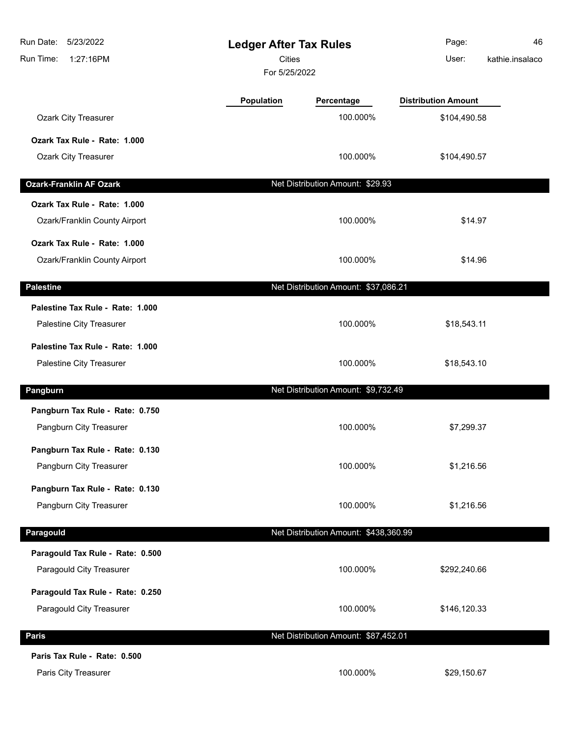# Ledger After Tax Rules

Cities

For 5/25/2022

Run Date: 5/23/2022
Run Time: 1:27:16PM
User: kathie.insalaco

| | Population | Percentage | Distribution Amount |
|---|---|---|---|
| Ozark City Treasurer | | 100.000% | $104,490.58 |
| **Ozark Tax Rule - Rate: 1.000** | | | |
| Ozark City Treasurer | | 100.000% | $104,490.57 |
| **Ozark-Franklin AF Ozark** | | Net Distribution Amount: $29.93 | |
| **Ozark Tax Rule - Rate: 1.000** | | | |
| Ozark/Franklin County Airport | | 100.000% | $14.97 |
| **Ozark Tax Rule - Rate: 1.000** | | | |
| Ozark/Franklin County Airport | | 100.000% | $14.96 |
| **Palestine** | | Net Distribution Amount: $37,086.21 | |
| **Palestine Tax Rule - Rate: 1.000** | | | |
| Palestine City Treasurer | | 100.000% | $18,543.11 |
| **Palestine Tax Rule - Rate: 1.000** | | | |
| Palestine City Treasurer | | 100.000% | $18,543.10 |
| **Pangburn** | | Net Distribution Amount: $9,732.49 | |
| **Pangburn Tax Rule - Rate: 0.750** | | | |
| Pangburn City Treasurer | | 100.000% | $7,299.37 |
| **Pangburn Tax Rule - Rate: 0.130** | | | |
| Pangburn City Treasurer | | 100.000% | $1,216.56 |
| **Pangburn Tax Rule - Rate: 0.130** | | | |
| Pangburn City Treasurer | | 100.000% | $1,216.56 |
| **Paragould** | | Net Distribution Amount: $438,360.99 | |
| **Paragould Tax Rule - Rate: 0.500** | | | |
| Paragould City Treasurer | | 100.000% | $292,240.66 |
| **Paragould Tax Rule - Rate: 0.250** | | | |
| Paragould City Treasurer | | 100.000% | $146,120.33 |
| **Paris** | | Net Distribution Amount: $87,452.01 | |
| **Paris Tax Rule - Rate: 0.500** | | | |
| Paris City Treasurer | | 100.000% | $29,150.67 |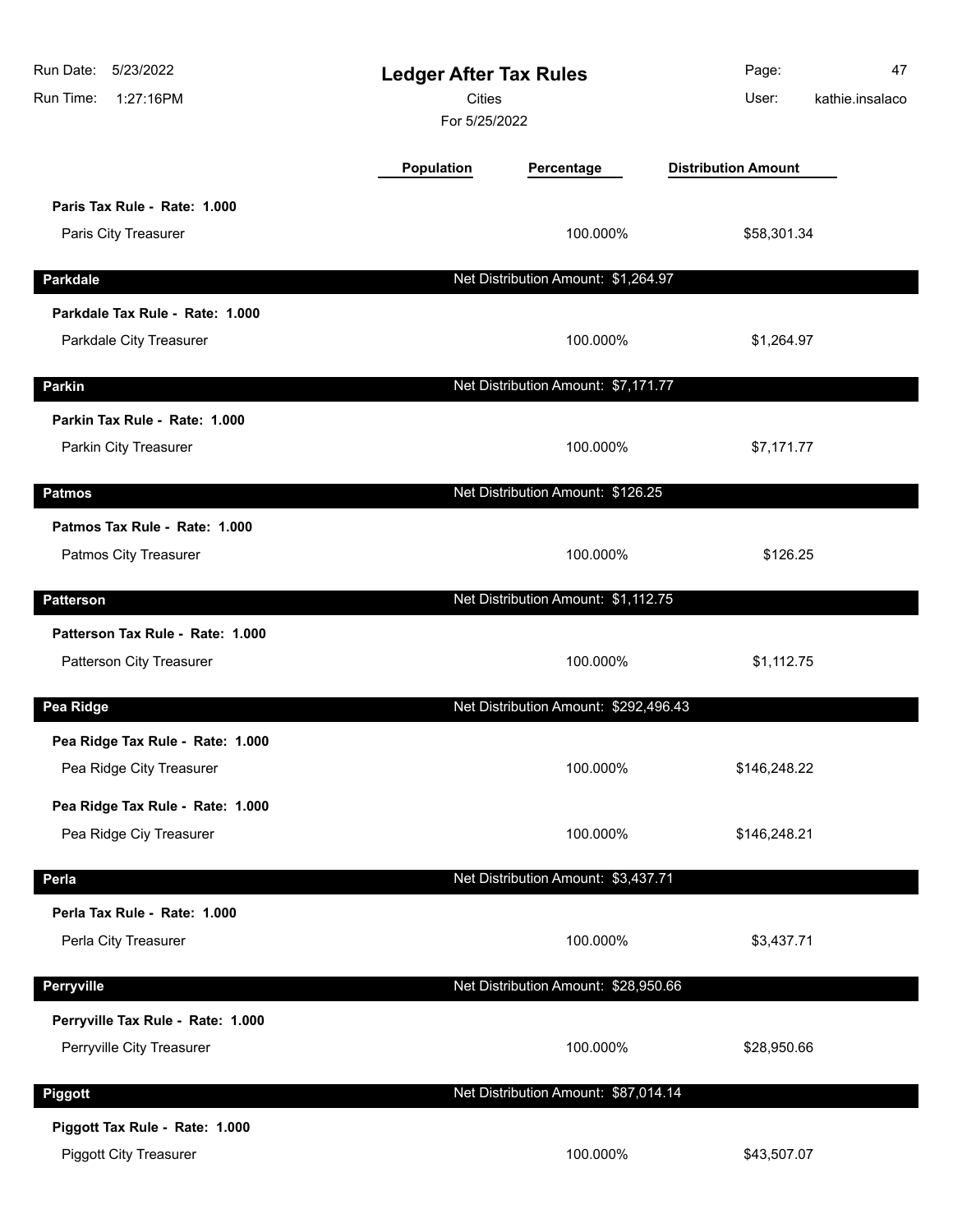# Ledger After Tax Rules

Cities

For 5/25/2022

| | Population | Percentage | Distribution Amount |
|---|---|---|---|
| **Paris Tax Rule - Rate: 1.000** | | | |
| Paris City Treasurer | | 100.000% | $58,301.34 |
| **Parkdale** | | Net Distribution Amount: $1,264.97 | |
| **Parkdale Tax Rule - Rate: 1.000** | | | |
| Parkdale City Treasurer | | 100.000% | $1,264.97 |
| **Parkin** | | Net Distribution Amount: $7,171.77 | |
| **Parkin Tax Rule - Rate: 1.000** | | | |
| Parkin City Treasurer | | 100.000% | $7,171.77 |
| **Patmos** | | Net Distribution Amount: $126.25 | |
| **Patmos Tax Rule - Rate: 1.000** | | | |
| Patmos City Treasurer | | 100.000% | $126.25 |
| **Patterson** | | Net Distribution Amount: $1,112.75 | |
| **Patterson Tax Rule - Rate: 1.000** | | | |
| Patterson City Treasurer | | 100.000% | $1,112.75 |
| **Pea Ridge** | | Net Distribution Amount: $292,496.43 | |
| **Pea Ridge Tax Rule - Rate: 1.000** | | | |
| Pea Ridge City Treasurer | | 100.000% | $146,248.22 |
| **Pea Ridge Tax Rule - Rate: 1.000** | | | |
| Pea Ridge Ciy Treasurer | | 100.000% | $146,248.21 |
| **Perla** | | Net Distribution Amount: $3,437.71 | |
| **Perla Tax Rule - Rate: 1.000** | | | |
| Perla City Treasurer | | 100.000% | $3,437.71 |
| **Perryville** | | Net Distribution Amount: $28,950.66 | |
| **Perryville Tax Rule - Rate: 1.000** | | | |
| Perryville City Treasurer | | 100.000% | $28,950.66 |
| **Piggott** | | Net Distribution Amount: $87,014.14 | |
| **Piggott Tax Rule - Rate: 1.000** | | | |
| Piggott City Treasurer | | 100.000% | $43,507.07 |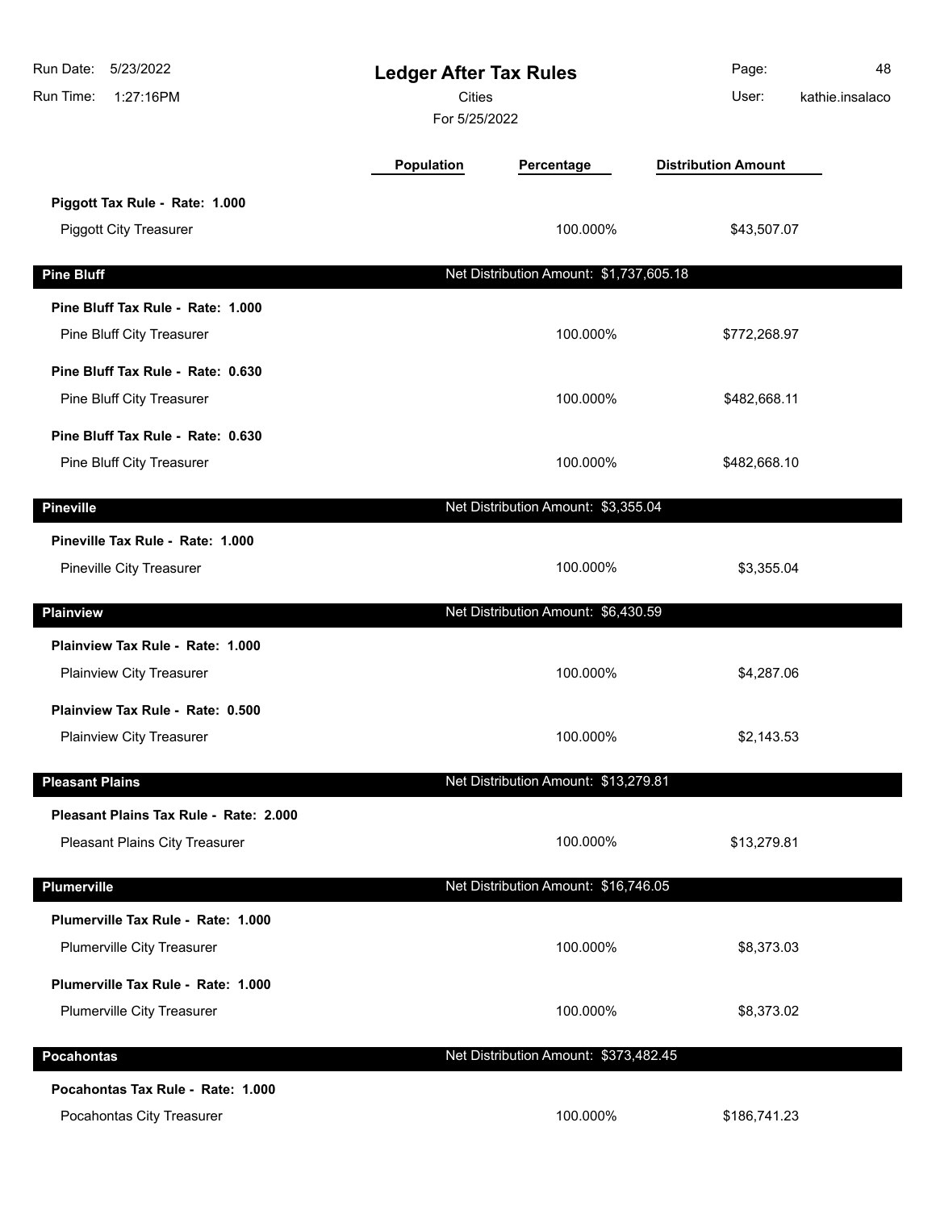| | Population | Percentage | Distribution Amount |
|---|---|---|---|
| **Piggott Tax Rule - Rate: 1.000** | | | |
| Piggott City Treasurer | | 100.000% | $43,507.07 |
| **Pine Bluff** | Net Distribution Amount: $1,737,605.18 | | |
| **Pine Bluff Tax Rule - Rate: 1.000** | | | |
| Pine Bluff City Treasurer | | 100.000% | $772,268.97 |
| **Pine Bluff Tax Rule - Rate: 0.630** | | | |
| Pine Bluff City Treasurer | | 100.000% | $482,668.11 |
| **Pine Bluff Tax Rule - Rate: 0.630** | | | |
| Pine Bluff City Treasurer | | 100.000% | $482,668.10 |
| **Pineville** | Net Distribution Amount: $3,355.04 | | |
| **Pineville Tax Rule - Rate: 1.000** | | | |
| Pineville City Treasurer | | 100.000% | $3,355.04 |
| **Plainview** | Net Distribution Amount: $6,430.59 | | |
| **Plainview Tax Rule - Rate: 1.000** | | | |
| Plainview City Treasurer | | 100.000% | $4,287.06 |
| **Plainview Tax Rule - Rate: 0.500** | | | |
| Plainview City Treasurer | | 100.000% | $2,143.53 |
| **Pleasant Plains** | Net Distribution Amount: $13,279.81 | | |
| **Pleasant Plains Tax Rule - Rate: 2.000** | | | |
| Pleasant Plains City Treasurer | | 100.000% | $13,279.81 |
| **Plumerville** | Net Distribution Amount: $16,746.05 | | |
| **Plumerville Tax Rule - Rate: 1.000** | | | |
| Plumerville City Treasurer | | 100.000% | $8,373.03 |
| **Plumerville Tax Rule - Rate: 1.000** | | | |
| Plumerville City Treasurer | | 100.000% | $8,373.02 |
| **Pocahontas** | Net Distribution Amount: $373,482.45 | | |
| **Pocahontas Tax Rule - Rate: 1.000** | | | |
| Pocahontas City Treasurer | | 100.000% | $186,741.23 |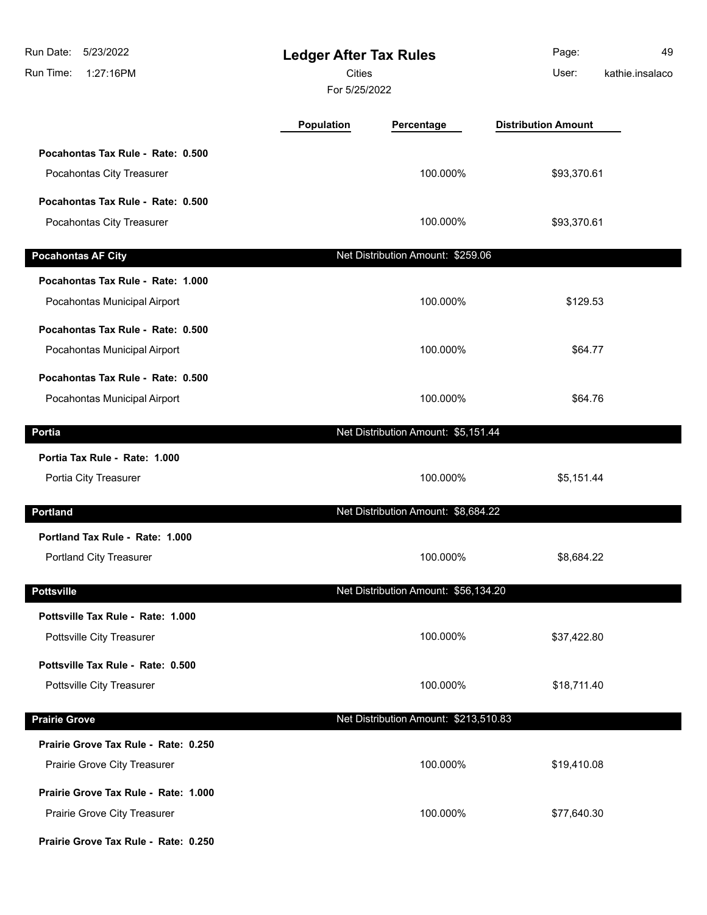# Ledger After Tax Rules

Cities

For 5/25/2022

| | Population | Percentage | Distribution Amount |
|---|---|---|---|
| **Pocahontas Tax Rule - Rate: 0.500** | | | |
| Pocahontas City Treasurer | | 100.000% | $93,370.61 |
| **Pocahontas Tax Rule - Rate: 0.500** | | | |
| Pocahontas City Treasurer | | 100.000% | $93,370.61 |
| **Pocahontas AF City** | | Net Distribution Amount: $259.06 | |
| **Pocahontas Tax Rule - Rate: 1.000** | | | |
| Pocahontas Municipal Airport | | 100.000% | $129.53 |
| **Pocahontas Tax Rule - Rate: 0.500** | | | |
| Pocahontas Municipal Airport | | 100.000% | $64.77 |
| **Pocahontas Tax Rule - Rate: 0.500** | | | |
| Pocahontas Municipal Airport | | 100.000% | $64.76 |
| **Portia** | | Net Distribution Amount: $5,151.44 | |
| **Portia Tax Rule - Rate: 1.000** | | | |
| Portia City Treasurer | | 100.000% | $5,151.44 |
| **Portland** | | Net Distribution Amount: $8,684.22 | |
| **Portland Tax Rule - Rate: 1.000** | | | |
| Portland City Treasurer | | 100.000% | $8,684.22 |
| **Pottsville** | | Net Distribution Amount: $56,134.20 | |
| **Pottsville Tax Rule - Rate: 1.000** | | | |
| Pottsville City Treasurer | | 100.000% | $37,422.80 |
| **Pottsville Tax Rule - Rate: 0.500** | | | |
| Pottsville City Treasurer | | 100.000% | $18,711.40 |
| **Prairie Grove** | | Net Distribution Amount: $213,510.83 | |
| **Prairie Grove Tax Rule - Rate: 0.250** | | | |
| Prairie Grove City Treasurer | | 100.000% | $19,410.08 |
| **Prairie Grove Tax Rule - Rate: 1.000** | | | |
| Prairie Grove City Treasurer | | 100.000% | $77,640.30 |
| **Prairie Grove Tax Rule - Rate: 0.250** | | | |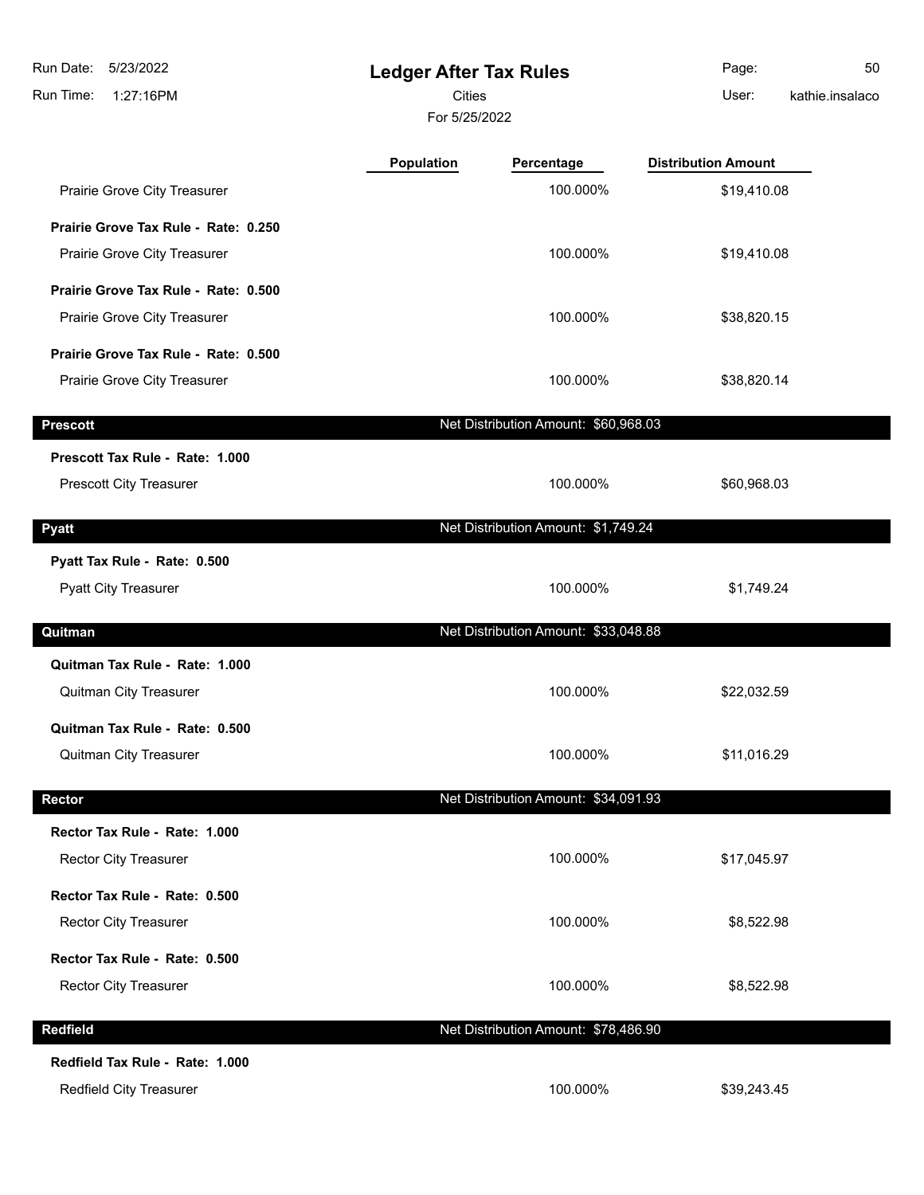# Ledger After Tax Rules

Cities

For 5/25/2022

| | Population | Percentage | Distribution Amount |
|---|---|---|---|
| Prairie Grove City Treasurer | | 100.000% | $19,410.08 |
| **Prairie Grove Tax Rule - Rate: 0.250** | | | |
| Prairie Grove City Treasurer | | 100.000% | $19,410.08 |
| **Prairie Grove Tax Rule - Rate: 0.500** | | | |
| Prairie Grove City Treasurer | | 100.000% | $38,820.15 |
| **Prairie Grove Tax Rule - Rate: 0.500** | | | |
| Prairie Grove City Treasurer | | 100.000% | $38,820.14 |
| **Prescott** | | Net Distribution Amount: $60,968.03 | |
| **Prescott Tax Rule - Rate: 1.000** | | | |
| Prescott City Treasurer | | 100.000% | $60,968.03 |
| **Pyatt** | | Net Distribution Amount: $1,749.24 | |
| **Pyatt Tax Rule - Rate: 0.500** | | | |
| Pyatt City Treasurer | | 100.000% | $1,749.24 |
| **Quitman** | | Net Distribution Amount: $33,048.88 | |
| **Quitman Tax Rule - Rate: 1.000** | | | |
| Quitman City Treasurer | | 100.000% | $22,032.59 |
| **Quitman Tax Rule - Rate: 0.500** | | | |
| Quitman City Treasurer | | 100.000% | $11,016.29 |
| **Rector** | | Net Distribution Amount: $34,091.93 | |
| **Rector Tax Rule - Rate: 1.000** | | | |
| Rector City Treasurer | | 100.000% | $17,045.97 |
| **Rector Tax Rule - Rate: 0.500** | | | |
| Rector City Treasurer | | 100.000% | $8,522.98 |
| **Rector Tax Rule - Rate: 0.500** | | | |
| Rector City Treasurer | | 100.000% | $8,522.98 |
| **Redfield** | | Net Distribution Amount: $78,486.90 | |
| **Redfield Tax Rule - Rate: 1.000** | | | |
| Redfield City Treasurer | | 100.000% | $39,243.45 |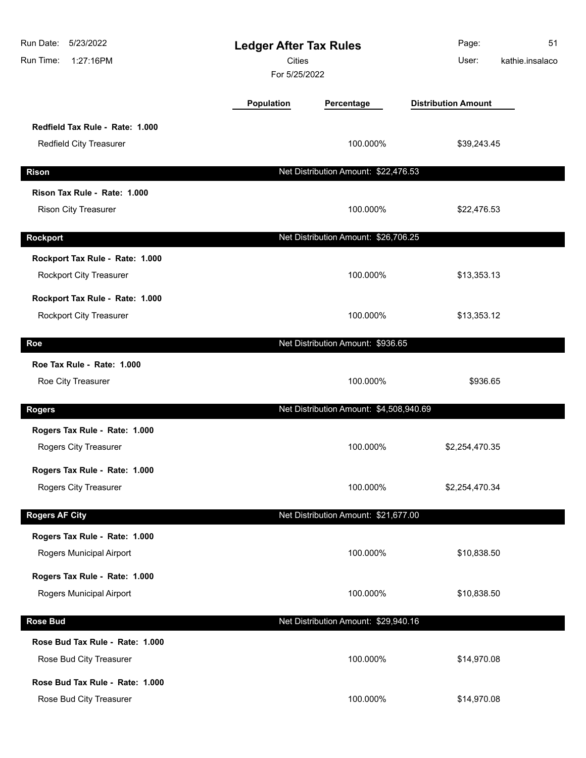# Ledger After Tax Rules

Cities

For 5/25/2022

| | Population | Percentage | Distribution Amount |
|---|---|---|---|
| **Redfield Tax Rule - Rate: 1.000** | | | |
| Redfield City Treasurer | | 100.000% | $39,243.45 |
| **Rison** | | Net Distribution Amount: $22,476.53 | |
| **Rison Tax Rule - Rate: 1.000** | | | |
| Rison City Treasurer | | 100.000% | $22,476.53 |
| **Rockport** | | Net Distribution Amount: $26,706.25 | |
| **Rockport Tax Rule - Rate: 1.000** | | | |
| Rockport City Treasurer | | 100.000% | $13,353.13 |
| **Rockport Tax Rule - Rate: 1.000** | | | |
| Rockport City Treasurer | | 100.000% | $13,353.12 |
| **Roe** | | Net Distribution Amount: $936.65 | |
| **Roe Tax Rule - Rate: 1.000** | | | |
| Roe City Treasurer | | 100.000% | $936.65 |
| **Rogers** | | Net Distribution Amount: $4,508,940.69 | |
| **Rogers Tax Rule - Rate: 1.000** | | | |
| Rogers City Treasurer | | 100.000% | $2,254,470.35 |
| **Rogers Tax Rule - Rate: 1.000** | | | |
| Rogers City Treasurer | | 100.000% | $2,254,470.34 |
| **Rogers AF City** | | Net Distribution Amount: $21,677.00 | |
| **Rogers Tax Rule - Rate: 1.000** | | | |
| Rogers Municipal Airport | | 100.000% | $10,838.50 |
| **Rogers Tax Rule - Rate: 1.000** | | | |
| Rogers Municipal Airport | | 100.000% | $10,838.50 |
| **Rose Bud** | | Net Distribution Amount: $29,940.16 | |
| **Rose Bud Tax Rule - Rate: 1.000** | | | |
| Rose Bud City Treasurer | | 100.000% | $14,970.08 |
| **Rose Bud Tax Rule - Rate: 1.000** | | | |
| Rose Bud City Treasurer | | 100.000% | $14,970.08 |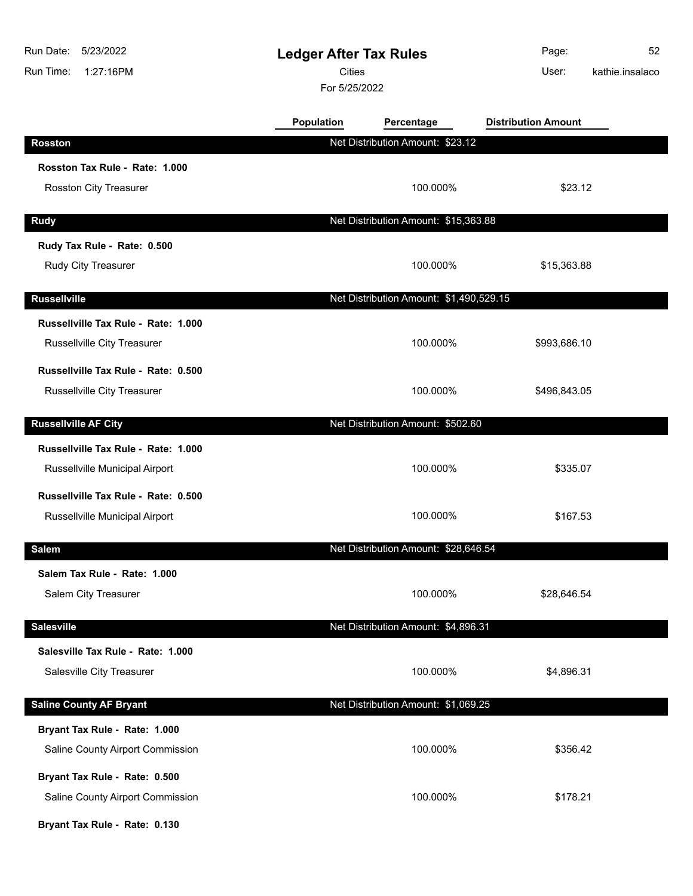# Ledger After Tax Rules

Cities

For 5/25/2022

| | Population | Percentage | Distribution Amount |
|---|---|---|---|
| **Rosston** | | Net Distribution Amount: $23.12 | |
| **Rosston Tax Rule - Rate: 1.000** | | | |
| Rosston City Treasurer | | 100.000% | $23.12 |
| **Rudy** | | Net Distribution Amount: $15,363.88 | |
| **Rudy Tax Rule - Rate: 0.500** | | | |
| Rudy City Treasurer | | 100.000% | $15,363.88 |
| **Russellville** | | Net Distribution Amount: $1,490,529.15 | |
| **Russellville Tax Rule - Rate: 1.000** | | | |
| Russellville City Treasurer | | 100.000% | $993,686.10 |
| **Russellville Tax Rule - Rate: 0.500** | | | |
| Russellville City Treasurer | | 100.000% | $496,843.05 |
| **Russellville AF City** | | Net Distribution Amount: $502.60 | |
| **Russellville Tax Rule - Rate: 1.000** | | | |
| Russellville Municipal Airport | | 100.000% | $335.07 |
| **Russellville Tax Rule - Rate: 0.500** | | | |
| Russellville Municipal Airport | | 100.000% | $167.53 |
| **Salem** | | Net Distribution Amount: $28,646.54 | |
| **Salem Tax Rule - Rate: 1.000** | | | |
| Salem City Treasurer | | 100.000% | $28,646.54 |
| **Salesville** | | Net Distribution Amount: $4,896.31 | |
| **Salesville Tax Rule - Rate: 1.000** | | | |
| Salesville City Treasurer | | 100.000% | $4,896.31 |
| **Saline County AF Bryant** | | Net Distribution Amount: $1,069.25 | |
| **Bryant Tax Rule - Rate: 1.000** | | | |
| Saline County Airport Commission | | 100.000% | $356.42 |
| **Bryant Tax Rule - Rate: 0.500** | | | |
| Saline County Airport Commission | | 100.000% | $178.21 |
| **Bryant Tax Rule - Rate: 0.130** | | | |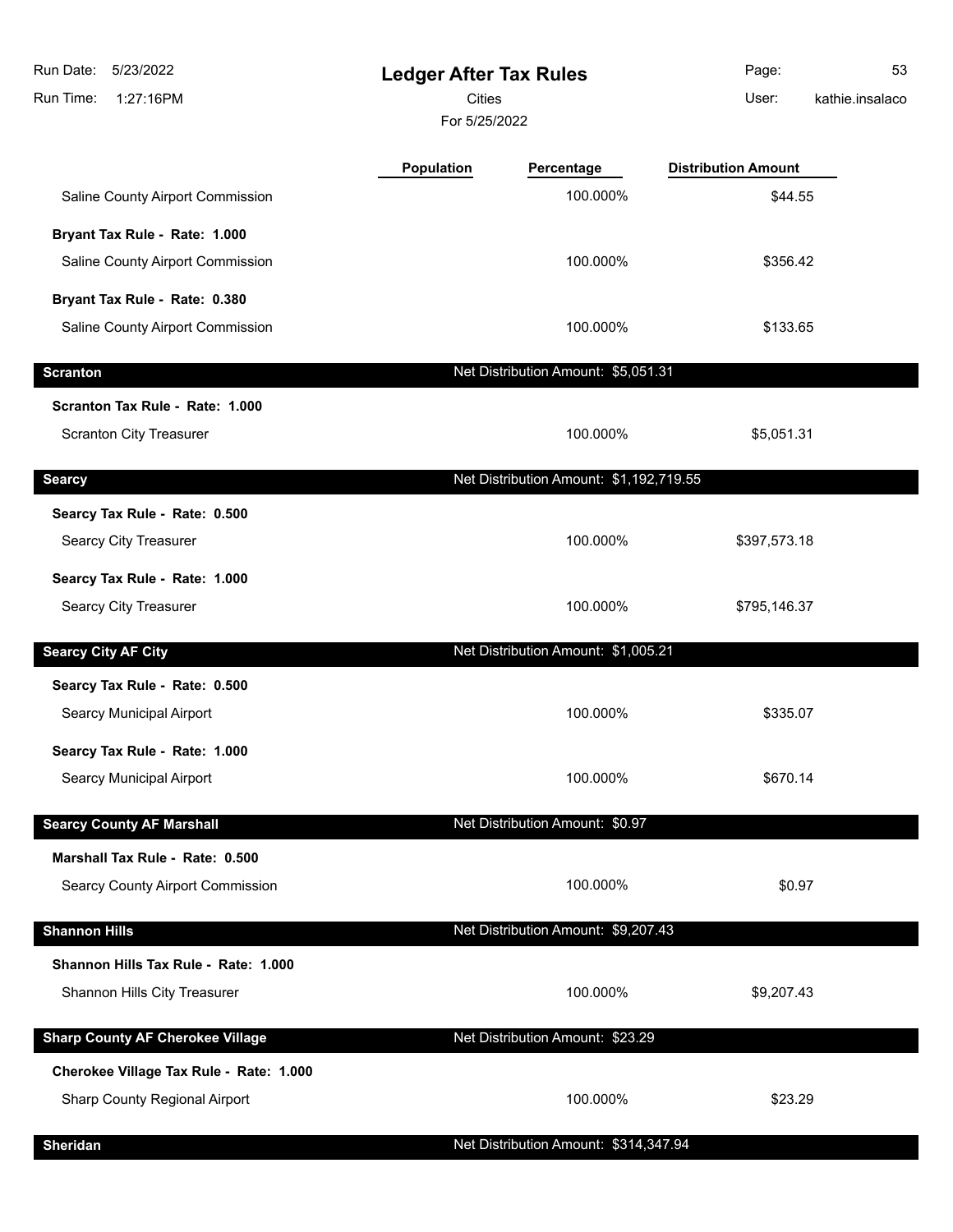# Ledger After Tax Rules

Cities

For 5/25/2022

| | Population | Percentage | Distribution Amount |
|---|---|---|---|
| Saline County Airport Commission | | 100.000% | $44.55 |
| **Bryant Tax Rule - Rate: 1.000** | | | |
| Saline County Airport Commission | | 100.000% | $356.42 |
| **Bryant Tax Rule - Rate: 0.380** | | | |
| Saline County Airport Commission | | 100.000% | $133.65 |
| **Scranton** | | Net Distribution Amount: $5,051.31 | |
| **Scranton Tax Rule - Rate: 1.000** | | | |
| Scranton City Treasurer | | 100.000% | $5,051.31 |
| **Searcy** | | Net Distribution Amount: $1,192,719.55 | |
| **Searcy Tax Rule - Rate: 0.500** | | | |
| Searcy City Treasurer | | 100.000% | $397,573.18 |
| **Searcy Tax Rule - Rate: 1.000** | | | |
| Searcy City Treasurer | | 100.000% | $795,146.37 |
| **Searcy City AF City** | | Net Distribution Amount: $1,005.21 | |
| **Searcy Tax Rule - Rate: 0.500** | | | |
| Searcy Municipal Airport | | 100.000% | $335.07 |
| **Searcy Tax Rule - Rate: 1.000** | | | |
| Searcy Municipal Airport | | 100.000% | $670.14 |
| **Searcy County AF Marshall** | | Net Distribution Amount: $0.97 | |
| **Marshall Tax Rule - Rate: 0.500** | | | |
| Searcy County Airport Commission | | 100.000% | $0.97 |
| **Shannon Hills** | | Net Distribution Amount: $9,207.43 | |
| **Shannon Hills Tax Rule - Rate: 1.000** | | | |
| Shannon Hills City Treasurer | | 100.000% | $9,207.43 |
| **Sharp County AF Cherokee Village** | | Net Distribution Amount: $23.29 | |
| **Cherokee Village Tax Rule - Rate: 1.000** | | | |
| Sharp County Regional Airport | | 100.000% | $23.29 |
| **Sheridan** | | Net Distribution Amount: $314,347.94 | |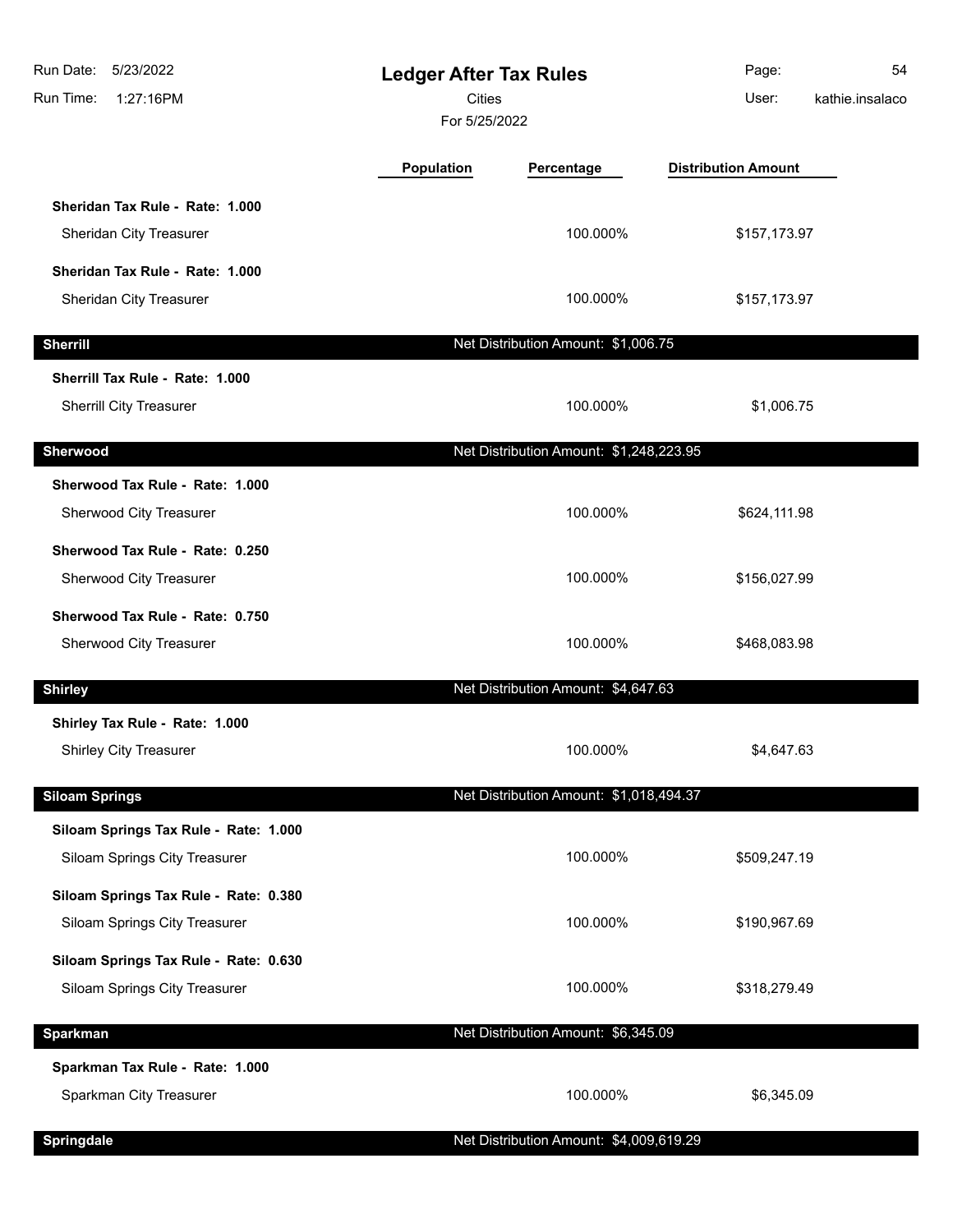# Ledger After Tax Rules

Cities

For 5/25/2022

| | Population | Percentage | Distribution Amount |
|---|---|---|---|
| **Sheridan Tax Rule - Rate: 1.000** | | | |
| Sheridan City Treasurer | | 100.000% | $157,173.97 |
| **Sheridan Tax Rule - Rate: 1.000** | | | |
| Sheridan City Treasurer | | 100.000% | $157,173.97 |
| **Sherrill** | | Net Distribution Amount: $1,006.75 | |
| **Sherrill Tax Rule - Rate: 1.000** | | | |
| Sherrill City Treasurer | | 100.000% | $1,006.75 |
| **Sherwood** | | Net Distribution Amount: $1,248,223.95 | |
| **Sherwood Tax Rule - Rate: 1.000** | | | |
| Sherwood City Treasurer | | 100.000% | $624,111.98 |
| **Sherwood Tax Rule - Rate: 0.250** | | | |
| Sherwood City Treasurer | | 100.000% | $156,027.99 |
| **Sherwood Tax Rule - Rate: 0.750** | | | |
| Sherwood City Treasurer | | 100.000% | $468,083.98 |
| **Shirley** | | Net Distribution Amount: $4,647.63 | |
| **Shirley Tax Rule - Rate: 1.000** | | | |
| Shirley City Treasurer | | 100.000% | $4,647.63 |
| **Siloam Springs** | | Net Distribution Amount: $1,018,494.37 | |
| **Siloam Springs Tax Rule - Rate: 1.000** | | | |
| Siloam Springs City Treasurer | | 100.000% | $509,247.19 |
| **Siloam Springs Tax Rule - Rate: 0.380** | | | |
| Siloam Springs City Treasurer | | 100.000% | $190,967.69 |
| **Siloam Springs Tax Rule - Rate: 0.630** | | | |
| Siloam Springs City Treasurer | | 100.000% | $318,279.49 |
| **Sparkman** | | Net Distribution Amount: $6,345.09 | |
| **Sparkman Tax Rule - Rate: 1.000** | | | |
| Sparkman City Treasurer | | 100.000% | $6,345.09 |
| **Springdale** | | Net Distribution Amount: $4,009,619.29 | |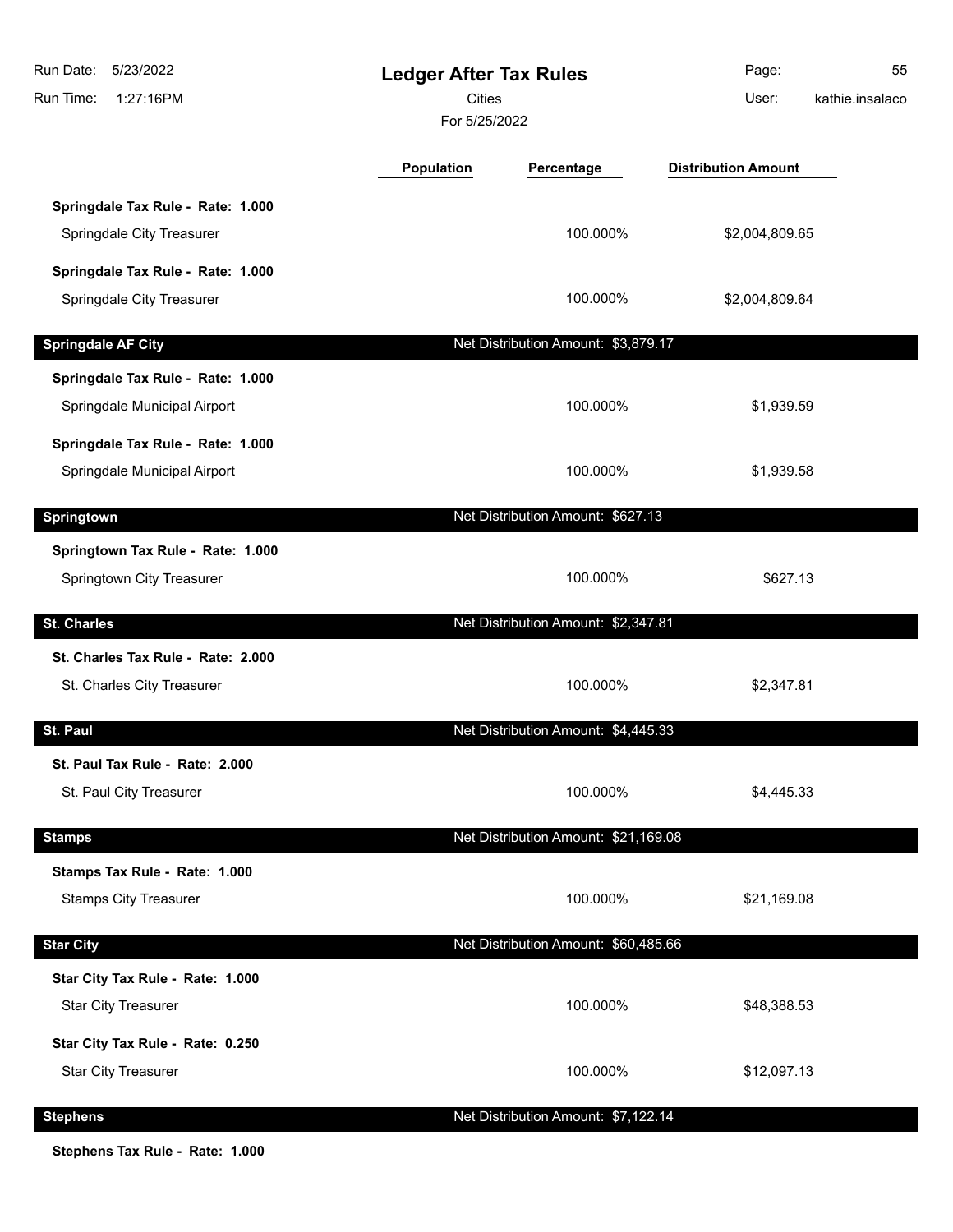# Ledger After Tax Rules

Cities

For 5/25/2022

Run Date: 5/23/2022
Run Time: 1:27:16PM
User: kathie.insalaco

| | Population | Percentage | Distribution Amount |
|---|---|---|---|
| **Springdale Tax Rule - Rate: 1.000** | | | |
| Springdale City Treasurer | | 100.000% | $2,004,809.65 |
| **Springdale Tax Rule - Rate: 1.000** | | | |
| Springdale City Treasurer | | 100.000% | $2,004,809.64 |
| **Springdale AF City** | | Net Distribution Amount: $3,879.17 | |
| **Springdale Tax Rule - Rate: 1.000** | | | |
| Springdale Municipal Airport | | 100.000% | $1,939.59 |
| **Springdale Tax Rule - Rate: 1.000** | | | |
| Springdale Municipal Airport | | 100.000% | $1,939.58 |
| **Springtown** | | Net Distribution Amount: $627.13 | |
| **Springtown Tax Rule - Rate: 1.000** | | | |
| Springtown City Treasurer | | 100.000% | $627.13 |
| **St. Charles** | | Net Distribution Amount: $2,347.81 | |
| **St. Charles Tax Rule - Rate: 2.000** | | | |
| St. Charles City Treasurer | | 100.000% | $2,347.81 |
| **St. Paul** | | Net Distribution Amount: $4,445.33 | |
| **St. Paul Tax Rule - Rate: 2.000** | | | |
| St. Paul City Treasurer | | 100.000% | $4,445.33 |
| **Stamps** | | Net Distribution Amount: $21,169.08 | |
| **Stamps Tax Rule - Rate: 1.000** | | | |
| Stamps City Treasurer | | 100.000% | $21,169.08 |
| **Star City** | | Net Distribution Amount: $60,485.66 | |
| **Star City Tax Rule - Rate: 1.000** | | | |
| Star City Treasurer | | 100.000% | $48,388.53 |
| **Star City Tax Rule - Rate: 0.250** | | | |
| Star City Treasurer | | 100.000% | $12,097.13 |
| **Stephens** | | Net Distribution Amount: $7,122.14 | |
| **Stephens Tax Rule - Rate: 1.000** | | | |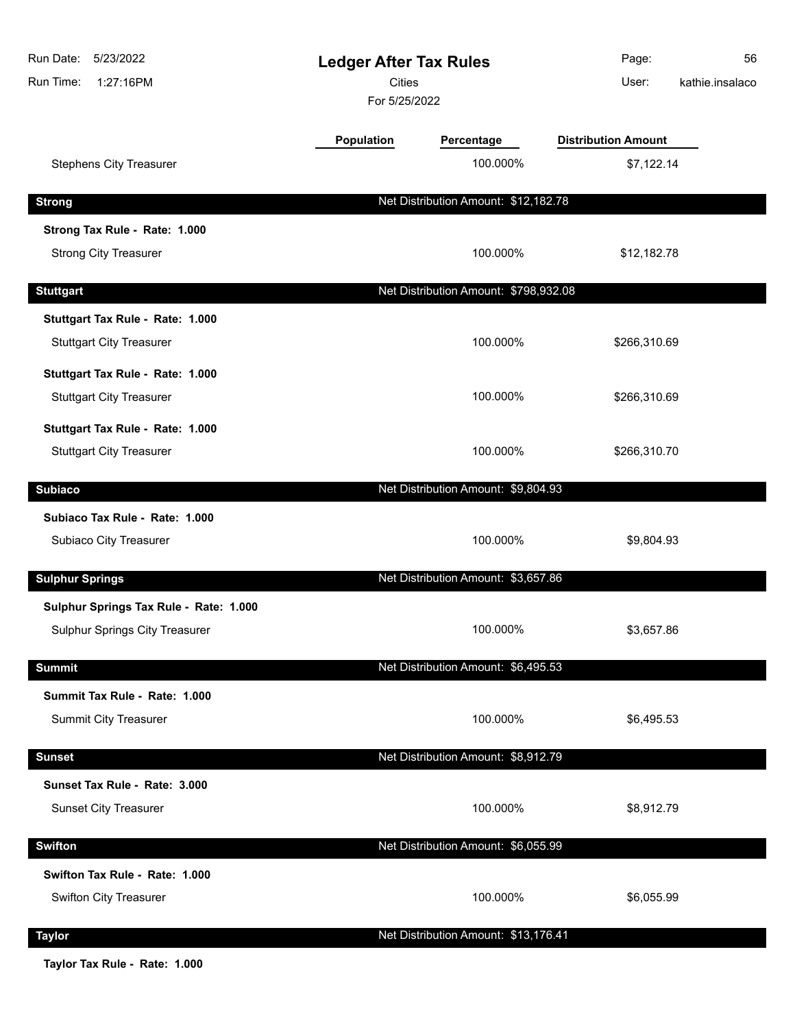# Ledger After Tax Rules

Cities

For 5/25/2022

| | Population | Percentage | Distribution Amount |
|---|---|---|---|
| Stephens City Treasurer | | 100.000% | $7,122.14 |

## Strong — Net Distribution Amount: $12,182.78

| | Population | Percentage | Distribution Amount |
|---|---|---|---|
| **Strong Tax Rule - Rate: 1.000** | | | |
| Strong City Treasurer | | 100.000% | $12,182.78 |

## Stuttgart — Net Distribution Amount: $798,932.08

| | Population | Percentage | Distribution Amount |
|---|---|---|---|
| **Stuttgart Tax Rule - Rate: 1.000** | | | |
| Stuttgart City Treasurer | | 100.000% | $266,310.69 |
| **Stuttgart Tax Rule - Rate: 1.000** | | | |
| Stuttgart City Treasurer | | 100.000% | $266,310.69 |
| **Stuttgart Tax Rule - Rate: 1.000** | | | |
| Stuttgart City Treasurer | | 100.000% | $266,310.70 |

## Subiaco — Net Distribution Amount: $9,804.93

| | Population | Percentage | Distribution Amount |
|---|---|---|---|
| **Subiaco Tax Rule - Rate: 1.000** | | | |
| Subiaco City Treasurer | | 100.000% | $9,804.93 |

## Sulphur Springs — Net Distribution Amount: $3,657.86

| | Population | Percentage | Distribution Amount |
|---|---|---|---|
| **Sulphur Springs Tax Rule - Rate: 1.000** | | | |
| Sulphur Springs City Treasurer | | 100.000% | $3,657.86 |

## Summit — Net Distribution Amount: $6,495.53

| | Population | Percentage | Distribution Amount |
|---|---|---|---|
| **Summit Tax Rule - Rate: 1.000** | | | |
| Summit City Treasurer | | 100.000% | $6,495.53 |

## Sunset — Net Distribution Amount: $8,912.79

| | Population | Percentage | Distribution Amount |
|---|---|---|---|
| **Sunset Tax Rule - Rate: 3.000** | | | |
| Sunset City Treasurer | | 100.000% | $8,912.79 |

## Swifton — Net Distribution Amount: $6,055.99

| | Population | Percentage | Distribution Amount |
|---|---|---|---|
| **Swifton Tax Rule - Rate: 1.000** | | | |
| Swifton City Treasurer | | 100.000% | $6,055.99 |

## Taylor — Net Distribution Amount: $13,176.41

**Taylor Tax Rule - Rate: 1.000**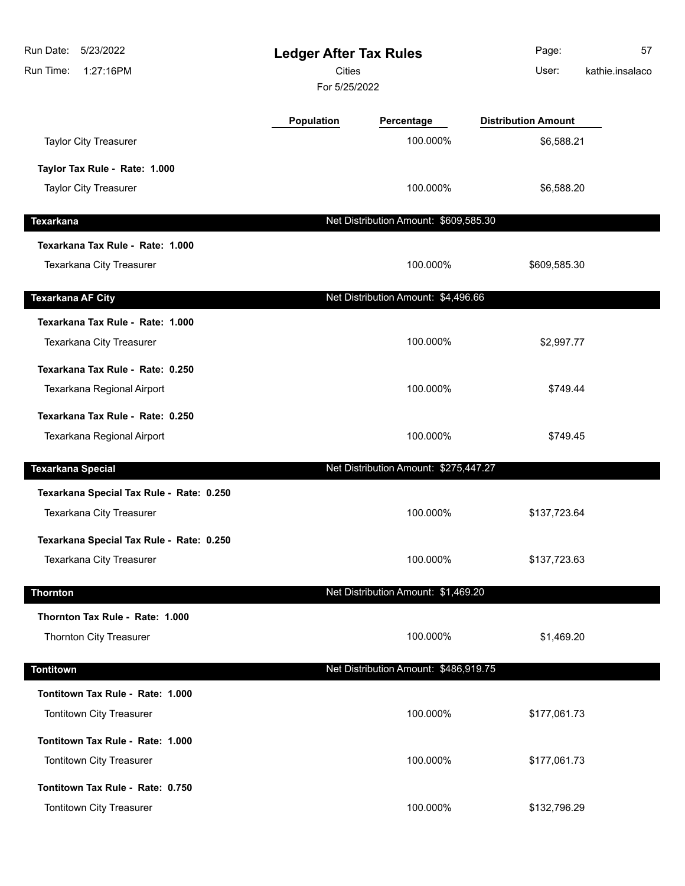# Ledger After Tax Rules

Cities

For 5/25/2022

| | Population | Percentage | Distribution Amount |
|---|---|---|---|
| Taylor City Treasurer | | 100.000% | $6,588.21 |
| **Taylor Tax Rule - Rate: 1.000** | | | |
| Taylor City Treasurer | | 100.000% | $6,588.20 |
| **Texarkana** | | Net Distribution Amount: $609,585.30 | |
| **Texarkana Tax Rule - Rate: 1.000** | | | |
| Texarkana City Treasurer | | 100.000% | $609,585.30 |
| **Texarkana AF City** | | Net Distribution Amount: $4,496.66 | |
| **Texarkana Tax Rule - Rate: 1.000** | | | |
| Texarkana City Treasurer | | 100.000% | $2,997.77 |
| **Texarkana Tax Rule - Rate: 0.250** | | | |
| Texarkana Regional Airport | | 100.000% | $749.44 |
| **Texarkana Tax Rule - Rate: 0.250** | | | |
| Texarkana Regional Airport | | 100.000% | $749.45 |
| **Texarkana Special** | | Net Distribution Amount: $275,447.27 | |
| **Texarkana Special Tax Rule - Rate: 0.250** | | | |
| Texarkana City Treasurer | | 100.000% | $137,723.64 |
| **Texarkana Special Tax Rule - Rate: 0.250** | | | |
| Texarkana City Treasurer | | 100.000% | $137,723.63 |
| **Thornton** | | Net Distribution Amount: $1,469.20 | |
| **Thornton Tax Rule - Rate: 1.000** | | | |
| Thornton City Treasurer | | 100.000% | $1,469.20 |
| **Tontitown** | | Net Distribution Amount: $486,919.75 | |
| **Tontitown Tax Rule - Rate: 1.000** | | | |
| Tontitown City Treasurer | | 100.000% | $177,061.73 |
| **Tontitown Tax Rule - Rate: 1.000** | | | |
| Tontitown City Treasurer | | 100.000% | $177,061.73 |
| **Tontitown Tax Rule - Rate: 0.750** | | | |
| Tontitown City Treasurer | | 100.000% | $132,796.29 |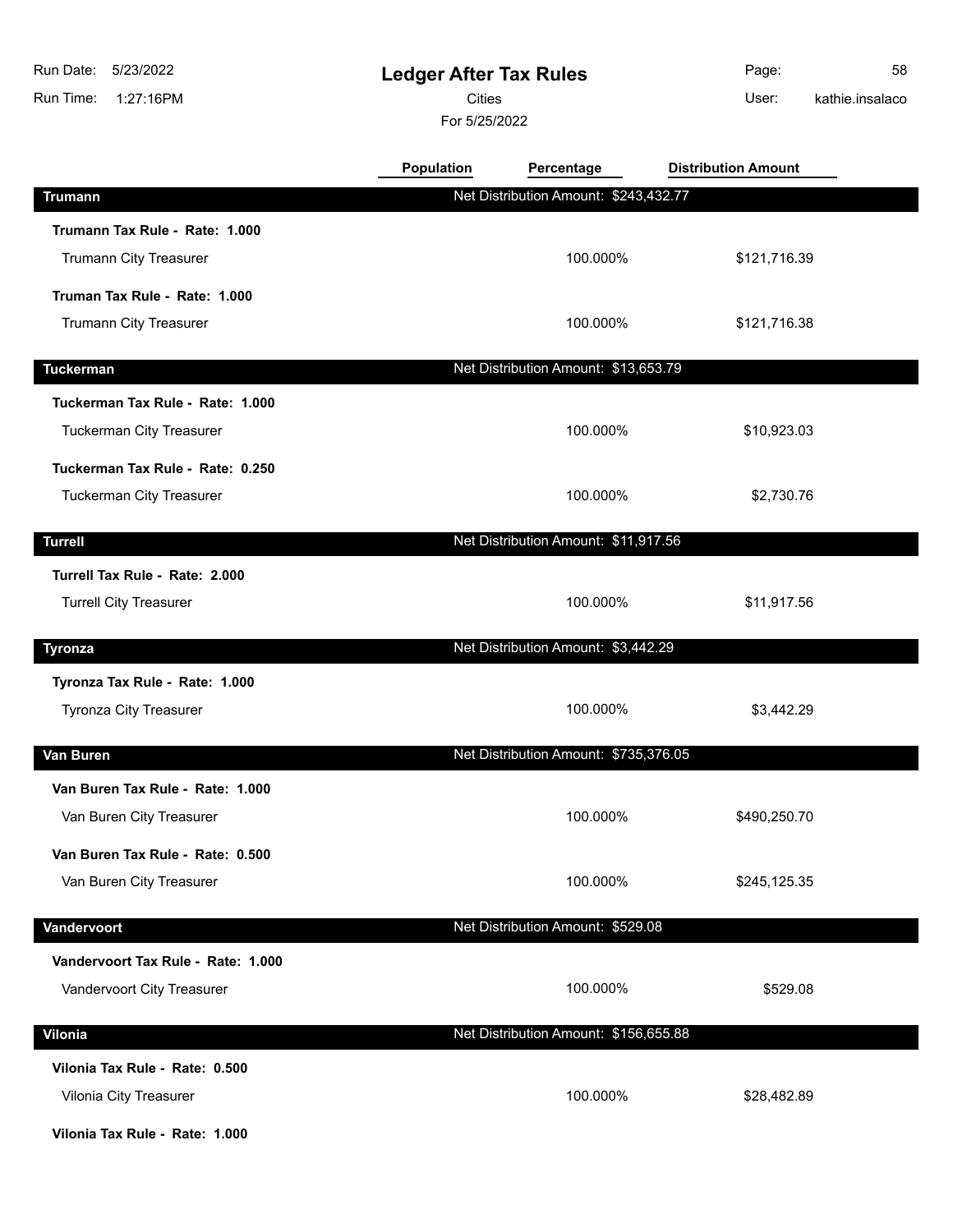# Ledger After Tax Rules

Cities

For 5/25/2022

| | Population | Percentage | Distribution Amount |
|---|---|---|---|
| **Trumann** | Net Distribution Amount: $243,432.77 | | |
| **Trumann Tax Rule - Rate: 1.000** | | | |
| Trumann City Treasurer | | 100.000% | $121,716.39 |
| **Truman Tax Rule - Rate: 1.000** | | | |
| Trumann City Treasurer | | 100.000% | $121,716.38 |
| **Tuckerman** | Net Distribution Amount: $13,653.79 | | |
| **Tuckerman Tax Rule - Rate: 1.000** | | | |
| Tuckerman City Treasurer | | 100.000% | $10,923.03 |
| **Tuckerman Tax Rule - Rate: 0.250** | | | |
| Tuckerman City Treasurer | | 100.000% | $2,730.76 |
| **Turrell** | Net Distribution Amount: $11,917.56 | | |
| **Turrell Tax Rule - Rate: 2.000** | | | |
| Turrell City Treasurer | | 100.000% | $11,917.56 |
| **Tyronza** | Net Distribution Amount: $3,442.29 | | |
| **Tyronza Tax Rule - Rate: 1.000** | | | |
| Tyronza City Treasurer | | 100.000% | $3,442.29 |
| **Van Buren** | Net Distribution Amount: $735,376.05 | | |
| **Van Buren Tax Rule - Rate: 1.000** | | | |
| Van Buren City Treasurer | | 100.000% | $490,250.70 |
| **Van Buren Tax Rule - Rate: 0.500** | | | |
| Van Buren City Treasurer | | 100.000% | $245,125.35 |
| **Vandervoort** | Net Distribution Amount: $529.08 | | |
| **Vandervoort Tax Rule - Rate: 1.000** | | | |
| Vandervoort City Treasurer | | 100.000% | $529.08 |
| **Vilonia** | Net Distribution Amount: $156,655.88 | | |
| **Vilonia Tax Rule - Rate: 0.500** | | | |
| Vilonia City Treasurer | | 100.000% | $28,482.89 |
| **Vilonia Tax Rule - Rate: 1.000** | | | |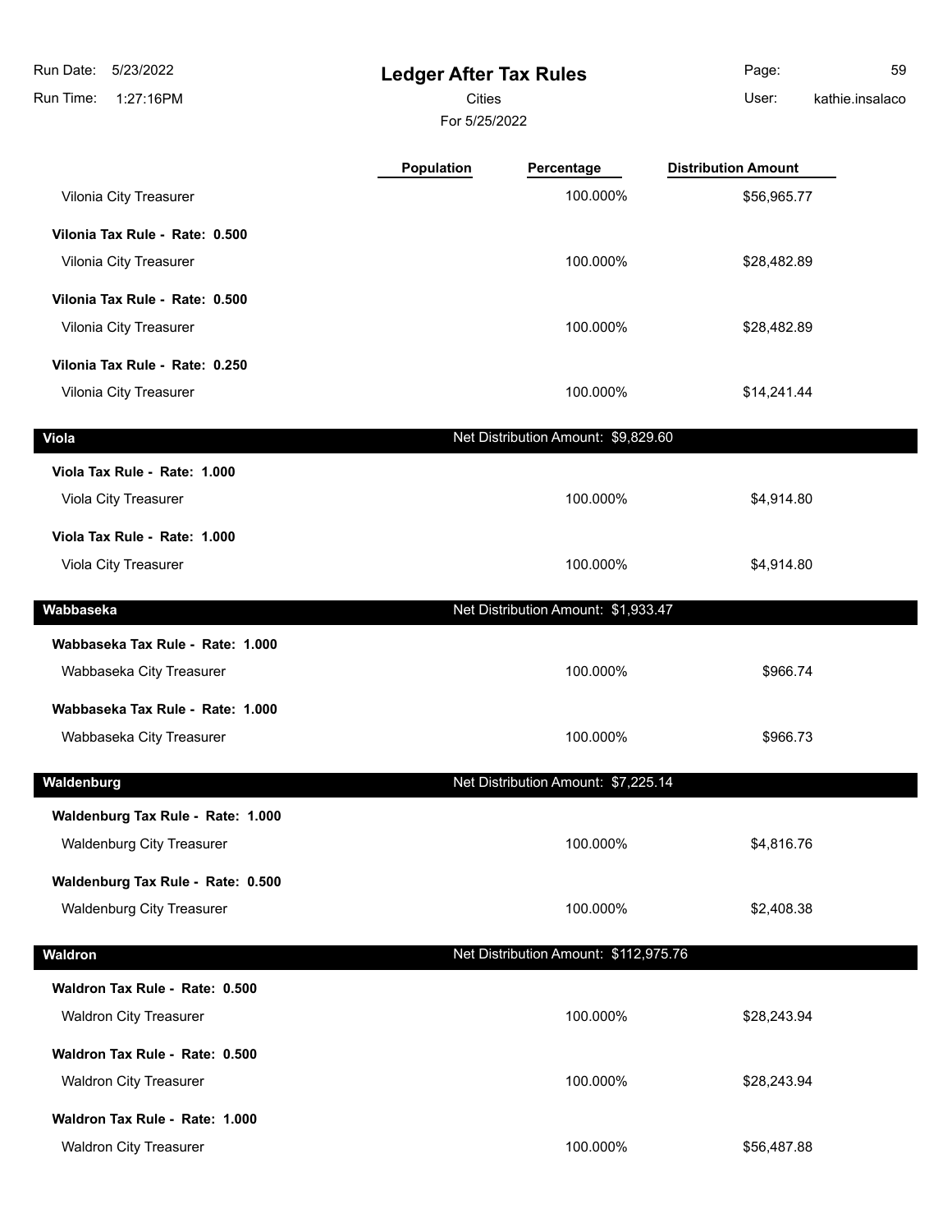# Ledger After Tax Rules

Cities

For 5/25/2022

| | Population | Percentage | Distribution Amount |
|---|---|---|---|
| Vilonia City Treasurer | | 100.000% | $56,965.77 |
| **Vilonia Tax Rule - Rate: 0.500** | | | |
| Vilonia City Treasurer | | 100.000% | $28,482.89 |
| **Vilonia Tax Rule - Rate: 0.500** | | | |
| Vilonia City Treasurer | | 100.000% | $28,482.89 |
| **Vilonia Tax Rule - Rate: 0.250** | | | |
| Vilonia City Treasurer | | 100.000% | $14,241.44 |
| **Viola** | | Net Distribution Amount: $9,829.60 | |
| **Viola Tax Rule - Rate: 1.000** | | | |
| Viola City Treasurer | | 100.000% | $4,914.80 |
| **Viola Tax Rule - Rate: 1.000** | | | |
| Viola City Treasurer | | 100.000% | $4,914.80 |
| **Wabbaseka** | | Net Distribution Amount: $1,933.47 | |
| **Wabbaseka Tax Rule - Rate: 1.000** | | | |
| Wabbaseka City Treasurer | | 100.000% | $966.74 |
| **Wabbaseka Tax Rule - Rate: 1.000** | | | |
| Wabbaseka City Treasurer | | 100.000% | $966.73 |
| **Waldenburg** | | Net Distribution Amount: $7,225.14 | |
| **Waldenburg Tax Rule - Rate: 1.000** | | | |
| Waldenburg City Treasurer | | 100.000% | $4,816.76 |
| **Waldenburg Tax Rule - Rate: 0.500** | | | |
| Waldenburg City Treasurer | | 100.000% | $2,408.38 |
| **Waldron** | | Net Distribution Amount: $112,975.76 | |
| **Waldron Tax Rule - Rate: 0.500** | | | |
| Waldron City Treasurer | | 100.000% | $28,243.94 |
| **Waldron Tax Rule - Rate: 0.500** | | | |
| Waldron City Treasurer | | 100.000% | $28,243.94 |
| **Waldron Tax Rule - Rate: 1.000** | | | |
| Waldron City Treasurer | | 100.000% | $56,487.88 |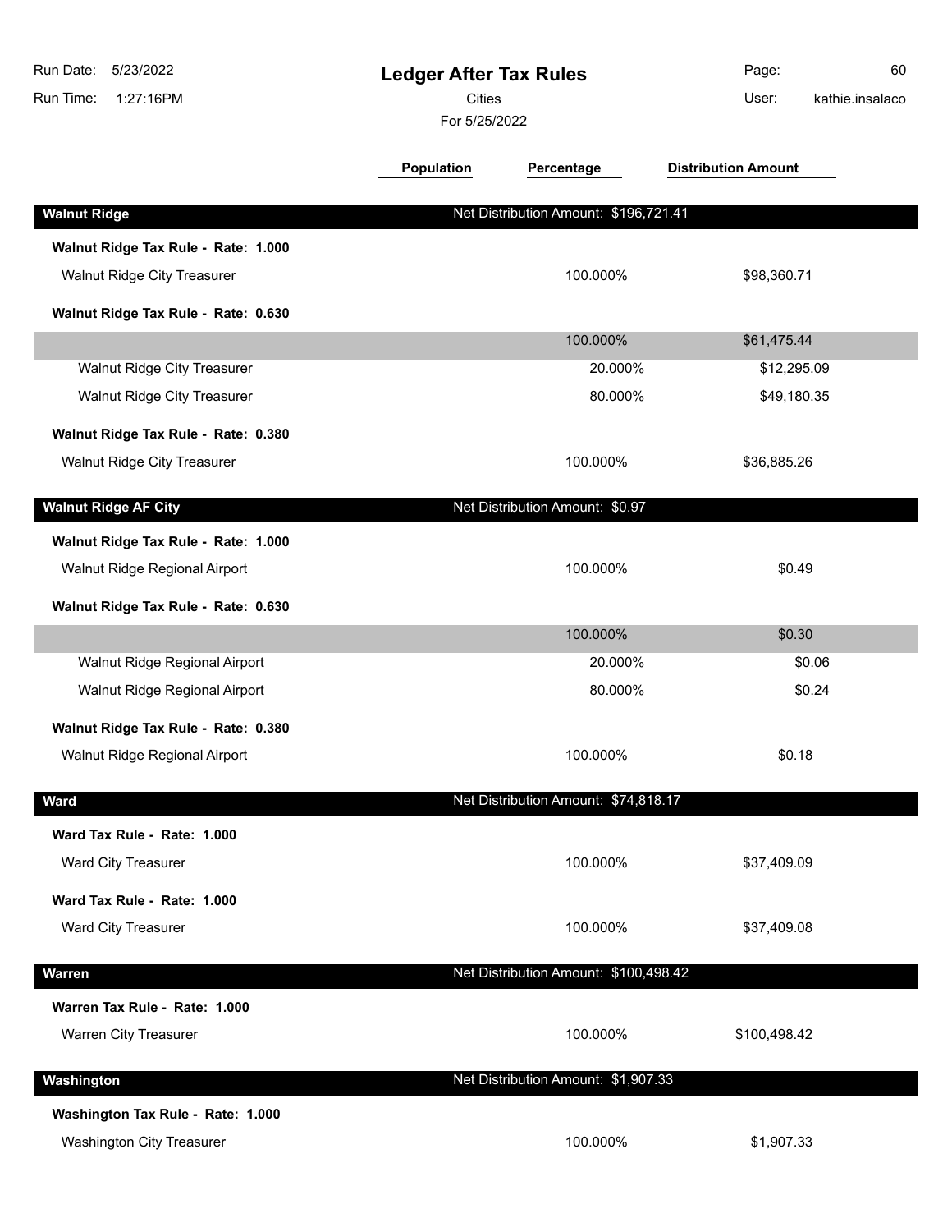# Ledger After Tax Rules

Cities

For 5/25/2022

Run Date: 5/23/2022
Run Time: 1:27:16PM
User: kathie.insalaco

| | Population | Percentage | Distribution Amount |
|---|---|---|---|
| **Walnut Ridge** | | Net Distribution Amount: $196,721.41 | |
| **Walnut Ridge Tax Rule - Rate: 1.000** | | | |
| Walnut Ridge City Treasurer | | 100.000% | $98,360.71 |
| **Walnut Ridge Tax Rule - Rate: 0.630** | | | |
| | | 100.000% | $61,475.44 |
| Walnut Ridge City Treasurer | | 20.000% | $12,295.09 |
| Walnut Ridge City Treasurer | | 80.000% | $49,180.35 |
| **Walnut Ridge Tax Rule - Rate: 0.380** | | | |
| Walnut Ridge City Treasurer | | 100.000% | $36,885.26 |
| **Walnut Ridge AF City** | | Net Distribution Amount: $0.97 | |
| **Walnut Ridge Tax Rule - Rate: 1.000** | | | |
| Walnut Ridge Regional Airport | | 100.000% | $0.49 |
| **Walnut Ridge Tax Rule - Rate: 0.630** | | | |
| | | 100.000% | $0.30 |
| Walnut Ridge Regional Airport | | 20.000% | $0.06 |
| Walnut Ridge Regional Airport | | 80.000% | $0.24 |
| **Walnut Ridge Tax Rule - Rate: 0.380** | | | |
| Walnut Ridge Regional Airport | | 100.000% | $0.18 |
| **Ward** | | Net Distribution Amount: $74,818.17 | |
| **Ward Tax Rule - Rate: 1.000** | | | |
| Ward City Treasurer | | 100.000% | $37,409.09 |
| **Ward Tax Rule - Rate: 1.000** | | | |
| Ward City Treasurer | | 100.000% | $37,409.08 |
| **Warren** | | Net Distribution Amount: $100,498.42 | |
| **Warren Tax Rule - Rate: 1.000** | | | |
| Warren City Treasurer | | 100.000% | $100,498.42 |
| **Washington** | | Net Distribution Amount: $1,907.33 | |
| **Washington Tax Rule - Rate: 1.000** | | | |
| Washington City Treasurer | | 100.000% | $1,907.33 |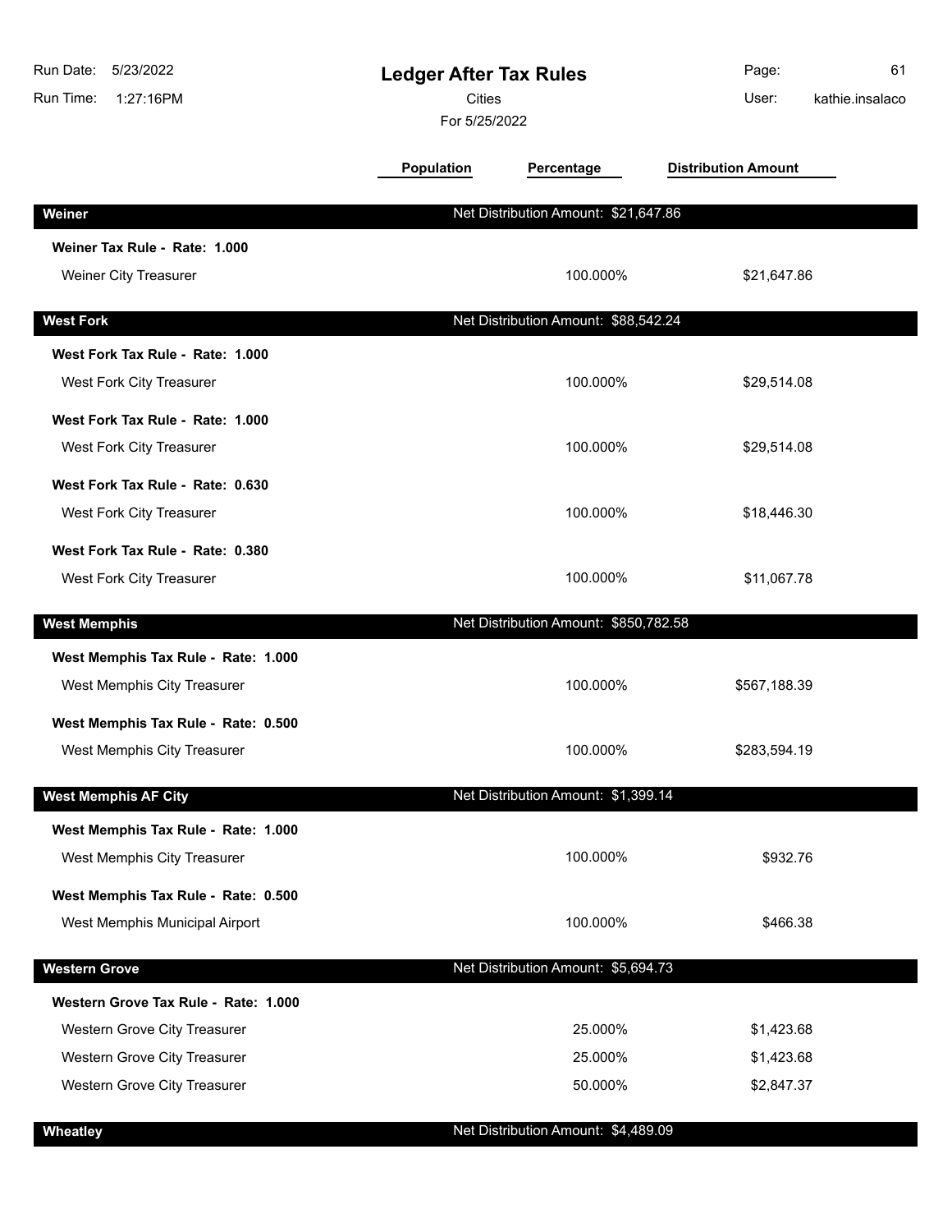# Ledger After Tax Rules

Cities

For 5/25/2022

| | Population | Percentage | Distribution Amount |
|---|---|---|---|
| **Weiner** | | Net Distribution Amount: $21,647.86 | |
| **Weiner Tax Rule - Rate: 1.000** | | | |
| Weiner City Treasurer | | 100.000% | $21,647.86 |
| **West Fork** | | Net Distribution Amount: $88,542.24 | |
| **West Fork Tax Rule - Rate: 1.000** | | | |
| West Fork City Treasurer | | 100.000% | $29,514.08 |
| **West Fork Tax Rule - Rate: 1.000** | | | |
| West Fork City Treasurer | | 100.000% | $29,514.08 |
| **West Fork Tax Rule - Rate: 0.630** | | | |
| West Fork City Treasurer | | 100.000% | $18,446.30 |
| **West Fork Tax Rule - Rate: 0.380** | | | |
| West Fork City Treasurer | | 100.000% | $11,067.78 |
| **West Memphis** | | Net Distribution Amount: $850,782.58 | |
| **West Memphis Tax Rule - Rate: 1.000** | | | |
| West Memphis City Treasurer | | 100.000% | $567,188.39 |
| **West Memphis Tax Rule - Rate: 0.500** | | | |
| West Memphis City Treasurer | | 100.000% | $283,594.19 |
| **West Memphis AF City** | | Net Distribution Amount: $1,399.14 | |
| **West Memphis Tax Rule - Rate: 1.000** | | | |
| West Memphis City Treasurer | | 100.000% | $932.76 |
| **West Memphis Tax Rule - Rate: 0.500** | | | |
| West Memphis Municipal Airport | | 100.000% | $466.38 |
| **Western Grove** | | Net Distribution Amount: $5,694.73 | |
| **Western Grove Tax Rule - Rate: 1.000** | | | |
| Western Grove City Treasurer | | 25.000% | $1,423.68 |
| Western Grove City Treasurer | | 25.000% | $1,423.68 |
| Western Grove City Treasurer | | 50.000% | $2,847.37 |
| **Wheatley** | | Net Distribution Amount: $4,489.09 | |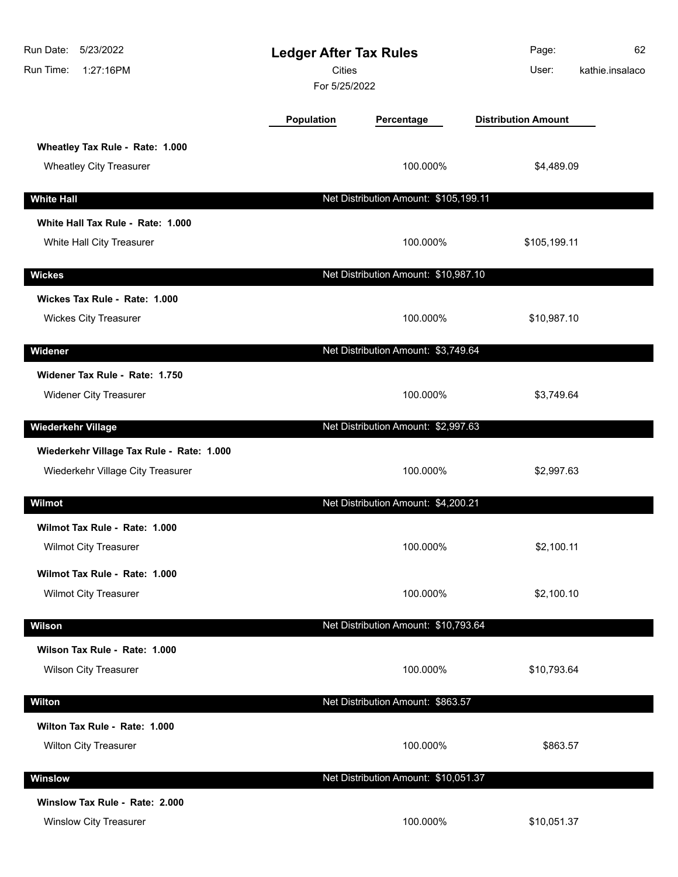# Ledger After Tax Rules

Cities

For 5/25/2022

| | Population | Percentage | Distribution Amount |
|---|---|---|---|
| **Wheatley Tax Rule - Rate: 1.000** | | | |
| Wheatley City Treasurer | | 100.000% | $4,489.09 |
| **White Hall** | | Net Distribution Amount: $105,199.11 | |
| **White Hall Tax Rule - Rate: 1.000** | | | |
| White Hall City Treasurer | | 100.000% | $105,199.11 |
| **Wickes** | | Net Distribution Amount: $10,987.10 | |
| **Wickes Tax Rule - Rate: 1.000** | | | |
| Wickes City Treasurer | | 100.000% | $10,987.10 |
| **Widener** | | Net Distribution Amount: $3,749.64 | |
| **Widener Tax Rule - Rate: 1.750** | | | |
| Widener City Treasurer | | 100.000% | $3,749.64 |
| **Wiederkehr Village** | | Net Distribution Amount: $2,997.63 | |
| **Wiederkehr Village Tax Rule - Rate: 1.000** | | | |
| Wiederkehr Village City Treasurer | | 100.000% | $2,997.63 |
| **Wilmot** | | Net Distribution Amount: $4,200.21 | |
| **Wilmot Tax Rule - Rate: 1.000** | | | |
| Wilmot City Treasurer | | 100.000% | $2,100.11 |
| **Wilmot Tax Rule - Rate: 1.000** | | | |
| Wilmot City Treasurer | | 100.000% | $2,100.10 |
| **Wilson** | | Net Distribution Amount: $10,793.64 | |
| **Wilson Tax Rule - Rate: 1.000** | | | |
| Wilson City Treasurer | | 100.000% | $10,793.64 |
| **Wilton** | | Net Distribution Amount: $863.57 | |
| **Wilton Tax Rule - Rate: 1.000** | | | |
| Wilton City Treasurer | | 100.000% | $863.57 |
| **Winslow** | | Net Distribution Amount: $10,051.37 | |
| **Winslow Tax Rule - Rate: 2.000** | | | |
| Winslow City Treasurer | | 100.000% | $10,051.37 |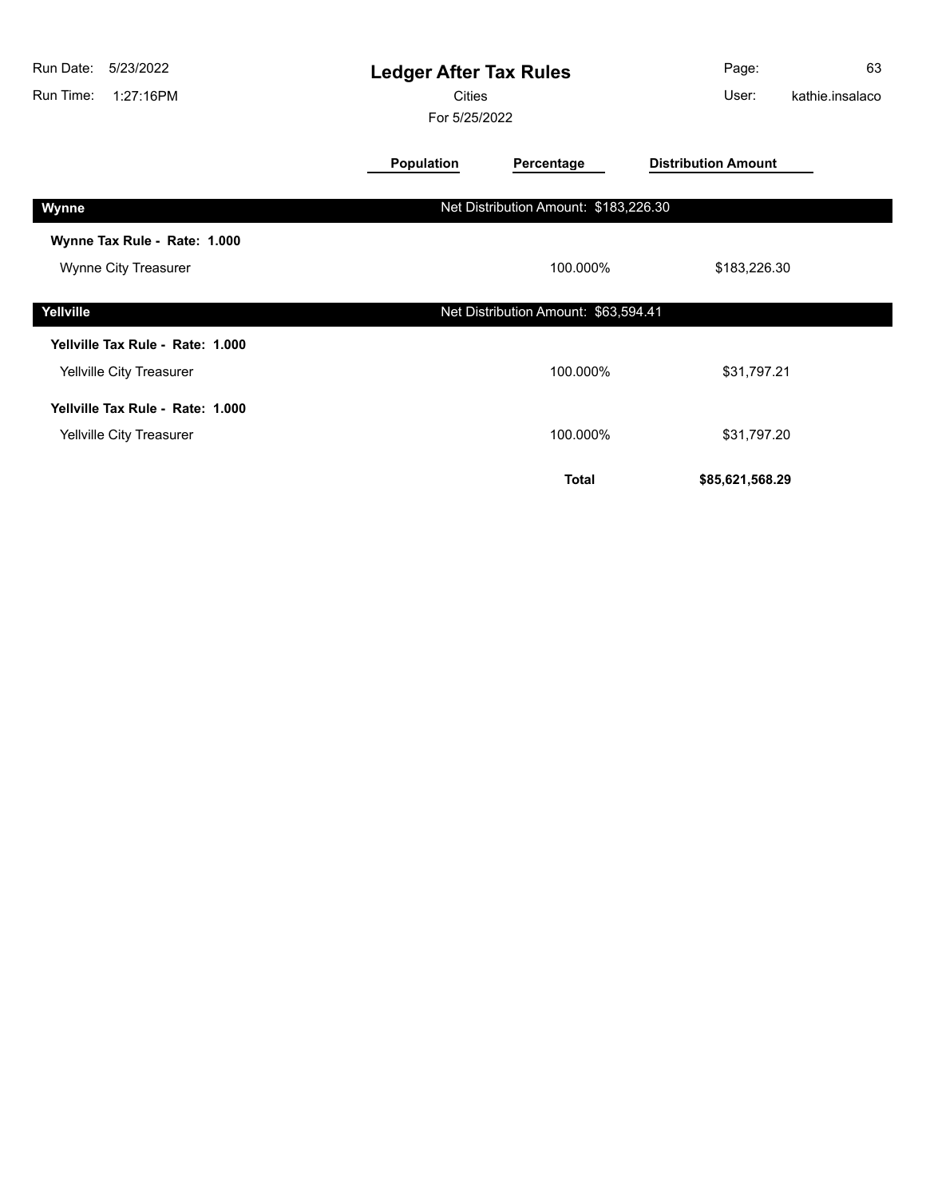# Ledger After Tax Rules

Cities

For 5/25/2022

Run Date: 5/23/2022
Run Time: 1:27:16PM
User: kathie.insalaco

| | Population | Percentage | Distribution Amount |
|---|---|---|---|
| **Wynne** | | Net Distribution Amount: $183,226.30 | |
| **Wynne Tax Rule - Rate: 1.000** | | | |
| Wynne City Treasurer | | 100.000% | $183,226.30 |
| **Yellville** | | Net Distribution Amount: $63,594.41 | |
| **Yellville Tax Rule - Rate: 1.000** | | | |
| Yellville City Treasurer | | 100.000% | $31,797.21 |
| **Yellville Tax Rule - Rate: 1.000** | | | |
| Yellville City Treasurer | | 100.000% | $31,797.20 |
| | | **Total** | **$85,621,568.29** |